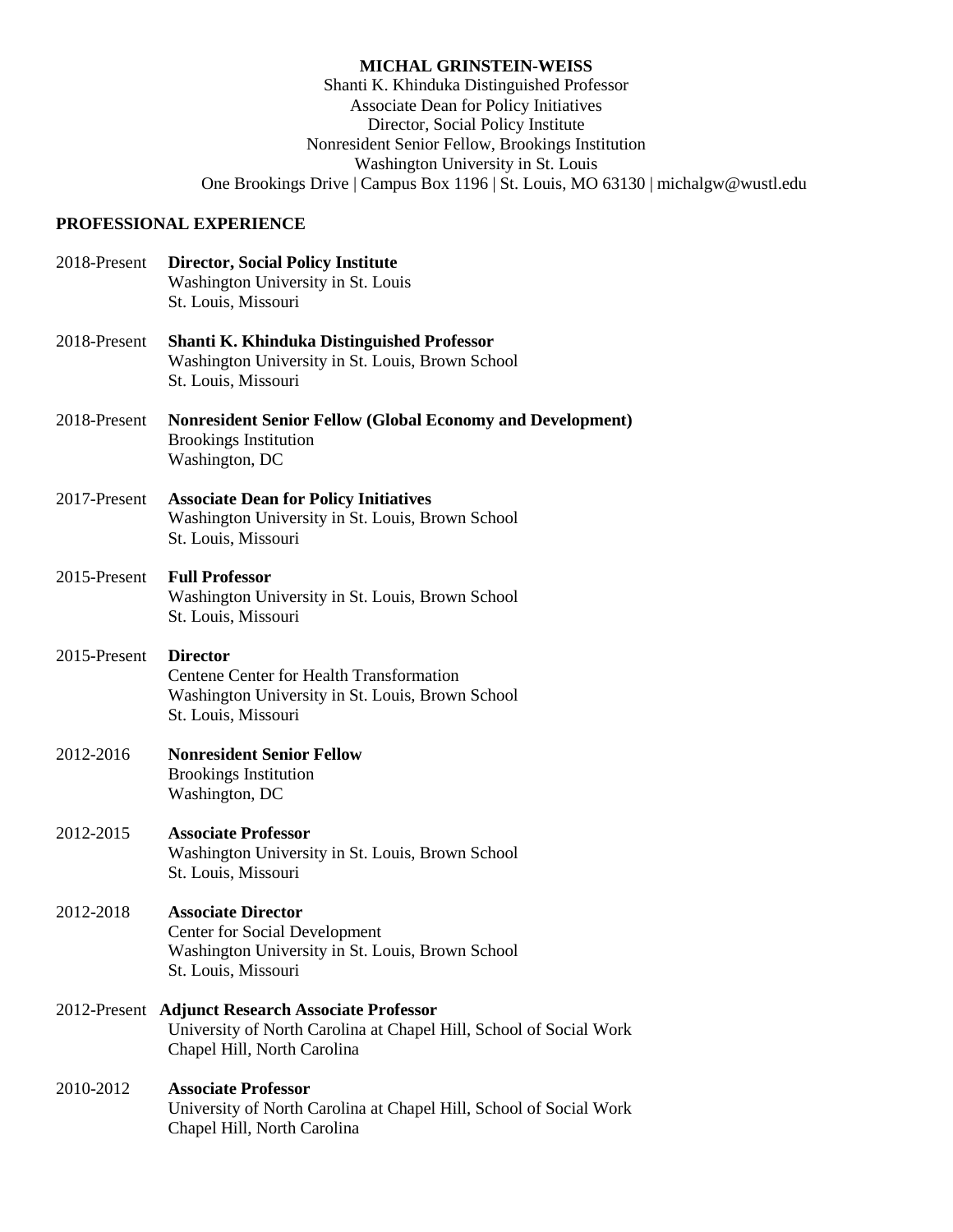**MICHAL GRINSTEIN-WEISS**

Shanti K. Khinduka Distinguished Professor
Associate Dean for Policy Initiatives
Director, Social Policy Institute
Nonresident Senior Fellow, Brookings Institution
Washington University in St. Louis
One Brookings Drive | Campus Box 1196 | St. Louis, MO 63130 | michalgw@wustl.edu

## PROFESSIONAL EXPERIENCE

2018-Present **Director, Social Policy Institute**
Washington University in St. Louis
St. Louis, Missouri

2018-Present **Shanti K. Khinduka Distinguished Professor**
Washington University in St. Louis, Brown School
St. Louis, Missouri

2018-Present **Nonresident Senior Fellow (Global Economy and Development)**
Brookings Institution
Washington, DC

2017-Present **Associate Dean for Policy Initiatives**
Washington University in St. Louis, Brown School
St. Louis, Missouri

2015-Present **Full Professor**
Washington University in St. Louis, Brown School
St. Louis, Missouri

2015-Present **Director**
Centene Center for Health Transformation
Washington University in St. Louis, Brown School
St. Louis, Missouri

2012-2016 **Nonresident Senior Fellow**
Brookings Institution
Washington, DC

2012-2015 **Associate Professor**
Washington University in St. Louis, Brown School
St. Louis, Missouri

2012-2018 **Associate Director**
Center for Social Development
Washington University in St. Louis, Brown School
St. Louis, Missouri

2012-Present **Adjunct Research Associate Professor**
University of North Carolina at Chapel Hill, School of Social Work
Chapel Hill, North Carolina

2010-2012 **Associate Professor**
University of North Carolina at Chapel Hill, School of Social Work
Chapel Hill, North Carolina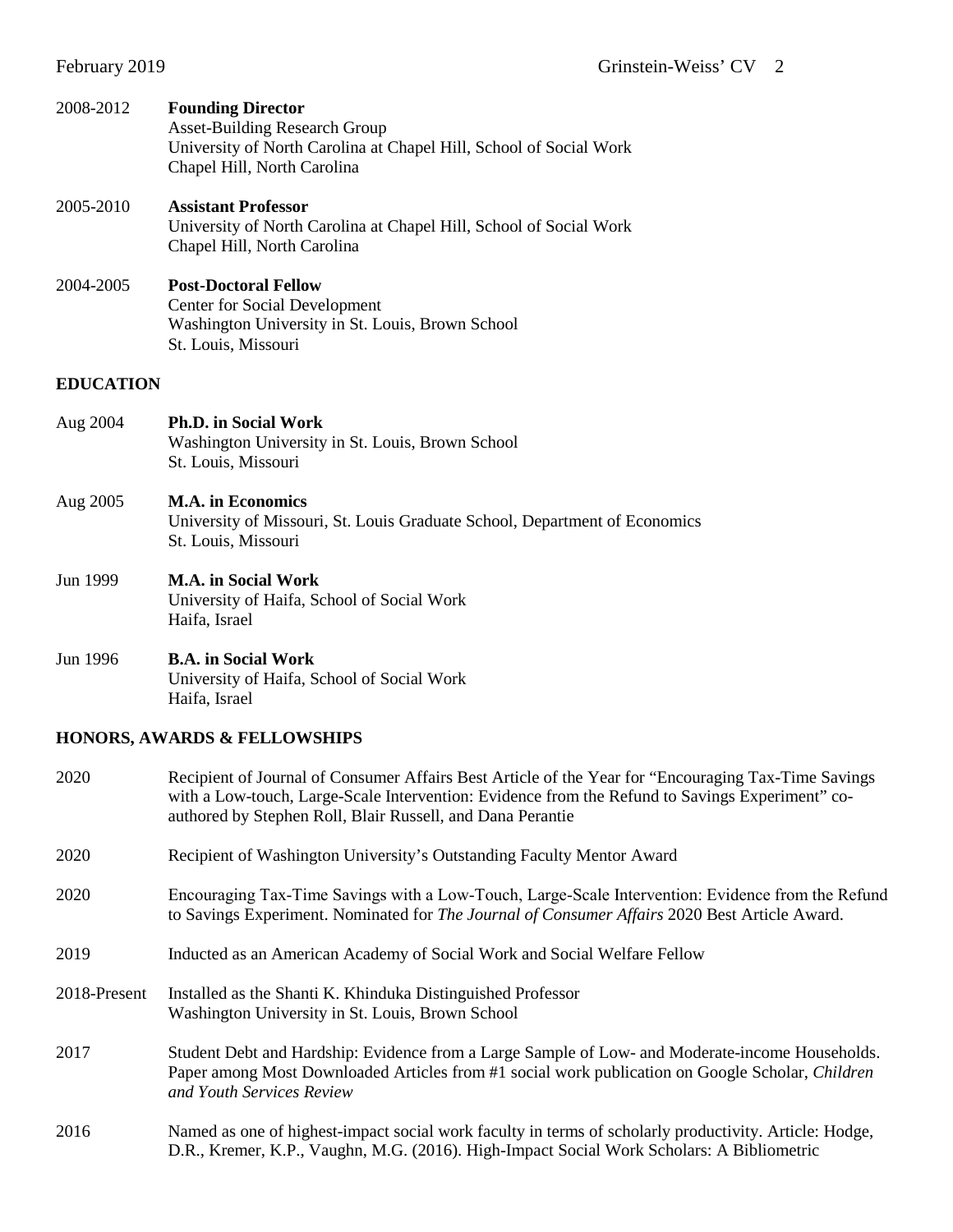2008-2012 **Founding Director**
Asset-Building Research Group
University of North Carolina at Chapel Hill, School of Social Work
Chapel Hill, North Carolina

2005-2010 **Assistant Professor**
University of North Carolina at Chapel Hill, School of Social Work
Chapel Hill, North Carolina

2004-2005 **Post-Doctoral Fellow**
Center for Social Development
Washington University in St. Louis, Brown School
St. Louis, Missouri

## EDUCATION

Aug 2004 **Ph.D. in Social Work**
Washington University in St. Louis, Brown School
St. Louis, Missouri

Aug 2005 **M.A. in Economics**
University of Missouri, St. Louis Graduate School, Department of Economics
St. Louis, Missouri

Jun 1999 **M.A. in Social Work**
University of Haifa, School of Social Work
Haifa, Israel

Jun 1996 **B.A. in Social Work**
University of Haifa, School of Social Work
Haifa, Israel

## HONORS, AWARDS & FELLOWSHIPS

2020 Recipient of Journal of Consumer Affairs Best Article of the Year for "Encouraging Tax-Time Savings with a Low-touch, Large-Scale Intervention: Evidence from the Refund to Savings Experiment" co-authored by Stephen Roll, Blair Russell, and Dana Perantie

2020 Recipient of Washington University's Outstanding Faculty Mentor Award

2020 Encouraging Tax-Time Savings with a Low-Touch, Large-Scale Intervention: Evidence from the Refund to Savings Experiment. Nominated for *The Journal of Consumer Affairs* 2020 Best Article Award.

2019 Inducted as an American Academy of Social Work and Social Welfare Fellow

2018-Present Installed as the Shanti K. Khinduka Distinguished Professor
Washington University in St. Louis, Brown School

2017 Student Debt and Hardship: Evidence from a Large Sample of Low- and Moderate-income Households. Paper among Most Downloaded Articles from #1 social work publication on Google Scholar, *Children and Youth Services Review*

2016 Named as one of highest-impact social work faculty in terms of scholarly productivity. Article: Hodge, D.R., Kremer, K.P., Vaughn, M.G. (2016). High-Impact Social Work Scholars: A Bibliometric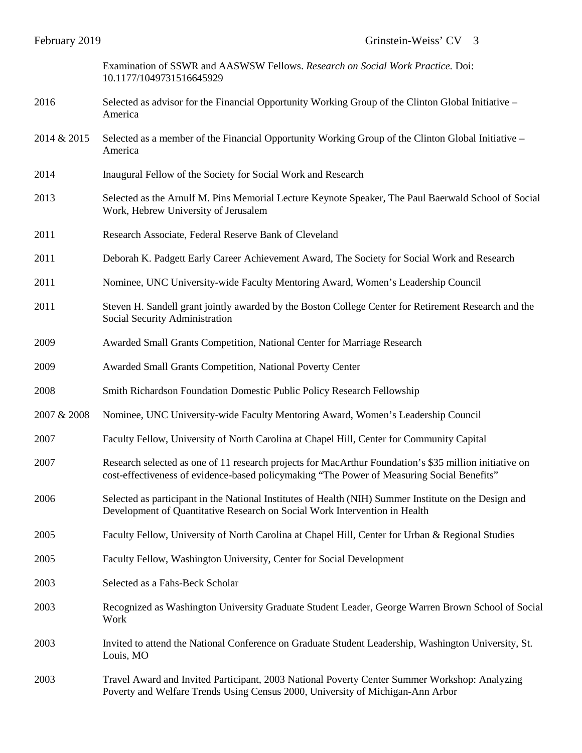| | |
|---|---|
| | Examination of SSWR and AASWSW Fellows. *Research on Social Work Practice.* Doi: 10.1177/1049731516645929 |
| 2016 | Selected as advisor for the Financial Opportunity Working Group of the Clinton Global Initiative – America |
| 2014 & 2015 | Selected as a member of the Financial Opportunity Working Group of the Clinton Global Initiative – America |
| 2014 | Inaugural Fellow of the Society for Social Work and Research |
| 2013 | Selected as the Arnulf M. Pins Memorial Lecture Keynote Speaker, The Paul Baerwald School of Social Work, Hebrew University of Jerusalem |
| 2011 | Research Associate, Federal Reserve Bank of Cleveland |
| 2011 | Deborah K. Padgett Early Career Achievement Award, The Society for Social Work and Research |
| 2011 | Nominee, UNC University-wide Faculty Mentoring Award, Women's Leadership Council |
| 2011 | Steven H. Sandell grant jointly awarded by the Boston College Center for Retirement Research and the Social Security Administration |
| 2009 | Awarded Small Grants Competition, National Center for Marriage Research |
| 2009 | Awarded Small Grants Competition, National Poverty Center |
| 2008 | Smith Richardson Foundation Domestic Public Policy Research Fellowship |
| 2007 & 2008 | Nominee, UNC University-wide Faculty Mentoring Award, Women's Leadership Council |
| 2007 | Faculty Fellow, University of North Carolina at Chapel Hill, Center for Community Capital |
| 2007 | Research selected as one of 11 research projects for MacArthur Foundation's $35 million initiative on cost-effectiveness of evidence-based policymaking "The Power of Measuring Social Benefits" |
| 2006 | Selected as participant in the National Institutes of Health (NIH) Summer Institute on the Design and Development of Quantitative Research on Social Work Intervention in Health |
| 2005 | Faculty Fellow, University of North Carolina at Chapel Hill, Center for Urban & Regional Studies |
| 2005 | Faculty Fellow, Washington University, Center for Social Development |
| 2003 | Selected as a Fahs-Beck Scholar |
| 2003 | Recognized as Washington University Graduate Student Leader, George Warren Brown School of Social Work |
| 2003 | Invited to attend the National Conference on Graduate Student Leadership, Washington University, St. Louis, MO |
| 2003 | Travel Award and Invited Participant, 2003 National Poverty Center Summer Workshop: Analyzing Poverty and Welfare Trends Using Census 2000, University of Michigan-Ann Arbor |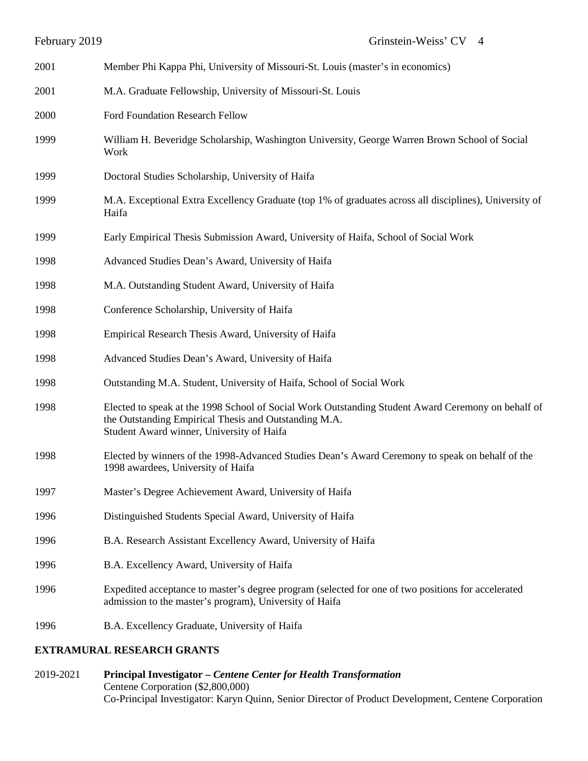2001 Member Phi Kappa Phi, University of Missouri-St. Louis (master's in economics)

2001 M.A. Graduate Fellowship, University of Missouri-St. Louis

2000 Ford Foundation Research Fellow

1999 William H. Beveridge Scholarship, Washington University, George Warren Brown School of Social Work

1999 Doctoral Studies Scholarship, University of Haifa

1999 M.A. Exceptional Extra Excellency Graduate (top 1% of graduates across all disciplines), University of Haifa

1999 Early Empirical Thesis Submission Award, University of Haifa, School of Social Work

1998 Advanced Studies Dean's Award, University of Haifa

1998 M.A. Outstanding Student Award, University of Haifa

1998 Conference Scholarship, University of Haifa

1998 Empirical Research Thesis Award, University of Haifa

1998 Advanced Studies Dean's Award, University of Haifa

1998 Outstanding M.A. Student, University of Haifa, School of Social Work

1998 Elected to speak at the 1998 School of Social Work Outstanding Student Award Ceremony on behalf of the Outstanding Empirical Thesis and Outstanding M.A. Student Award winner, University of Haifa

1998 Elected by winners of the 1998-Advanced Studies Dean's Award Ceremony to speak on behalf of the 1998 awardees, University of Haifa

1997 Master's Degree Achievement Award, University of Haifa

1996 Distinguished Students Special Award, University of Haifa

1996 B.A. Research Assistant Excellency Award, University of Haifa

1996 B.A. Excellency Award, University of Haifa

1996 Expedited acceptance to master's degree program (selected for one of two positions for accelerated admission to the master's program), University of Haifa

1996 B.A. Excellency Graduate, University of Haifa

**EXTRAMURAL RESEARCH GRANTS**

2019-2021 **Principal Investigator –** ***Centene Center for Health Transformation***
Centene Corporation ($2,800,000)
Co-Principal Investigator: Karyn Quinn, Senior Director of Product Development, Centene Corporation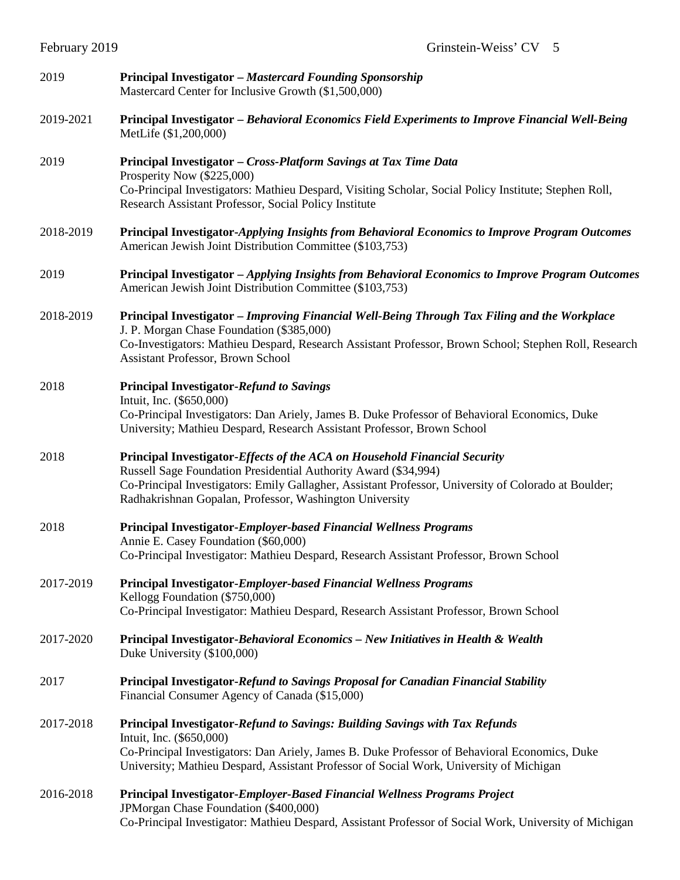2019 **Principal Investigator – *Mastercard Founding Sponsorship***
Mastercard Center for Inclusive Growth ($1,500,000)

2019-2021 **Principal Investigator – *Behavioral Economics Field Experiments to Improve Financial Well-Being***
MetLife ($1,200,000)

2019 **Principal Investigator – *Cross-Platform Savings at Tax Time Data***
Prosperity Now ($225,000)
Co-Principal Investigators: Mathieu Despard, Visiting Scholar, Social Policy Institute; Stephen Roll, Research Assistant Professor, Social Policy Institute

2018-2019 **Principal Investigator-*Applying Insights from Behavioral Economics to Improve Program Outcomes***
American Jewish Joint Distribution Committee ($103,753)

2019 **Principal Investigator – *Applying Insights from Behavioral Economics to Improve Program Outcomes***
American Jewish Joint Distribution Committee ($103,753)

2018-2019 **Principal Investigator – *Improving Financial Well-Being Through Tax Filing and the Workplace***
J. P. Morgan Chase Foundation ($385,000)
Co-Investigators: Mathieu Despard, Research Assistant Professor, Brown School; Stephen Roll, Research Assistant Professor, Brown School

2018 **Principal Investigator-*Refund to Savings***
Intuit, Inc. ($650,000)
Co-Principal Investigators: Dan Ariely, James B. Duke Professor of Behavioral Economics, Duke University; Mathieu Despard, Research Assistant Professor, Brown School

2018 **Principal Investigator-*Effects of the ACA on Household Financial Security***
Russell Sage Foundation Presidential Authority Award ($34,994)
Co-Principal Investigators: Emily Gallagher, Assistant Professor, University of Colorado at Boulder; Radhakrishnan Gopalan, Professor, Washington University

2018 **Principal Investigator-*Employer-based Financial Wellness Programs***
Annie E. Casey Foundation ($60,000)
Co-Principal Investigator: Mathieu Despard, Research Assistant Professor, Brown School

2017-2019 **Principal Investigator-*Employer-based Financial Wellness Programs***
Kellogg Foundation ($750,000)
Co-Principal Investigator: Mathieu Despard, Research Assistant Professor, Brown School

2017-2020 **Principal Investigator-*Behavioral Economics – New Initiatives in Health & Wealth***
Duke University ($100,000)

2017 **Principal Investigator-*Refund to Savings Proposal for Canadian Financial Stability***
Financial Consumer Agency of Canada ($15,000)

2017-2018 **Principal Investigator-*Refund to Savings: Building Savings with Tax Refunds***
Intuit, Inc. ($650,000)
Co-Principal Investigators: Dan Ariely, James B. Duke Professor of Behavioral Economics, Duke University; Mathieu Despard, Assistant Professor of Social Work, University of Michigan

2016-2018 **Principal Investigator-*Employer-Based Financial Wellness Programs Project***
JPMorgan Chase Foundation ($400,000)
Co-Principal Investigator: Mathieu Despard, Assistant Professor of Social Work, University of Michigan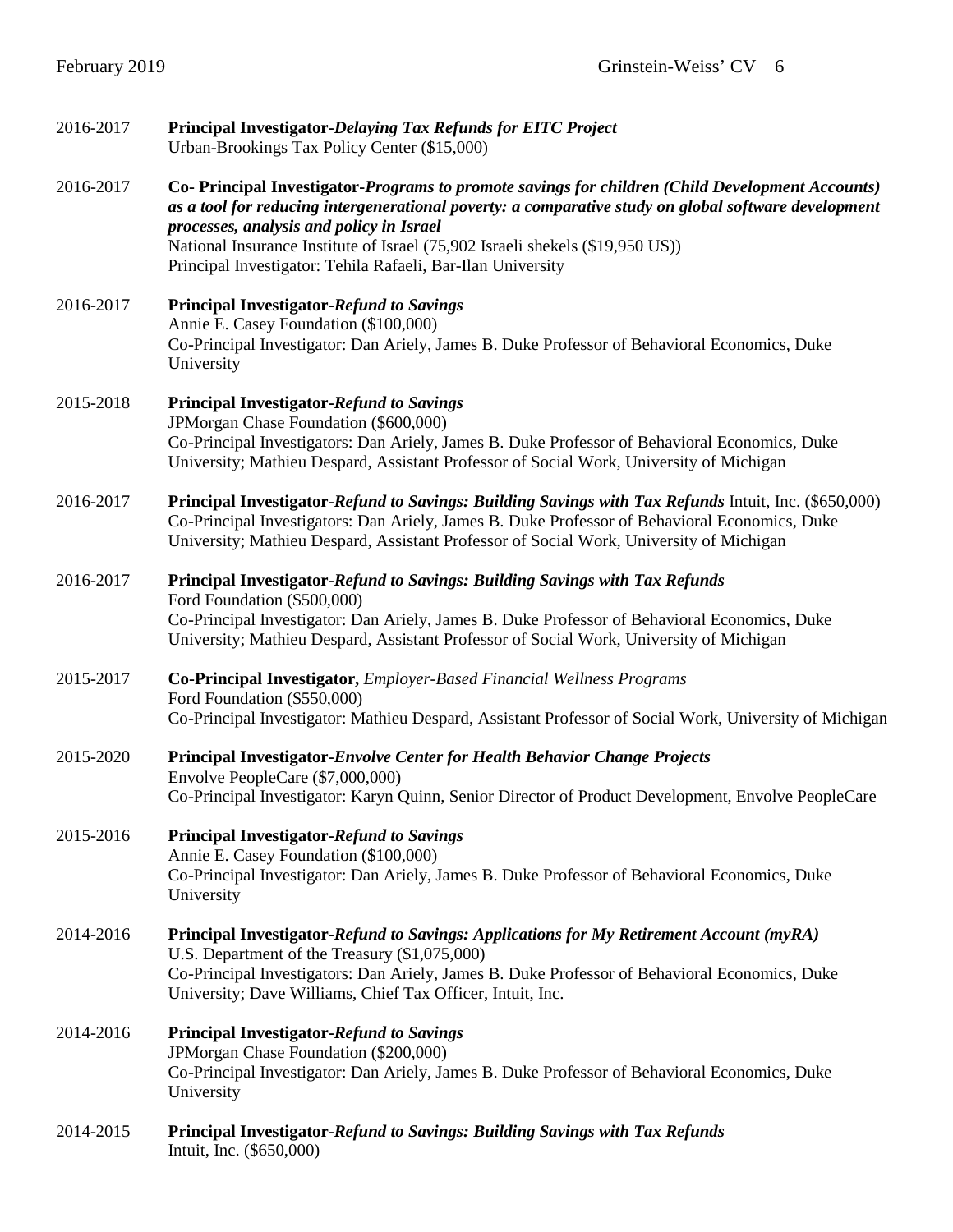2016-2017 **Principal Investigator-*Delaying Tax Refunds for EITC Project***
Urban-Brookings Tax Policy Center ($15,000)

2016-2017 **Co- Principal Investigator-*Programs to promote savings for children (Child Development Accounts) as a tool for reducing intergenerational poverty: a comparative study on global software development processes, analysis and policy in Israel***
National Insurance Institute of Israel (75,902 Israeli shekels ($19,950 US))
Principal Investigator: Tehila Rafaeli, Bar-Ilan University

2016-2017 **Principal Investigator-*Refund to Savings***
Annie E. Casey Foundation ($100,000)
Co-Principal Investigator: Dan Ariely, James B. Duke Professor of Behavioral Economics, Duke University

2015-2018 **Principal Investigator-*Refund to Savings***
JPMorgan Chase Foundation ($600,000)
Co-Principal Investigators: Dan Ariely, James B. Duke Professor of Behavioral Economics, Duke University; Mathieu Despard, Assistant Professor of Social Work, University of Michigan

2016-2017 **Principal Investigator-*Refund to Savings: Building Savings with Tax Refunds*** Intuit, Inc. ($650,000)
Co-Principal Investigators: Dan Ariely, James B. Duke Professor of Behavioral Economics, Duke University; Mathieu Despard, Assistant Professor of Social Work, University of Michigan

2016-2017 **Principal Investigator-*Refund to Savings: Building Savings with Tax Refunds***
Ford Foundation ($500,000)
Co-Principal Investigator: Dan Ariely, James B. Duke Professor of Behavioral Economics, Duke University; Mathieu Despard, Assistant Professor of Social Work, University of Michigan

2015-2017 **Co-Principal Investigator,** *Employer-Based Financial Wellness Programs*
Ford Foundation ($550,000)
Co-Principal Investigator: Mathieu Despard, Assistant Professor of Social Work, University of Michigan

2015-2020 **Principal Investigator-*Envolve Center for Health Behavior Change Projects***
Envolve PeopleCare ($7,000,000)
Co-Principal Investigator: Karyn Quinn, Senior Director of Product Development, Envolve PeopleCare

2015-2016 **Principal Investigator-*Refund to Savings***
Annie E. Casey Foundation ($100,000)
Co-Principal Investigator: Dan Ariely, James B. Duke Professor of Behavioral Economics, Duke University

2014-2016 **Principal Investigator-*Refund to Savings: Applications for My Retirement Account (myRA)***
U.S. Department of the Treasury ($1,075,000)
Co-Principal Investigators: Dan Ariely, James B. Duke Professor of Behavioral Economics, Duke University; Dave Williams, Chief Tax Officer, Intuit, Inc.

2014-2016 **Principal Investigator-*Refund to Savings***
JPMorgan Chase Foundation ($200,000)
Co-Principal Investigator: Dan Ariely, James B. Duke Professor of Behavioral Economics, Duke University

2014-2015 **Principal Investigator-*Refund to Savings: Building Savings with Tax Refunds***
Intuit, Inc. ($650,000)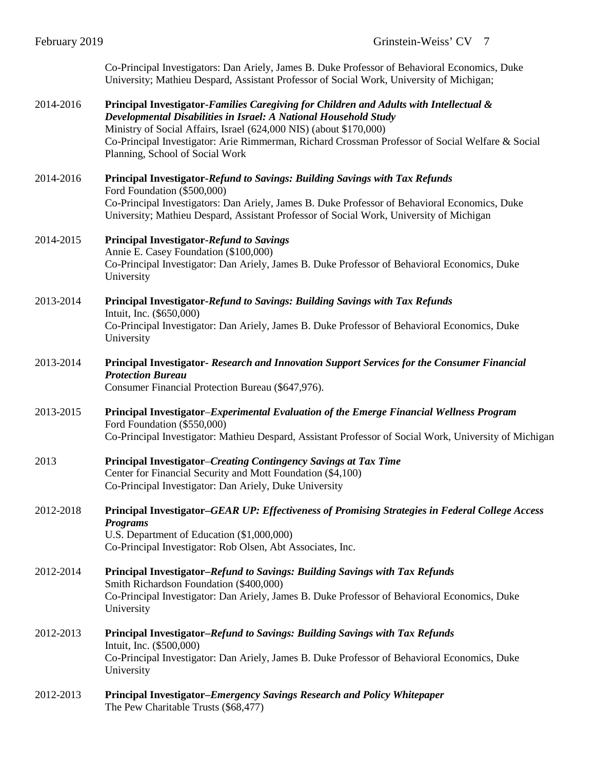Co-Principal Investigators: Dan Ariely, James B. Duke Professor of Behavioral Economics, Duke University; Mathieu Despard, Assistant Professor of Social Work, University of Michigan;

2014-2016 **Principal Investigator-*Families Caregiving for Children and Adults with Intellectual & Developmental Disabilities in Israel: A National Household Study***
Ministry of Social Affairs, Israel (624,000 NIS) (about $170,000)
Co-Principal Investigator: Arie Rimmerman, Richard Crossman Professor of Social Welfare & Social Planning, School of Social Work

2014-2016 **Principal Investigator-*Refund to Savings: Building Savings with Tax Refunds***
Ford Foundation ($500,000)
Co-Principal Investigators: Dan Ariely, James B. Duke Professor of Behavioral Economics, Duke University; Mathieu Despard, Assistant Professor of Social Work, University of Michigan

2014-2015 **Principal Investigator-*Refund to Savings***
Annie E. Casey Foundation ($100,000)
Co-Principal Investigator: Dan Ariely, James B. Duke Professor of Behavioral Economics, Duke University

2013-2014 **Principal Investigator-*Refund to Savings: Building Savings with Tax Refunds***
Intuit, Inc. ($650,000)
Co-Principal Investigator: Dan Ariely, James B. Duke Professor of Behavioral Economics, Duke University

2013-2014 **Principal Investigator- *Research and Innovation Support Services for the Consumer Financial Protection Bureau***
Consumer Financial Protection Bureau ($647,976).

2013-2015 **Principal Investigator–*Experimental Evaluation of the Emerge Financial Wellness Program***
Ford Foundation ($550,000)
Co-Principal Investigator: Mathieu Despard, Assistant Professor of Social Work, University of Michigan

2013 **Principal Investigator–*Creating Contingency Savings at Tax Time***
Center for Financial Security and Mott Foundation ($4,100)
Co-Principal Investigator: Dan Ariely, Duke University

2012-2018 **Principal Investigator–*GEAR UP: Effectiveness of Promising Strategies in Federal College Access Programs***
U.S. Department of Education ($1,000,000)
Co-Principal Investigator: Rob Olsen, Abt Associates, Inc.

2012-2014 **Principal Investigator–*Refund to Savings: Building Savings with Tax Refunds***
Smith Richardson Foundation ($400,000)
Co-Principal Investigator: Dan Ariely, James B. Duke Professor of Behavioral Economics, Duke University

2012-2013 **Principal Investigator–*Refund to Savings: Building Savings with Tax Refunds***
Intuit, Inc. ($500,000)
Co-Principal Investigator: Dan Ariely, James B. Duke Professor of Behavioral Economics, Duke University

2012-2013 **Principal Investigator–*Emergency Savings Research and Policy Whitepaper***
The Pew Charitable Trusts ($68,477)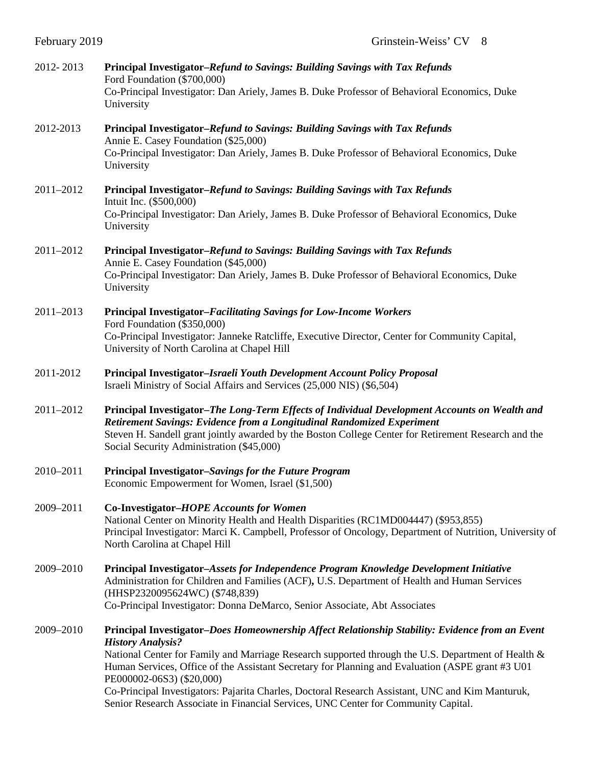2012- 2013 **Principal Investigator–*Refund to Savings: Building Savings with Tax Refunds***
Ford Foundation ($700,000)
Co-Principal Investigator: Dan Ariely, James B. Duke Professor of Behavioral Economics, Duke University

2012-2013 **Principal Investigator–*Refund to Savings: Building Savings with Tax Refunds***
Annie E. Casey Foundation ($25,000)
Co-Principal Investigator: Dan Ariely, James B. Duke Professor of Behavioral Economics, Duke University

2011–2012 **Principal Investigator–*Refund to Savings: Building Savings with Tax Refunds***
Intuit Inc. ($500,000)
Co-Principal Investigator: Dan Ariely, James B. Duke Professor of Behavioral Economics, Duke University

2011–2012 **Principal Investigator–*Refund to Savings: Building Savings with Tax Refunds***
Annie E. Casey Foundation ($45,000)
Co-Principal Investigator: Dan Ariely, James B. Duke Professor of Behavioral Economics, Duke University

2011–2013 **Principal Investigator–*Facilitating Savings for Low-Income Workers***
Ford Foundation ($350,000)
Co-Principal Investigator: Janneke Ratcliffe, Executive Director, Center for Community Capital, University of North Carolina at Chapel Hill

2011-2012 **Principal Investigator–*Israeli Youth Development Account Policy Proposal***
Israeli Ministry of Social Affairs and Services (25,000 NIS) ($6,504)

2011–2012 **Principal Investigator–*The Long-Term Effects of Individual Development Accounts on Wealth and Retirement Savings: Evidence from a Longitudinal Randomized Experiment***
Steven H. Sandell grant jointly awarded by the Boston College Center for Retirement Research and the Social Security Administration ($45,000)

2010–2011 **Principal Investigator–*Savings for the Future Program***
Economic Empowerment for Women, Israel ($1,500)

2009–2011 **Co-Investigator–*HOPE Accounts for Women***
National Center on Minority Health and Health Disparities (RC1MD004447) ($953,855)
Principal Investigator: Marci K. Campbell, Professor of Oncology, Department of Nutrition, University of North Carolina at Chapel Hill

2009–2010 **Principal Investigator–*Assets for Independence Program Knowledge Development Initiative***
Administration for Children and Families (ACF)**,** U.S. Department of Health and Human Services (HHSP2320095624WC) ($748,839)
Co-Principal Investigator: Donna DeMarco, Senior Associate, Abt Associates

2009–2010 **Principal Investigator–*Does Homeownership Affect Relationship Stability: Evidence from an Event History Analysis?***
National Center for Family and Marriage Research supported through the U.S. Department of Health & Human Services, Office of the Assistant Secretary for Planning and Evaluation (ASPE grant #3 U01 PE000002-06S3) ($20,000)
Co-Principal Investigators: Pajarita Charles, Doctoral Research Assistant, UNC and Kim Manturuk, Senior Research Associate in Financial Services, UNC Center for Community Capital.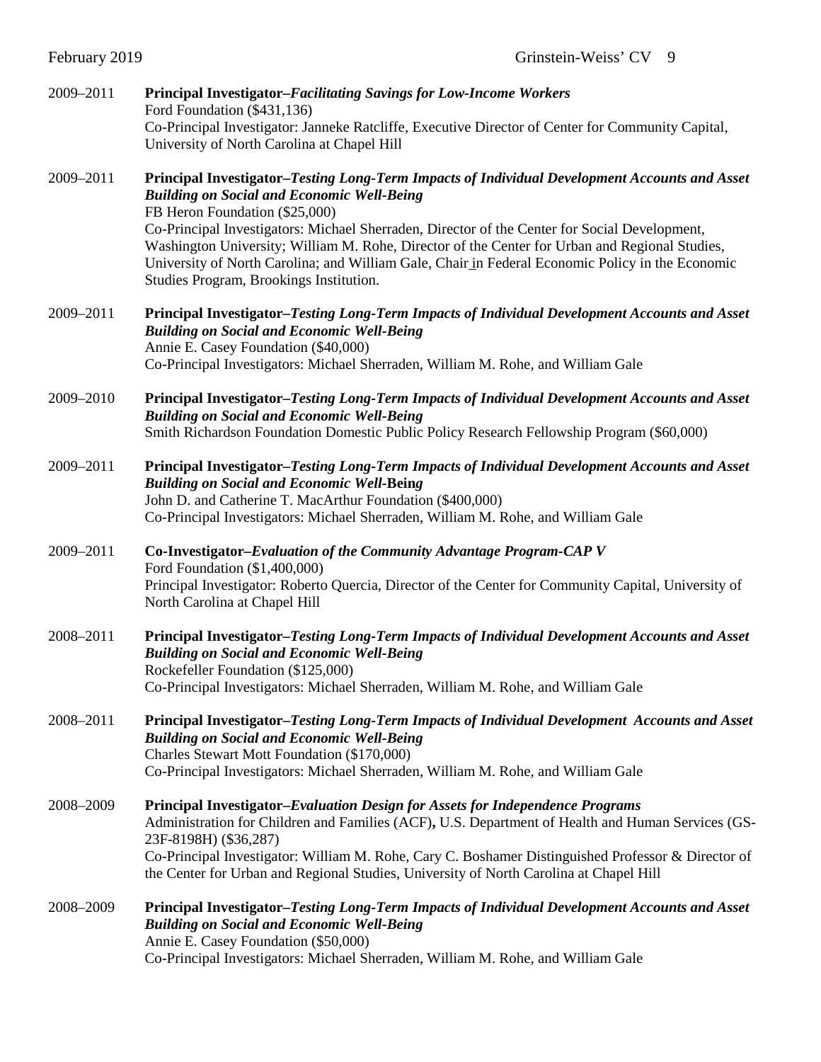2009–2011 **Principal Investigator–*Facilitating Savings for Low-Income Workers***
Ford Foundation ($431,136)
Co-Principal Investigator: Janneke Ratcliffe, Executive Director of Center for Community Capital, University of North Carolina at Chapel Hill

2009–2011 **Principal Investigator–*Testing Long-Term Impacts of Individual Development Accounts and Asset Building on Social and Economic Well-Being***
FB Heron Foundation ($25,000)
Co-Principal Investigators: Michael Sherraden, Director of the Center for Social Development, Washington University; William M. Rohe, Director of the Center for Urban and Regional Studies, University of North Carolina; and William Gale, Chair in Federal Economic Policy in the Economic Studies Program, Brookings Institution.

2009–2011 **Principal Investigator–*Testing Long-Term Impacts of Individual Development Accounts and Asset Building on Social and Economic Well-Being***
Annie E. Casey Foundation ($40,000)
Co-Principal Investigators: Michael Sherraden, William M. Rohe, and William Gale

2009–2010 **Principal Investigator–*Testing Long-Term Impacts of Individual Development Accounts and Asset Building on Social and Economic Well-Being***
Smith Richardson Foundation Domestic Public Policy Research Fellowship Program ($60,000)

2009–2011 **Principal Investigator–*Testing Long-Term Impacts of Individual Development Accounts and Asset Building on Social and Economic Well-*Being**
John D. and Catherine T. MacArthur Foundation ($400,000)
Co-Principal Investigators: Michael Sherraden, William M. Rohe, and William Gale

2009–2011 **Co-Investigator–*Evaluation of the Community Advantage Program-CAP V***
Ford Foundation ($1,400,000)
Principal Investigator: Roberto Quercia, Director of the Center for Community Capital, University of North Carolina at Chapel Hill

2008–2011 **Principal Investigator–*Testing Long-Term Impacts of Individual Development Accounts and Asset Building on Social and Economic Well-Being***
Rockefeller Foundation ($125,000)
Co-Principal Investigators: Michael Sherraden, William M. Rohe, and William Gale

2008–2011 **Principal Investigator–*Testing Long-Term Impacts of Individual Development Accounts and Asset Building on Social and Economic Well-Being***
Charles Stewart Mott Foundation ($170,000)
Co-Principal Investigators: Michael Sherraden, William M. Rohe, and William Gale

2008–2009 **Principal Investigator–*Evaluation Design for Assets for Independence Programs***
Administration for Children and Families (ACF)**,** U.S. Department of Health and Human Services (GS-23F-8198H) ($36,287)
Co-Principal Investigator: William M. Rohe, Cary C. Boshamer Distinguished Professor & Director of the Center for Urban and Regional Studies, University of North Carolina at Chapel Hill

2008–2009 **Principal Investigator–*Testing Long-Term Impacts of Individual Development Accounts and Asset Building on Social and Economic Well-Being***
Annie E. Casey Foundation ($50,000)
Co-Principal Investigators: Michael Sherraden, William M. Rohe, and William Gale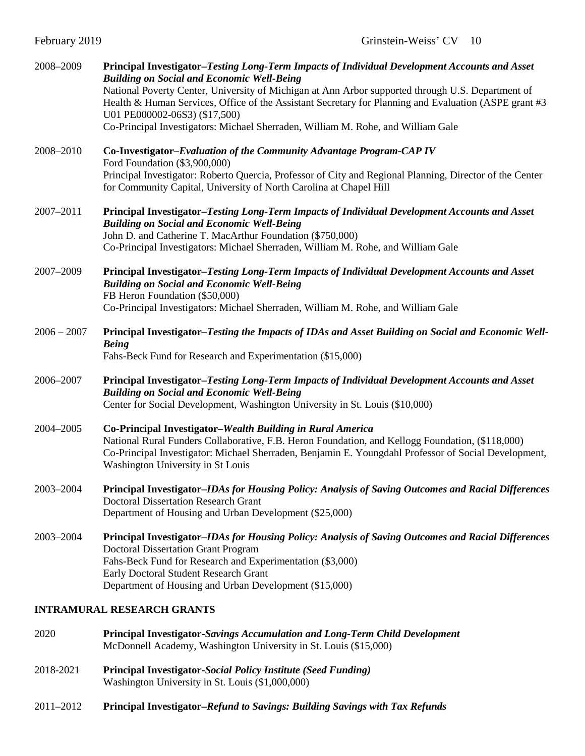2008–2009 **Principal Investigator–*Testing Long-Term Impacts of Individual Development Accounts and Asset Building on Social and Economic Well-Being***
National Poverty Center, University of Michigan at Ann Arbor supported through U.S. Department of Health & Human Services, Office of the Assistant Secretary for Planning and Evaluation (ASPE grant #3 U01 PE000002-06S3) ($17,500)
Co-Principal Investigators: Michael Sherraden, William M. Rohe, and William Gale

2008–2010 **Co-Investigator–*Evaluation of the Community Advantage Program-CAP IV***
Ford Foundation ($3,900,000)
Principal Investigator: Roberto Quercia, Professor of City and Regional Planning, Director of the Center for Community Capital, University of North Carolina at Chapel Hill

2007–2011 **Principal Investigator–*Testing Long-Term Impacts of Individual Development Accounts and Asset Building on Social and Economic Well-Being***
John D. and Catherine T. MacArthur Foundation ($750,000)
Co-Principal Investigators: Michael Sherraden, William M. Rohe, and William Gale

2007–2009 **Principal Investigator–*Testing Long-Term Impacts of Individual Development Accounts and Asset Building on Social and Economic Well-Being***
FB Heron Foundation ($50,000)
Co-Principal Investigators: Michael Sherraden, William M. Rohe, and William Gale

2006 – 2007 **Principal Investigator–*Testing the Impacts of IDAs and Asset Building on Social and Economic Well-Being***
Fahs-Beck Fund for Research and Experimentation ($15,000)

2006–2007 **Principal Investigator–*Testing Long-Term Impacts of Individual Development Accounts and Asset Building on Social and Economic Well-Being***
Center for Social Development, Washington University in St. Louis ($10,000)

2004–2005 **Co-Principal Investigator–*Wealth Building in Rural America***
National Rural Funders Collaborative, F.B. Heron Foundation, and Kellogg Foundation, ($118,000)
Co-Principal Investigator: Michael Sherraden, Benjamin E. Youngdahl Professor of Social Development, Washington University in St Louis

2003–2004 **Principal Investigator–*IDAs for Housing Policy: Analysis of Saving Outcomes and Racial Differences***
Doctoral Dissertation Research Grant
Department of Housing and Urban Development ($25,000)

2003–2004 **Principal Investigator–*IDAs for Housing Policy: Analysis of Saving Outcomes and Racial Differences***
Doctoral Dissertation Grant Program
Fahs-Beck Fund for Research and Experimentation ($3,000)
Early Doctoral Student Research Grant
Department of Housing and Urban Development ($15,000)

**INTRAMURAL RESEARCH GRANTS**

2020 **Principal Investigator-*Savings Accumulation and Long-Term Child Development***
McDonnell Academy, Washington University in St. Louis ($15,000)

2018-2021 **Principal Investigator-*Social Policy Institute (Seed Funding)***
Washington University in St. Louis ($1,000,000)

2011–2012 **Principal Investigator–*Refund to Savings: Building Savings with Tax Refunds***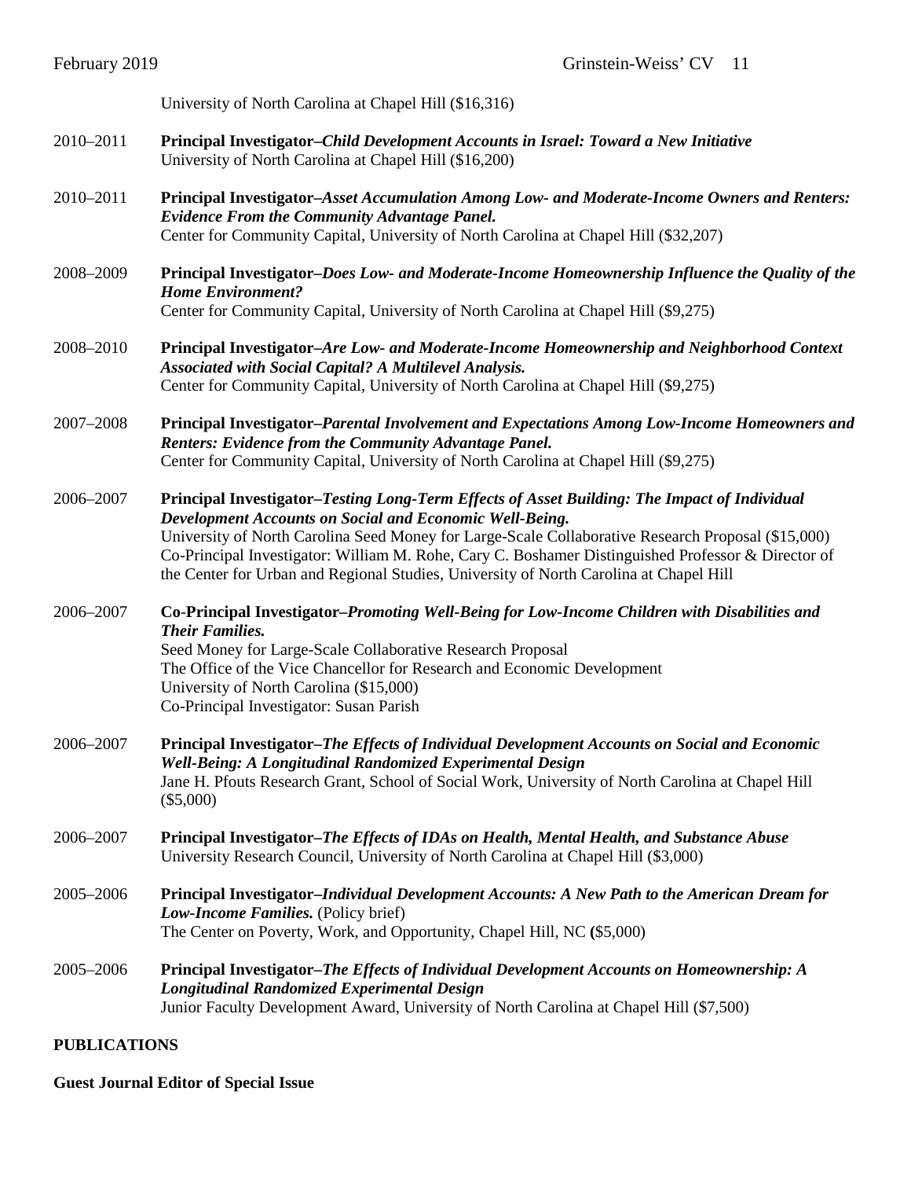University of North Carolina at Chapel Hill ($16,316)

2010–2011 **Principal Investigator–*Child Development Accounts in Israel: Toward a New Initiative***
University of North Carolina at Chapel Hill ($16,200)

2010–2011 **Principal Investigator–*Asset Accumulation Among Low- and Moderate-Income Owners and Renters: Evidence From the Community Advantage Panel.***
Center for Community Capital, University of North Carolina at Chapel Hill ($32,207)

2008–2009 **Principal Investigator–*Does Low- and Moderate-Income Homeownership Influence the Quality of the Home Environment?***
Center for Community Capital, University of North Carolina at Chapel Hill ($9,275)

2008–2010 **Principal Investigator–*Are Low- and Moderate-Income Homeownership and Neighborhood Context Associated with Social Capital? A Multilevel Analysis.***
Center for Community Capital, University of North Carolina at Chapel Hill ($9,275)

2007–2008 **Principal Investigator–*Parental Involvement and Expectations Among Low-Income Homeowners and Renters: Evidence from the Community Advantage Panel.***
Center for Community Capital, University of North Carolina at Chapel Hill ($9,275)

2006–2007 **Principal Investigator–*Testing Long-Term Effects of Asset Building: The Impact of Individual Development Accounts on Social and Economic Well-Being.***
University of North Carolina Seed Money for Large-Scale Collaborative Research Proposal ($15,000)
Co-Principal Investigator: William M. Rohe, Cary C. Boshamer Distinguished Professor & Director of the Center for Urban and Regional Studies, University of North Carolina at Chapel Hill

2006–2007 **Co-Principal Investigator–*Promoting Well-Being for Low-Income Children with Disabilities and Their Families.***
Seed Money for Large-Scale Collaborative Research Proposal
The Office of the Vice Chancellor for Research and Economic Development
University of North Carolina ($15,000)
Co-Principal Investigator: Susan Parish

2006–2007 **Principal Investigator–*The Effects of Individual Development Accounts on Social and Economic Well-Being: A Longitudinal Randomized Experimental Design***
Jane H. Pfouts Research Grant, School of Social Work, University of North Carolina at Chapel Hill ($5,000)

2006–2007 **Principal Investigator–*The Effects of IDAs on Health, Mental Health, and Substance Abuse***
University Research Council, University of North Carolina at Chapel Hill ($3,000)

2005–2006 **Principal Investigator–*Individual Development Accounts: A New Path to the American Dream for Low-Income Families.*** (Policy brief)
The Center on Poverty, Work, and Opportunity, Chapel Hill, NC **(**$5,000)

2005–2006 **Principal Investigator–*The Effects of Individual Development Accounts on Homeownership: A Longitudinal Randomized Experimental Design***
Junior Faculty Development Award, University of North Carolina at Chapel Hill ($7,500)

## PUBLICATIONS

### Guest Journal Editor of Special Issue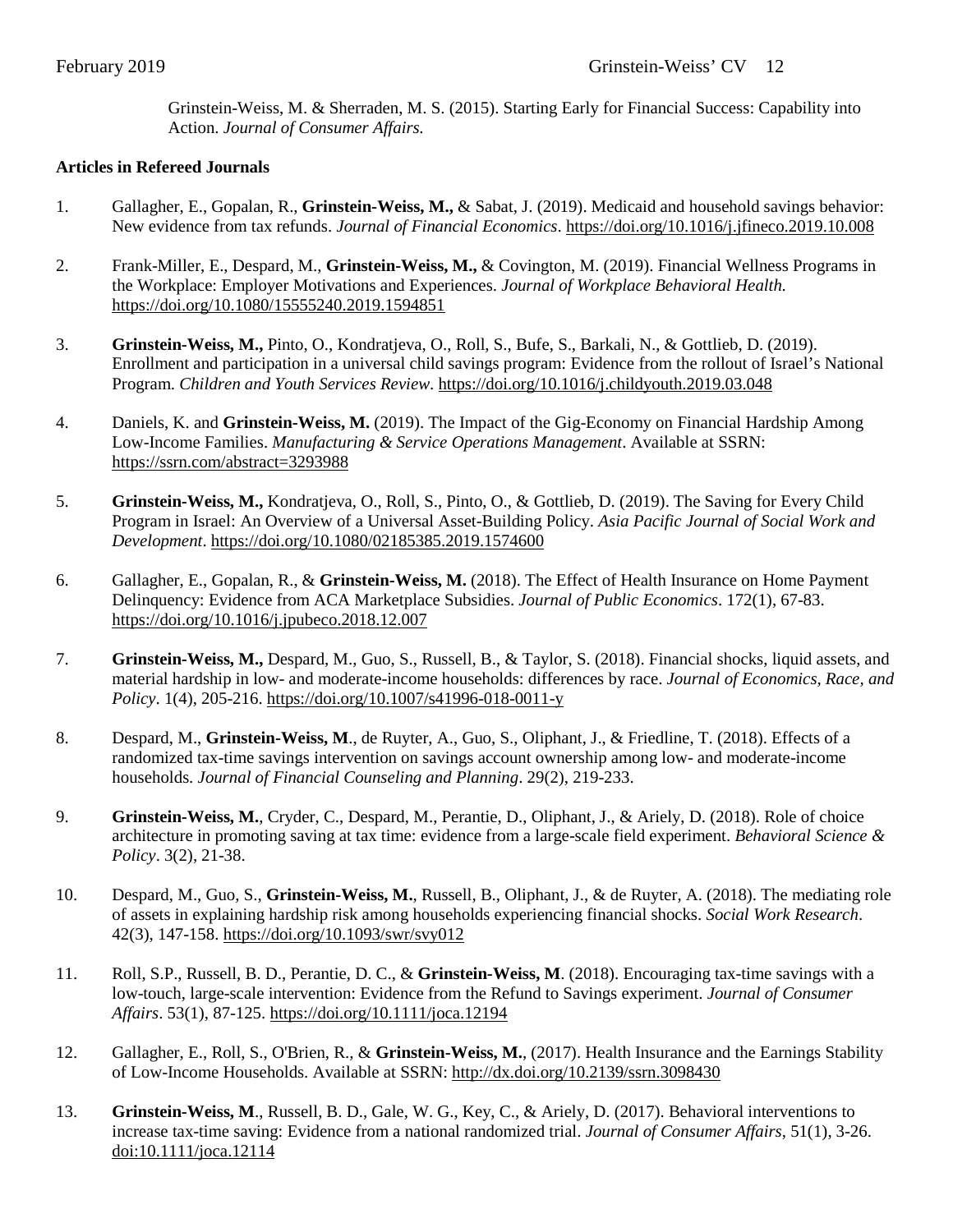Grinstein-Weiss, M. & Sherraden, M. S. (2015). Starting Early for Financial Success: Capability into Action. *Journal of Consumer Affairs.*

**Articles in Refereed Journals**

1. Gallagher, E., Gopalan, R., **Grinstein-Weiss, M.,** & Sabat, J. (2019). Medicaid and household savings behavior: New evidence from tax refunds. *Journal of Financial Economics*. https://doi.org/10.1016/j.jfineco.2019.10.008

2. Frank-Miller, E., Despard, M., **Grinstein-Weiss, M.,** & Covington, M. (2019). Financial Wellness Programs in the Workplace: Employer Motivations and Experiences. *Journal of Workplace Behavioral Health.* https://doi.org/10.1080/15555240.2019.1594851

3. **Grinstein-Weiss, M.,** Pinto, O., Kondratjeva, O., Roll, S., Bufe, S., Barkali, N., & Gottlieb, D. (2019). Enrollment and participation in a universal child savings program: Evidence from the rollout of Israel's National Program. *Children and Youth Services Review*. https://doi.org/10.1016/j.childyouth.2019.03.048

4. Daniels, K. and **Grinstein-Weiss, M.** (2019). The Impact of the Gig-Economy on Financial Hardship Among Low-Income Families. *Manufacturing & Service Operations Management*. Available at SSRN: https://ssrn.com/abstract=3293988

5. **Grinstein-Weiss, M.,** Kondratjeva, O., Roll, S., Pinto, O., & Gottlieb, D. (2019). The Saving for Every Child Program in Israel: An Overview of a Universal Asset-Building Policy. *Asia Pacific Journal of Social Work and Development*. https://doi.org/10.1080/02185385.2019.1574600

6. Gallagher, E., Gopalan, R., & **Grinstein-Weiss, M.** (2018). The Effect of Health Insurance on Home Payment Delinquency: Evidence from ACA Marketplace Subsidies. *Journal of Public Economics*. 172(1), 67-83. https://doi.org/10.1016/j.jpubeco.2018.12.007

7. **Grinstein-Weiss, M.,** Despard, M., Guo, S., Russell, B., & Taylor, S. (2018). Financial shocks, liquid assets, and material hardship in low- and moderate-income households: differences by race. *Journal of Economics, Race, and Policy*. 1(4), 205-216. https://doi.org/10.1007/s41996-018-0011-y

8. Despard, M., **Grinstein-Weiss, M**., de Ruyter, A., Guo, S., Oliphant, J., & Friedline, T. (2018). Effects of a randomized tax-time savings intervention on savings account ownership among low- and moderate-income households. *Journal of Financial Counseling and Planning*. 29(2), 219-233.

9. **Grinstein-Weiss, M.**, Cryder, C., Despard, M., Perantie, D., Oliphant, J., & Ariely, D. (2018). Role of choice architecture in promoting saving at tax time: evidence from a large-scale field experiment. *Behavioral Science & Policy*. 3(2), 21-38.

10. Despard, M., Guo, S., **Grinstein-Weiss, M.**, Russell, B., Oliphant, J., & de Ruyter, A. (2018). The mediating role of assets in explaining hardship risk among households experiencing financial shocks. *Social Work Research*. 42(3), 147-158. https://doi.org/10.1093/swr/svy012

11. Roll, S.P., Russell, B. D., Perantie, D. C., & **Grinstein-Weiss, M**. (2018). Encouraging tax-time savings with a low-touch, large-scale intervention: Evidence from the Refund to Savings experiment. *Journal of Consumer Affairs*. 53(1), 87-125. https://doi.org/10.1111/joca.12194

12. Gallagher, E., Roll, S., O'Brien, R., & **Grinstein-Weiss, M.**, (2017). Health Insurance and the Earnings Stability of Low-Income Households. Available at SSRN: http://dx.doi.org/10.2139/ssrn.3098430

13. **Grinstein-Weiss, M**., Russell, B. D., Gale, W. G., Key, C., & Ariely, D. (2017). Behavioral interventions to increase tax-time saving: Evidence from a national randomized trial. *Journal of Consumer Affairs*, 51(1), 3-26. doi:10.1111/joca.12114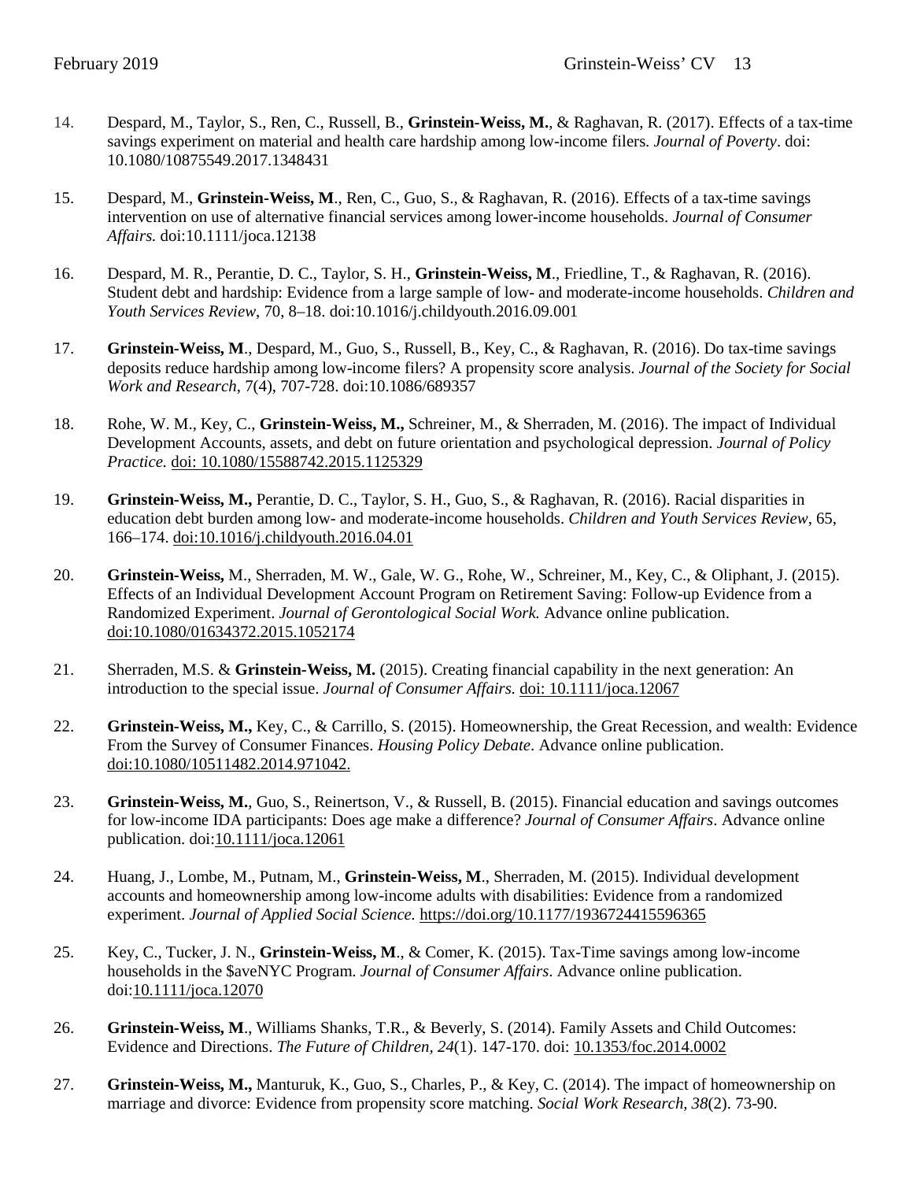14. Despard, M., Taylor, S., Ren, C., Russell, B., **Grinstein-Weiss, M.**, & Raghavan, R. (2017). Effects of a tax-time savings experiment on material and health care hardship among low-income filers. *Journal of Poverty*. doi: 10.1080/10875549.2017.1348431

15. Despard, M., **Grinstein-Weiss, M**., Ren, C., Guo, S., & Raghavan, R. (2016). Effects of a tax-time savings intervention on use of alternative financial services among lower-income households. *Journal of Consumer Affairs.* doi:10.1111/joca.12138

16. Despard, M. R., Perantie, D. C., Taylor, S. H., **Grinstein-Weiss, M**., Friedline, T., & Raghavan, R. (2016). Student debt and hardship: Evidence from a large sample of low- and moderate-income households. *Children and Youth Services Review*, 70, 8–18. doi:10.1016/j.childyouth.2016.09.001

17. **Grinstein-Weiss, M**., Despard, M., Guo, S., Russell, B., Key, C., & Raghavan, R. (2016). Do tax-time savings deposits reduce hardship among low-income filers? A propensity score analysis. *Journal of the Society for Social Work and Research*, 7(4), 707-728. doi:10.1086/689357

18. Rohe, W. M., Key, C., **Grinstein-Weiss, M.,** Schreiner, M., & Sherraden, M. (2016). The impact of Individual Development Accounts, assets, and debt on future orientation and psychological depression. *Journal of Policy Practice.* doi: 10.1080/15588742.2015.1125329

19. **Grinstein-Weiss, M.,** Perantie, D. C., Taylor, S. H., Guo, S., & Raghavan, R. (2016). Racial disparities in education debt burden among low- and moderate-income households. *Children and Youth Services Review*, 65, 166–174. doi:10.1016/j.childyouth.2016.04.01

20. **Grinstein-Weiss,** M., Sherraden, M. W., Gale, W. G., Rohe, W., Schreiner, M., Key, C., & Oliphant, J. (2015). Effects of an Individual Development Account Program on Retirement Saving: Follow-up Evidence from a Randomized Experiment. *Journal of Gerontological Social Work.* Advance online publication. doi:10.1080/01634372.2015.1052174

21. Sherraden, M.S. & **Grinstein-Weiss, M.** (2015). Creating financial capability in the next generation: An introduction to the special issue. *Journal of Consumer Affairs.* doi: 10.1111/joca.12067

22. **Grinstein-Weiss, M.,** Key, C., & Carrillo, S. (2015). Homeownership, the Great Recession, and wealth: Evidence From the Survey of Consumer Finances. *Housing Policy Debate*. Advance online publication. doi:10.1080/10511482.2014.971042.

23. **Grinstein-Weiss, M.**, Guo, S., Reinertson, V., & Russell, B. (2015). Financial education and savings outcomes for low-income IDA participants: Does age make a difference? *Journal of Consumer Affairs*. Advance online publication. doi:10.1111/joca.12061

24. Huang, J., Lombe, M., Putnam, M., **Grinstein-Weiss, M**., Sherraden, M. (2015). Individual development accounts and homeownership among low-income adults with disabilities: Evidence from a randomized experiment. *Journal of Applied Social Science.* https://doi.org/10.1177/1936724415596365

25. Key, C., Tucker, J. N., **Grinstein-Weiss, M**., & Comer, K. (2015). Tax-Time savings among low-income households in the $aveNYC Program. *Journal of Consumer Affairs*. Advance online publication. doi:10.1111/joca.12070

26. **Grinstein-Weiss, M**., Williams Shanks, T.R., & Beverly, S. (2014). Family Assets and Child Outcomes: Evidence and Directions. *The Future of Children, 24*(1). 147-170. doi: 10.1353/foc.2014.0002

27. **Grinstein-Weiss, M.,** Manturuk, K., Guo, S., Charles, P., & Key, C. (2014). The impact of homeownership on marriage and divorce: Evidence from propensity score matching. *Social Work Research, 38*(2). 73-90.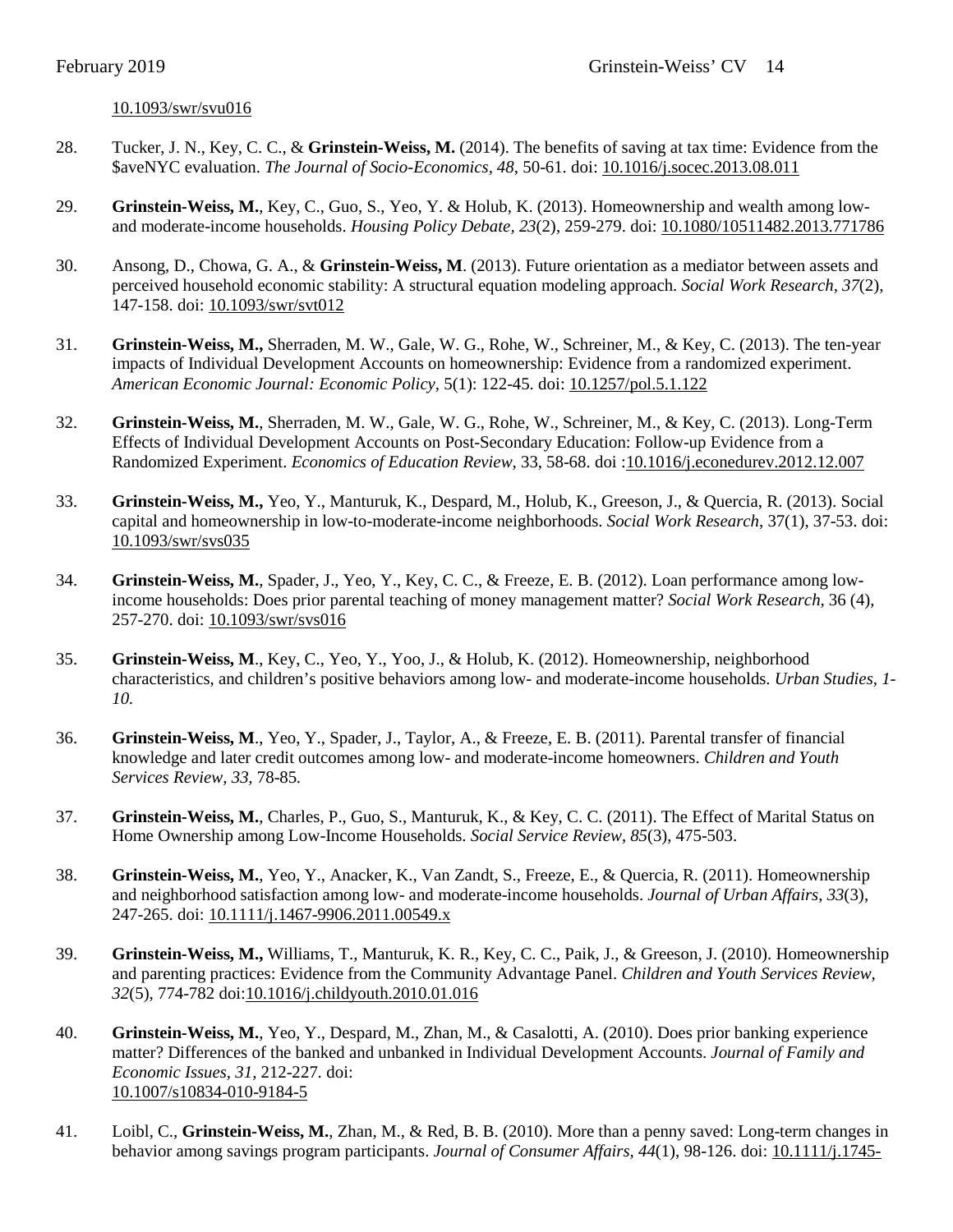10.1093/swr/svu016

28. Tucker, J. N., Key, C. C., & **Grinstein-Weiss, M.** (2014). The benefits of saving at tax time: Evidence from the $aveNYC evaluation. *The Journal of Socio-Economics, 48*, 50-61. doi: 10.1016/j.socec.2013.08.011

29. **Grinstein-Weiss, M.**, Key, C., Guo, S., Yeo, Y. & Holub, K. (2013). Homeownership and wealth among low- and moderate-income households. *Housing Policy Debate*, *23*(2), 259-279. doi: 10.1080/10511482.2013.771786

30. Ansong, D., Chowa, G. A., & **Grinstein-Weiss, M**. (2013). Future orientation as a mediator between assets and perceived household economic stability: A structural equation modeling approach. *Social Work Research, 37*(2), 147-158. doi: 10.1093/swr/svt012

31. **Grinstein-Weiss, M.,** Sherraden, M. W., Gale, W. G., Rohe, W., Schreiner, M., & Key, C. (2013). The ten-year impacts of Individual Development Accounts on homeownership: Evidence from a randomized experiment. *American Economic Journal: Economic Policy,* 5(1): 122-45. doi: 10.1257/pol.5.1.122

32. **Grinstein-Weiss, M.**, Sherraden, M. W., Gale, W. G., Rohe, W., Schreiner, M., & Key, C. (2013). Long-Term Effects of Individual Development Accounts on Post-Secondary Education: Follow-up Evidence from a Randomized Experiment. *Economics of Education Review,* 33, 58-68. doi :10.1016/j.econedurev.2012.12.007

33. **Grinstein-Weiss, M.,** Yeo, Y., Manturuk, K., Despard, M., Holub, K., Greeson, J., & Quercia, R. (2013). Social capital and homeownership in low-to-moderate-income neighborhoods. *Social Work Research*, 37(1), 37-53. doi: 10.1093/swr/svs035

34. **Grinstein-Weiss, M.**, Spader, J., Yeo, Y., Key, C. C., & Freeze, E. B. (2012). Loan performance among low-income households: Does prior parental teaching of money management matter? *Social Work Research,* 36 (4), 257-270. doi: 10.1093/swr/svs016

35. **Grinstein-Weiss, M**., Key, C., Yeo, Y., Yoo, J., & Holub, K. (2012). Homeownership, neighborhood characteristics, and children's positive behaviors among low- and moderate-income households. *Urban Studies, 1-10.*

36. **Grinstein-Weiss, M**., Yeo, Y., Spader, J., Taylor, A., & Freeze, E. B. (2011). Parental transfer of financial knowledge and later credit outcomes among low- and moderate-income homeowners. *Children and Youth Services Review, 33,* 78-85.

37. **Grinstein-Weiss, M.**, Charles, P., Guo, S., Manturuk, K., & Key, C. C. (2011). The Effect of Marital Status on Home Ownership among Low-Income Households. *Social Service Review*, *85*(3), 475-503.

38. **Grinstein-Weiss, M.**, Yeo, Y., Anacker, K., Van Zandt, S., Freeze, E., & Quercia, R. (2011). Homeownership and neighborhood satisfaction among low- and moderate-income households. *Journal of Urban Affairs*, *33*(3), 247-265. doi: 10.1111/j.1467-9906.2011.00549.x

39. **Grinstein-Weiss, M.,** Williams, T., Manturuk, K. R., Key, C. C., Paik, J., & Greeson, J. (2010). Homeownership and parenting practices: Evidence from the Community Advantage Panel. *Children and Youth Services Review, 32*(5), 774-782 doi:10.1016/j.childyouth.2010.01.016

40. **Grinstein-Weiss, M.**, Yeo, Y., Despard, M., Zhan, M., & Casalotti, A. (2010). Does prior banking experience matter? Differences of the banked and unbanked in Individual Development Accounts. *Journal of Family and Economic Issues, 31,* 212-227. doi: 10.1007/s10834-010-9184-5

41. Loibl, C., **Grinstein-Weiss, M.**, Zhan, M., & Red, B. B. (2010). More than a penny saved: Long-term changes in behavior among savings program participants. *Journal of Consumer Affairs, 44*(1), 98-126. doi: 10.1111/j.1745-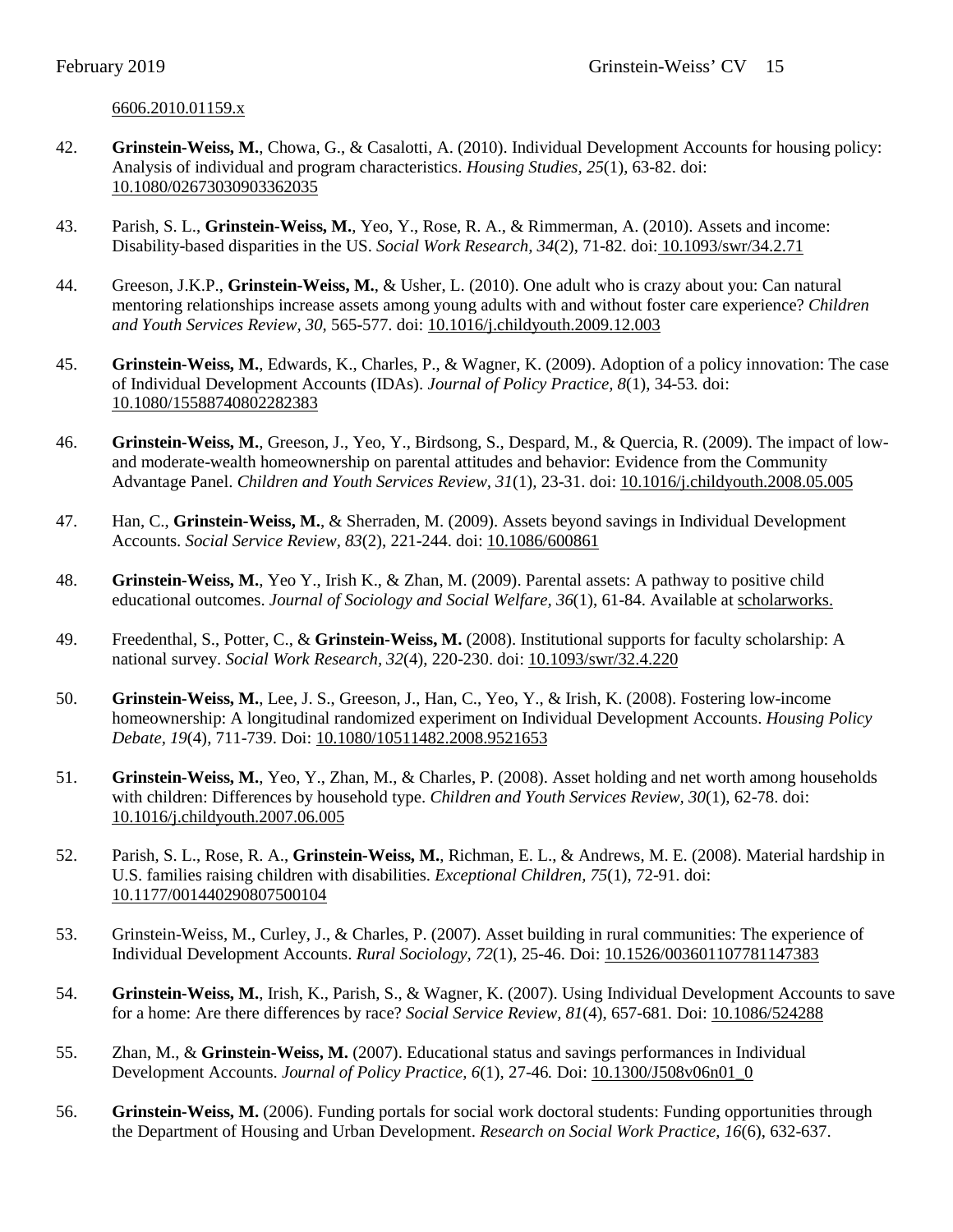6606.2010.01159.x

42. **Grinstein-Weiss, M.**, Chowa, G., & Casalotti, A. (2010). Individual Development Accounts for housing policy: Analysis of individual and program characteristics. *Housing Studies, 25*(1), 63-82. doi: 10.1080/02673030903362035

43. Parish, S. L., **Grinstein-Weiss, M.**, Yeo, Y., Rose, R. A., & Rimmerman, A. (2010). Assets and income: Disability-based disparities in the US. *Social Work Research, 34*(2), 71-82. doi: 10.1093/swr/34.2.71

44. Greeson, J.K.P., **Grinstein-Weiss, M.**, & Usher, L. (2010). One adult who is crazy about you: Can natural mentoring relationships increase assets among young adults with and without foster care experience? *Children and Youth Services Review, 30*, 565-577. doi: 10.1016/j.childyouth.2009.12.003

45. **Grinstein-Weiss, M.**, Edwards, K., Charles, P., & Wagner, K. (2009). Adoption of a policy innovation: The case of Individual Development Accounts (IDAs). *Journal of Policy Practice, 8*(1), 34-53. doi: 10.1080/15588740802282383

46. **Grinstein-Weiss, M.**, Greeson, J., Yeo, Y., Birdsong, S., Despard, M., & Quercia, R. (2009). The impact of low- and moderate-wealth homeownership on parental attitudes and behavior: Evidence from the Community Advantage Panel. *Children and Youth Services Review, 31*(1), 23-31. doi: 10.1016/j.childyouth.2008.05.005

47. Han, C., **Grinstein-Weiss, M.**, & Sherraden, M. (2009). Assets beyond savings in Individual Development Accounts. *Social Service Review, 83*(2), 221-244. doi: 10.1086/600861

48. **Grinstein-Weiss, M.**, Yeo Y., Irish K., & Zhan, M. (2009). Parental assets: A pathway to positive child educational outcomes. *Journal of Sociology and Social Welfare, 36*(1), 61-84. Available at scholarworks.

49. Freedenthal, S., Potter, C., & **Grinstein-Weiss, M.** (2008). Institutional supports for faculty scholarship: A national survey. *Social Work Research, 32*(4), 220-230. doi: 10.1093/swr/32.4.220

50. **Grinstein-Weiss, M.**, Lee, J. S., Greeson, J., Han, C., Yeo, Y., & Irish, K. (2008). Fostering low-income homeownership: A longitudinal randomized experiment on Individual Development Accounts. *Housing Policy Debate, 19*(4), 711-739. Doi: 10.1080/10511482.2008.9521653

51. **Grinstein-Weiss, M.**, Yeo, Y., Zhan, M., & Charles, P. (2008). Asset holding and net worth among households with children: Differences by household type. *Children and Youth Services Review, 30*(1), 62-78. doi: 10.1016/j.childyouth.2007.06.005

52. Parish, S. L., Rose, R. A., **Grinstein-Weiss, M.**, Richman, E. L., & Andrews, M. E. (2008). Material hardship in U.S. families raising children with disabilities. *Exceptional Children, 75*(1), 72-91. doi: 10.1177/001440290807500104

53. Grinstein-Weiss, M., Curley, J., & Charles, P. (2007). Asset building in rural communities: The experience of Individual Development Accounts. *Rural Sociology, 72*(1), 25-46. Doi: 10.1526/003601107781147383

54. **Grinstein-Weiss, M.**, Irish, K., Parish, S., & Wagner, K. (2007). Using Individual Development Accounts to save for a home: Are there differences by race? *Social Service Review, 81*(4), 657-681. Doi: 10.1086/524288

55. Zhan, M., & **Grinstein-Weiss, M.** (2007). Educational status and savings performances in Individual Development Accounts. *Journal of Policy Practice, 6*(1), 27-46. Doi: 10.1300/J508v06n01_0

56. **Grinstein-Weiss, M.** (2006). Funding portals for social work doctoral students: Funding opportunities through the Department of Housing and Urban Development. *Research on Social Work Practice, 16*(6), 632-637.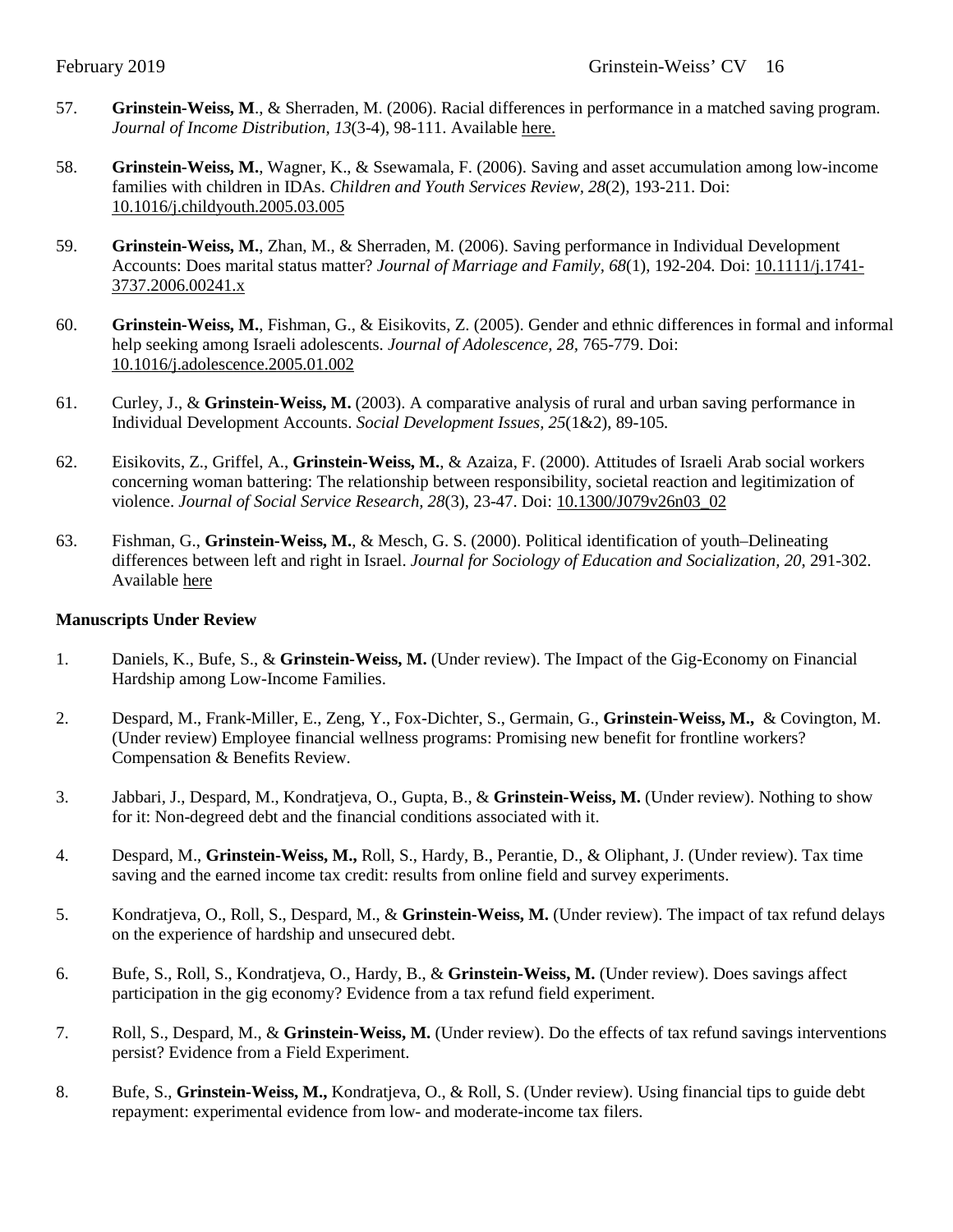57. **Grinstein-Weiss, M**., & Sherraden, M. (2006). Racial differences in performance in a matched saving program. *Journal of Income Distribution, 13*(3-4), 98-111. Available here.

58. **Grinstein-Weiss, M.**, Wagner, K., & Ssewamala, F. (2006). Saving and asset accumulation among low-income families with children in IDAs. *Children and Youth Services Review, 28*(2), 193-211. Doi: 10.1016/j.childyouth.2005.03.005

59. **Grinstein-Weiss, M.**, Zhan, M., & Sherraden, M. (2006). Saving performance in Individual Development Accounts: Does marital status matter? *Journal of Marriage and Family, 68*(1), 192-204. Doi: 10.1111/j.1741-3737.2006.00241.x

60. **Grinstein-Weiss, M.**, Fishman, G., & Eisikovits, Z. (2005). Gender and ethnic differences in formal and informal help seeking among Israeli adolescents. *Journal of Adolescence, 28*, 765-779. Doi: 10.1016/j.adolescence.2005.01.002

61. Curley, J., & **Grinstein-Weiss, M.** (2003). A comparative analysis of rural and urban saving performance in Individual Development Accounts. *Social Development Issues, 25*(1&2), 89-105.

62. Eisikovits, Z., Griffel, A., **Grinstein-Weiss, M.**, & Azaiza, F. (2000). Attitudes of Israeli Arab social workers concerning woman battering: The relationship between responsibility, societal reaction and legitimization of violence. *Journal of Social Service Research, 28*(3), 23-47. Doi: 10.1300/J079v26n03_02

63. Fishman, G., **Grinstein-Weiss, M.**, & Mesch, G. S. (2000). Political identification of youth–Delineating differences between left and right in Israel. *Journal for Sociology of Education and Socialization, 20*, 291-302. Available here

**Manuscripts Under Review**

1. Daniels, K., Bufe, S., & **Grinstein-Weiss, M.** (Under review). The Impact of the Gig-Economy on Financial Hardship among Low-Income Families.

2. Despard, M., Frank-Miller, E., Zeng, Y., Fox-Dichter, S., Germain, G., **Grinstein-Weiss, M.,** & Covington, M. (Under review) Employee financial wellness programs: Promising new benefit for frontline workers? Compensation & Benefits Review.

3. Jabbari, J., Despard, M., Kondratjeva, O., Gupta, B., & **Grinstein-Weiss, M.** (Under review). Nothing to show for it: Non-degreed debt and the financial conditions associated with it.

4. Despard, M., **Grinstein-Weiss, M.,** Roll, S., Hardy, B., Perantie, D., & Oliphant, J. (Under review). Tax time saving and the earned income tax credit: results from online field and survey experiments.

5. Kondratjeva, O., Roll, S., Despard, M., & **Grinstein-Weiss, M.** (Under review). The impact of tax refund delays on the experience of hardship and unsecured debt.

6. Bufe, S., Roll, S., Kondratjeva, O., Hardy, B., & **Grinstein-Weiss, M.** (Under review). Does savings affect participation in the gig economy? Evidence from a tax refund field experiment.

7. Roll, S., Despard, M., & **Grinstein-Weiss, M.** (Under review). Do the effects of tax refund savings interventions persist? Evidence from a Field Experiment.

8. Bufe, S., **Grinstein-Weiss, M.,** Kondratjeva, O., & Roll, S. (Under review). Using financial tips to guide debt repayment: experimental evidence from low- and moderate-income tax filers.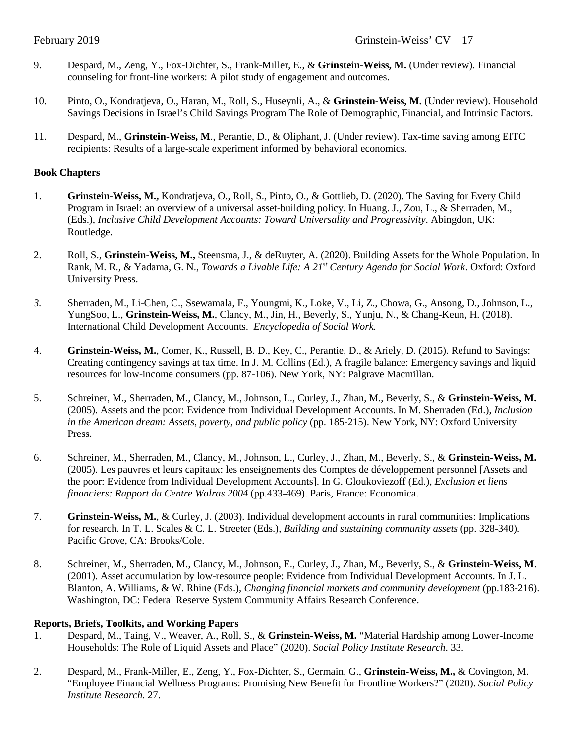9. Despard, M., Zeng, Y., Fox-Dichter, S., Frank-Miller, E., & **Grinstein-Weiss, M.** (Under review). Financial counseling for front-line workers: A pilot study of engagement and outcomes.

10. Pinto, O., Kondratjeva, O., Haran, M., Roll, S., Huseynli, A., & **Grinstein-Weiss, M.** (Under review). Household Savings Decisions in Israel's Child Savings Program The Role of Demographic, Financial, and Intrinsic Factors.

11. Despard, M., **Grinstein-Weiss, M**., Perantie, D., & Oliphant, J. (Under review). Tax-time saving among EITC recipients: Results of a large-scale experiment informed by behavioral economics.

**Book Chapters**

1. **Grinstein-Weiss, M.,** Kondratjeva, O., Roll, S., Pinto, O., & Gottlieb, D. (2020). The Saving for Every Child Program in Israel: an overview of a universal asset-building policy. In Huang. J., Zou, L., & Sherraden, M., (Eds.), *Inclusive Child Development Accounts: Toward Universality and Progressivity*. Abingdon, UK: Routledge.

2. Roll, S., **Grinstein-Weiss, M.,** Steensma, J., & deRuyter, A. (2020). Building Assets for the Whole Population. In Rank, M. R., & Yadama, G. N., *Towards a Livable Life: A 21st Century Agenda for Social Work*. Oxford: Oxford University Press.

*3.* Sherraden, M., Li-Chen, C., Ssewamala, F., Youngmi, K., Loke, V., Li, Z., Chowa, G., Ansong, D., Johnson, L., YungSoo, L., **Grinstein-Weiss, M.**, Clancy, M., Jin, H., Beverly, S., Yunju, N., & Chang-Keun, H. (2018). International Child Development Accounts. *Encyclopedia of Social Work.*

4. **Grinstein-Weiss, M.**, Comer, K., Russell, B. D., Key, C., Perantie, D., & Ariely, D. (2015). Refund to Savings: Creating contingency savings at tax time. In J. M. Collins (Ed.), A fragile balance: Emergency savings and liquid resources for low-income consumers (pp. 87-106). New York, NY: Palgrave Macmillan.

5. Schreiner, M., Sherraden, M., Clancy, M., Johnson, L., Curley, J., Zhan, M., Beverly, S., & **Grinstein-Weiss, M.** (2005). Assets and the poor: Evidence from Individual Development Accounts. In M. Sherraden (Ed.), *Inclusion in the American dream: Assets, poverty, and public policy* (pp. 185-215). New York, NY: Oxford University Press.

6. Schreiner, M., Sherraden, M., Clancy, M., Johnson, L., Curley, J., Zhan, M., Beverly, S., & **Grinstein-Weiss, M.** (2005). Les pauvres et leurs capitaux: les enseignements des Comptes de développement personnel [Assets and the poor: Evidence from Individual Development Accounts]. In G. Gloukoviezoff (Ed.), *Exclusion et liens financiers: Rapport du Centre Walras 2004* (pp.433-469). Paris, France: Economica.

7. **Grinstein-Weiss, M.**, & Curley, J. (2003). Individual development accounts in rural communities: Implications for research. In T. L. Scales & C. L. Streeter (Eds.), *Building and sustaining community assets* (pp. 328-340). Pacific Grove, CA: Brooks/Cole.

8. Schreiner, M., Sherraden, M., Clancy, M., Johnson, E., Curley, J., Zhan, M., Beverly, S., & **Grinstein-Weiss, M**. (2001). Asset accumulation by low-resource people: Evidence from Individual Development Accounts. In J. L. Blanton, A. Williams, & W. Rhine (Eds.), *Changing financial markets and community development* (pp.183-216). Washington, DC: Federal Reserve System Community Affairs Research Conference.

**Reports, Briefs, Toolkits, and Working Papers**

1. Despard, M., Taing, V., Weaver, A., Roll, S., & **Grinstein-Weiss, M.** "Material Hardship among Lower-Income Households: The Role of Liquid Assets and Place" (2020). *Social Policy Institute Research*. 33.

2. Despard, M., Frank-Miller, E., Zeng, Y., Fox-Dichter, S., Germain, G., **Grinstein-Weiss, M.,** & Covington, M. "Employee Financial Wellness Programs: Promising New Benefit for Frontline Workers?" (2020). *Social Policy Institute Research*. 27.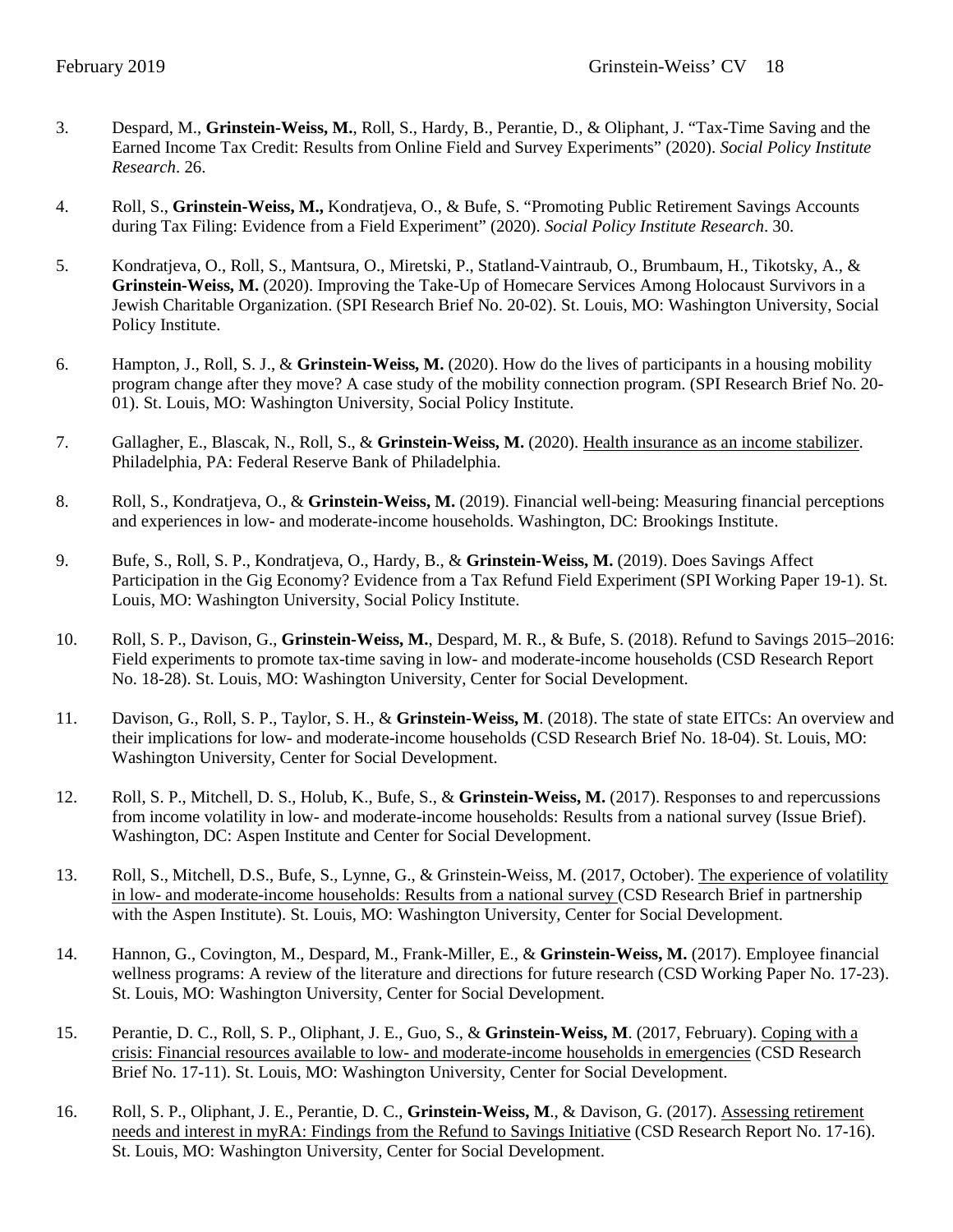3. Despard, M., **Grinstein-Weiss, M.**, Roll, S., Hardy, B., Perantie, D., & Oliphant, J. "Tax-Time Saving and the Earned Income Tax Credit: Results from Online Field and Survey Experiments" (2020). *Social Policy Institute Research*. 26.

4. Roll, S., **Grinstein-Weiss, M.,** Kondratjeva, O., & Bufe, S. "Promoting Public Retirement Savings Accounts during Tax Filing: Evidence from a Field Experiment" (2020). *Social Policy Institute Research*. 30.

5. Kondratjeva, O., Roll, S., Mantsura, O., Miretski, P., Statland-Vaintraub, O., Brumbaum, H., Tikotsky, A., & **Grinstein-Weiss, M.** (2020). Improving the Take-Up of Homecare Services Among Holocaust Survivors in a Jewish Charitable Organization. (SPI Research Brief No. 20-02). St. Louis, MO: Washington University, Social Policy Institute.

6. Hampton, J., Roll, S. J., & **Grinstein-Weiss, M.** (2020). How do the lives of participants in a housing mobility program change after they move? A case study of the mobility connection program. (SPI Research Brief No. 20-01). St. Louis, MO: Washington University, Social Policy Institute.

7. Gallagher, E., Blascak, N., Roll, S., & **Grinstein-Weiss, M.** (2020). Health insurance as an income stabilizer. Philadelphia, PA: Federal Reserve Bank of Philadelphia.

8. Roll, S., Kondratjeva, O., & **Grinstein-Weiss, M.** (2019). Financial well-being: Measuring financial perceptions and experiences in low- and moderate-income households. Washington, DC: Brookings Institute.

9. Bufe, S., Roll, S. P., Kondratjeva, O., Hardy, B., & **Grinstein-Weiss, M.** (2019). Does Savings Affect Participation in the Gig Economy? Evidence from a Tax Refund Field Experiment (SPI Working Paper 19-1). St. Louis, MO: Washington University, Social Policy Institute.

10. Roll, S. P., Davison, G., **Grinstein-Weiss, M.**, Despard, M. R., & Bufe, S. (2018). Refund to Savings 2015–2016: Field experiments to promote tax-time saving in low- and moderate-income households (CSD Research Report No. 18-28). St. Louis, MO: Washington University, Center for Social Development.

11. Davison, G., Roll, S. P., Taylor, S. H., & **Grinstein-Weiss, M**. (2018). The state of state EITCs: An overview and their implications for low- and moderate-income households (CSD Research Brief No. 18-04). St. Louis, MO: Washington University, Center for Social Development.

12. Roll, S. P., Mitchell, D. S., Holub, K., Bufe, S., & **Grinstein-Weiss, M.** (2017). Responses to and repercussions from income volatility in low- and moderate-income households: Results from a national survey (Issue Brief). Washington, DC: Aspen Institute and Center for Social Development.

13. Roll, S., Mitchell, D.S., Bufe, S., Lynne, G., & Grinstein-Weiss, M. (2017, October). The experience of volatility in low- and moderate-income households: Results from a national survey (CSD Research Brief in partnership with the Aspen Institute). St. Louis, MO: Washington University, Center for Social Development.

14. Hannon, G., Covington, M., Despard, M., Frank-Miller, E., & **Grinstein-Weiss, M.** (2017). Employee financial wellness programs: A review of the literature and directions for future research (CSD Working Paper No. 17-23). St. Louis, MO: Washington University, Center for Social Development.

15. Perantie, D. C., Roll, S. P., Oliphant, J. E., Guo, S., & **Grinstein-Weiss, M**. (2017, February). Coping with a crisis: Financial resources available to low- and moderate-income households in emergencies (CSD Research Brief No. 17-11). St. Louis, MO: Washington University, Center for Social Development.

16. Roll, S. P., Oliphant, J. E., Perantie, D. C., **Grinstein-Weiss, M**., & Davison, G. (2017). Assessing retirement needs and interest in myRA: Findings from the Refund to Savings Initiative (CSD Research Report No. 17-16). St. Louis, MO: Washington University, Center for Social Development.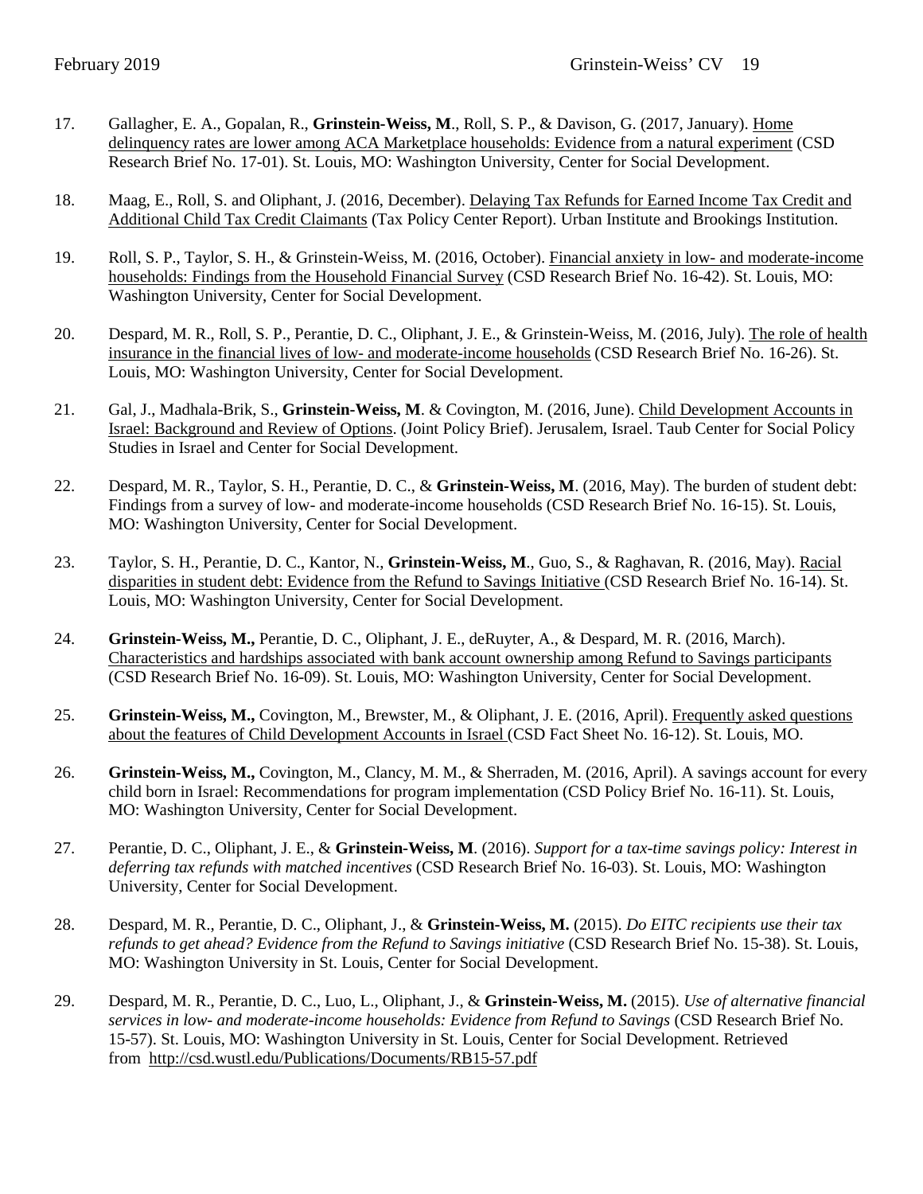17. Gallagher, E. A., Gopalan, R., **Grinstein-Weiss, M**., Roll, S. P., & Davison, G. (2017, January). Home delinquency rates are lower among ACA Marketplace households: Evidence from a natural experiment (CSD Research Brief No. 17-01). St. Louis, MO: Washington University, Center for Social Development.

18. Maag, E., Roll, S. and Oliphant, J. (2016, December). Delaying Tax Refunds for Earned Income Tax Credit and Additional Child Tax Credit Claimants (Tax Policy Center Report). Urban Institute and Brookings Institution.

19. Roll, S. P., Taylor, S. H., & Grinstein-Weiss, M. (2016, October). Financial anxiety in low- and moderate-income households: Findings from the Household Financial Survey (CSD Research Brief No. 16-42). St. Louis, MO: Washington University, Center for Social Development.

20. Despard, M. R., Roll, S. P., Perantie, D. C., Oliphant, J. E., & Grinstein-Weiss, M. (2016, July). The role of health insurance in the financial lives of low- and moderate-income households (CSD Research Brief No. 16-26). St. Louis, MO: Washington University, Center for Social Development.

21. Gal, J., Madhala-Brik, S., **Grinstein-Weiss, M**. & Covington, M. (2016, June). Child Development Accounts in Israel: Background and Review of Options. (Joint Policy Brief). Jerusalem, Israel. Taub Center for Social Policy Studies in Israel and Center for Social Development.

22. Despard, M. R., Taylor, S. H., Perantie, D. C., & **Grinstein-Weiss, M**. (2016, May). The burden of student debt: Findings from a survey of low- and moderate-income households (CSD Research Brief No. 16-15). St. Louis, MO: Washington University, Center for Social Development.

23. Taylor, S. H., Perantie, D. C., Kantor, N., **Grinstein-Weiss, M**., Guo, S., & Raghavan, R. (2016, May). Racial disparities in student debt: Evidence from the Refund to Savings Initiative (CSD Research Brief No. 16-14). St. Louis, MO: Washington University, Center for Social Development.

24. **Grinstein-Weiss, M.,** Perantie, D. C., Oliphant, J. E., deRuyter, A., & Despard, M. R. (2016, March). Characteristics and hardships associated with bank account ownership among Refund to Savings participants (CSD Research Brief No. 16-09). St. Louis, MO: Washington University, Center for Social Development.

25. **Grinstein-Weiss, M.,** Covington, M., Brewster, M., & Oliphant, J. E. (2016, April). Frequently asked questions about the features of Child Development Accounts in Israel (CSD Fact Sheet No. 16-12). St. Louis, MO.

26. **Grinstein-Weiss, M.,** Covington, M., Clancy, M. M., & Sherraden, M. (2016, April). A savings account for every child born in Israel: Recommendations for program implementation (CSD Policy Brief No. 16-11). St. Louis, MO: Washington University, Center for Social Development.

27. Perantie, D. C., Oliphant, J. E., & **Grinstein-Weiss, M**. (2016). *Support for a tax-time savings policy: Interest in deferring tax refunds with matched incentives* (CSD Research Brief No. 16-03). St. Louis, MO: Washington University, Center for Social Development.

28. Despard, M. R., Perantie, D. C., Oliphant, J., & **Grinstein-Weiss, M.** (2015). *Do EITC recipients use their tax refunds to get ahead? Evidence from the Refund to Savings initiative* (CSD Research Brief No. 15-38). St. Louis, MO: Washington University in St. Louis, Center for Social Development.

29. Despard, M. R., Perantie, D. C., Luo, L., Oliphant, J., & **Grinstein-Weiss, M.** (2015). *Use of alternative financial services in low- and moderate-income households: Evidence from Refund to Savings* (CSD Research Brief No. 15-57). St. Louis, MO: Washington University in St. Louis, Center for Social Development. Retrieved from http://csd.wustl.edu/Publications/Documents/RB15-57.pdf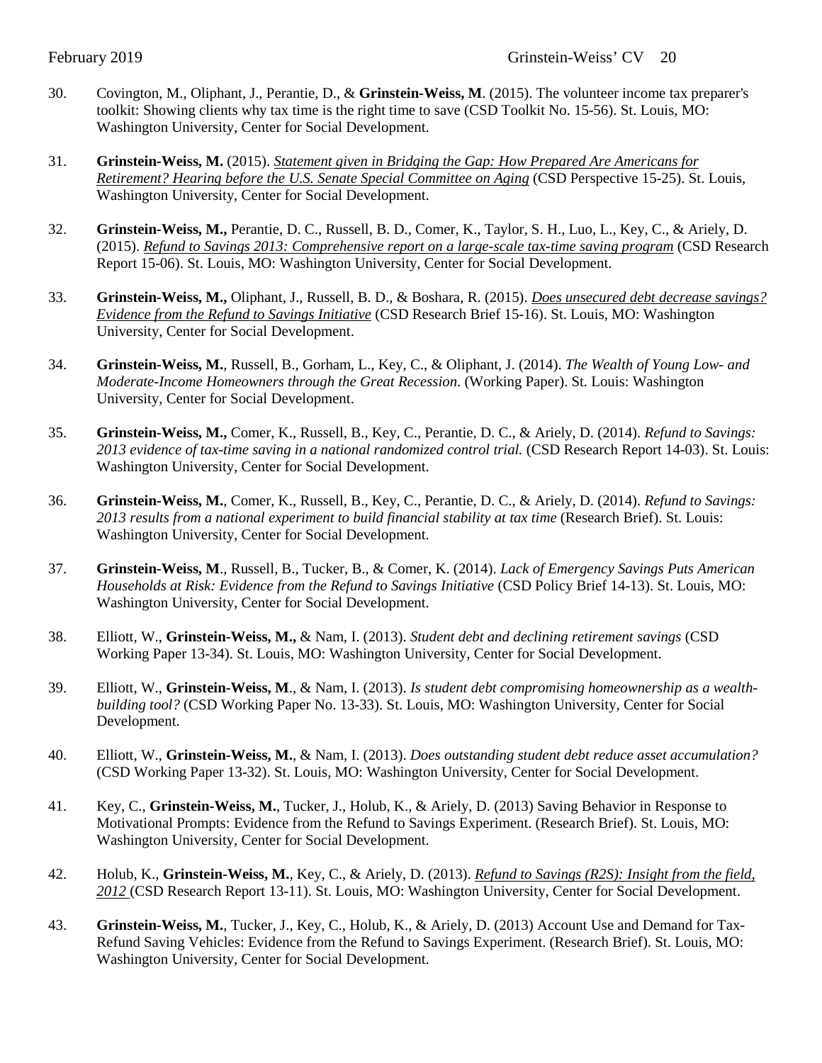30. Covington, M., Oliphant, J., Perantie, D., & **Grinstein-Weiss, M**. (2015). The volunteer income tax preparer's toolkit: Showing clients why tax time is the right time to save (CSD Toolkit No. 15-56). St. Louis, MO: Washington University, Center for Social Development.

31. **Grinstein-Weiss, M.** (2015). *Statement given in Bridging the Gap: How Prepared Are Americans for Retirement? Hearing before the U.S. Senate Special Committee on Aging* (CSD Perspective 15-25). St. Louis, Washington University, Center for Social Development.

32. **Grinstein-Weiss, M.,** Perantie, D. C., Russell, B. D., Comer, K., Taylor, S. H., Luo, L., Key, C., & Ariely, D. (2015). *Refund to Savings 2013: Comprehensive report on a large-scale tax-time saving program* (CSD Research Report 15-06). St. Louis, MO: Washington University, Center for Social Development.

33. **Grinstein-Weiss, M.,** Oliphant, J., Russell, B. D., & Boshara, R. (2015). *Does unsecured debt decrease savings? Evidence from the Refund to Savings Initiative* (CSD Research Brief 15-16). St. Louis, MO: Washington University, Center for Social Development.

34. **Grinstein-Weiss, M.**, Russell, B., Gorham, L., Key, C., & Oliphant, J. (2014). *The Wealth of Young Low- and Moderate-Income Homeowners through the Great Recession*. (Working Paper). St. Louis: Washington University, Center for Social Development.

35. **Grinstein-Weiss, M.,** Comer, K., Russell, B., Key, C., Perantie, D. C., & Ariely, D. (2014). *Refund to Savings: 2013 evidence of tax-time saving in a national randomized control trial.* (CSD Research Report 14-03). St. Louis: Washington University, Center for Social Development.

36. **Grinstein-Weiss, M.**, Comer, K., Russell, B., Key, C., Perantie, D. C., & Ariely, D. (2014). *Refund to Savings: 2013 results from a national experiment to build financial stability at tax time* (Research Brief). St. Louis: Washington University, Center for Social Development.

37. **Grinstein-Weiss, M**., Russell, B., Tucker, B., & Comer, K. (2014). *Lack of Emergency Savings Puts American Households at Risk: Evidence from the Refund to Savings Initiative* (CSD Policy Brief 14-13). St. Louis, MO: Washington University, Center for Social Development.

38. Elliott, W., **Grinstein-Weiss, M.,** & Nam, I. (2013). *Student debt and declining retirement savings* (CSD Working Paper 13-34). St. Louis, MO: Washington University, Center for Social Development.

39. Elliott, W., **Grinstein-Weiss, M**., & Nam, I. (2013). *Is student debt compromising homeownership as a wealth-building tool?* (CSD Working Paper No. 13-33). St. Louis, MO: Washington University, Center for Social Development.

40. Elliott, W., **Grinstein-Weiss, M.**, & Nam, I. (2013). *Does outstanding student debt reduce asset accumulation?* (CSD Working Paper 13-32). St. Louis, MO: Washington University, Center for Social Development.

41. Key, C., **Grinstein-Weiss, M.**, Tucker, J., Holub, K., & Ariely, D. (2013) Saving Behavior in Response to Motivational Prompts: Evidence from the Refund to Savings Experiment. (Research Brief). St. Louis, MO: Washington University, Center for Social Development.

42. Holub, K., **Grinstein-Weiss, M.**, Key, C., & Ariely, D. (2013). *Refund to Savings (R2S): Insight from the field, 2012* (CSD Research Report 13-11). St. Louis, MO: Washington University, Center for Social Development.

43. **Grinstein-Weiss, M.**, Tucker, J., Key, C., Holub, K., & Ariely, D. (2013) Account Use and Demand for Tax-Refund Saving Vehicles: Evidence from the Refund to Savings Experiment. (Research Brief). St. Louis, MO: Washington University, Center for Social Development.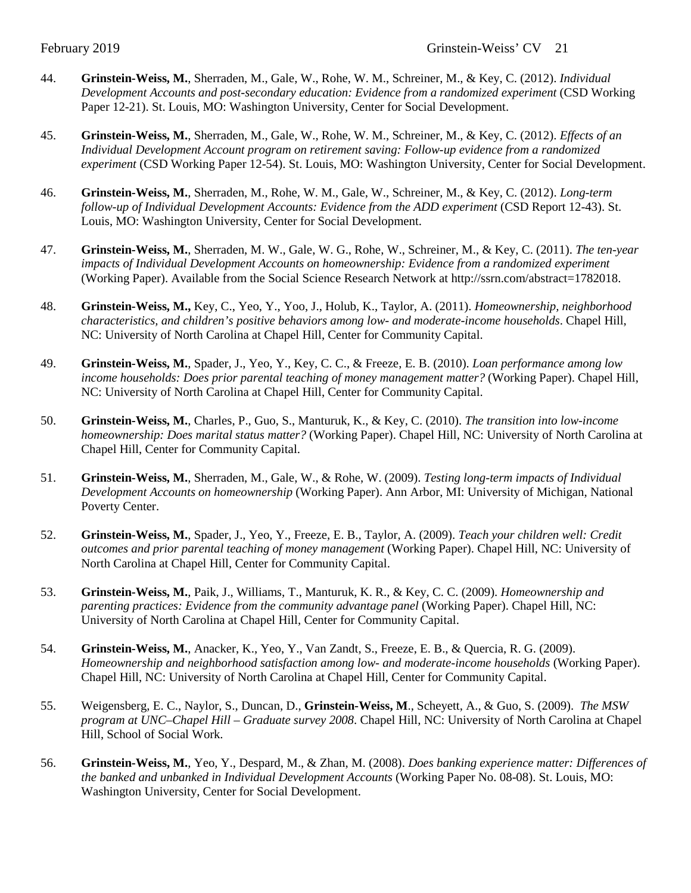44. **Grinstein-Weiss, M.**, Sherraden, M., Gale, W., Rohe, W. M., Schreiner, M., & Key, C. (2012). *Individual Development Accounts and post-secondary education: Evidence from a randomized experiment* (CSD Working Paper 12-21). St. Louis, MO: Washington University, Center for Social Development.

45. **Grinstein-Weiss, M.**, Sherraden, M., Gale, W., Rohe, W. M., Schreiner, M., & Key, C. (2012). *Effects of an Individual Development Account program on retirement saving: Follow-up evidence from a randomized experiment* (CSD Working Paper 12-54). St. Louis, MO: Washington University, Center for Social Development.

46. **Grinstein-Weiss, M.**, Sherraden, M., Rohe, W. M., Gale, W., Schreiner, M., & Key, C. (2012). *Long-term follow-up of Individual Development Accounts: Evidence from the ADD experiment* (CSD Report 12-43). St. Louis, MO: Washington University, Center for Social Development.

47. **Grinstein-Weiss, M.**, Sherraden, M. W., Gale, W. G., Rohe, W., Schreiner, M., & Key, C. (2011). *The ten-year impacts of Individual Development Accounts on homeownership: Evidence from a randomized experiment* (Working Paper). Available from the Social Science Research Network at http://ssrn.com/abstract=1782018.

48. **Grinstein-Weiss, M.,** Key, C., Yeo, Y., Yoo, J., Holub, K., Taylor, A. (2011). *Homeownership, neighborhood characteristics, and children's positive behaviors among low- and moderate-income households*. Chapel Hill, NC: University of North Carolina at Chapel Hill, Center for Community Capital.

49. **Grinstein-Weiss, M.**, Spader, J., Yeo, Y., Key, C. C., & Freeze, E. B. (2010). *Loan performance among low income households: Does prior parental teaching of money management matter?* (Working Paper). Chapel Hill, NC: University of North Carolina at Chapel Hill, Center for Community Capital.

50. **Grinstein-Weiss, M.**, Charles, P., Guo, S., Manturuk, K., & Key, C. (2010). *The transition into low-income homeownership: Does marital status matter?* (Working Paper). Chapel Hill, NC: University of North Carolina at Chapel Hill, Center for Community Capital.

51. **Grinstein-Weiss, M.**, Sherraden, M., Gale, W., & Rohe, W. (2009). *Testing long-term impacts of Individual Development Accounts on homeownership* (Working Paper). Ann Arbor, MI: University of Michigan, National Poverty Center.

52. **Grinstein-Weiss, M.**, Spader, J., Yeo, Y., Freeze, E. B., Taylor, A. (2009). *Teach your children well: Credit outcomes and prior parental teaching of money management* (Working Paper). Chapel Hill, NC: University of North Carolina at Chapel Hill, Center for Community Capital.

53. **Grinstein-Weiss, M.**, Paik, J., Williams, T., Manturuk, K. R., & Key, C. C. (2009). *Homeownership and parenting practices: Evidence from the community advantage panel* (Working Paper). Chapel Hill, NC: University of North Carolina at Chapel Hill, Center for Community Capital.

54. **Grinstein-Weiss, M.**, Anacker, K., Yeo, Y., Van Zandt, S., Freeze, E. B., & Quercia, R. G. (2009). *Homeownership and neighborhood satisfaction among low- and moderate-income households* (Working Paper). Chapel Hill, NC: University of North Carolina at Chapel Hill, Center for Community Capital.

55. Weigensberg, E. C., Naylor, S., Duncan, D., **Grinstein-Weiss, M**., Scheyett, A., & Guo, S. (2009). *The MSW program at UNC–Chapel Hill – Graduate survey 2008*. Chapel Hill, NC: University of North Carolina at Chapel Hill, School of Social Work.

56. **Grinstein-Weiss, M.**, Yeo, Y., Despard, M., & Zhan, M. (2008). *Does banking experience matter: Differences of the banked and unbanked in Individual Development Accounts* (Working Paper No. 08-08). St. Louis, MO: Washington University, Center for Social Development.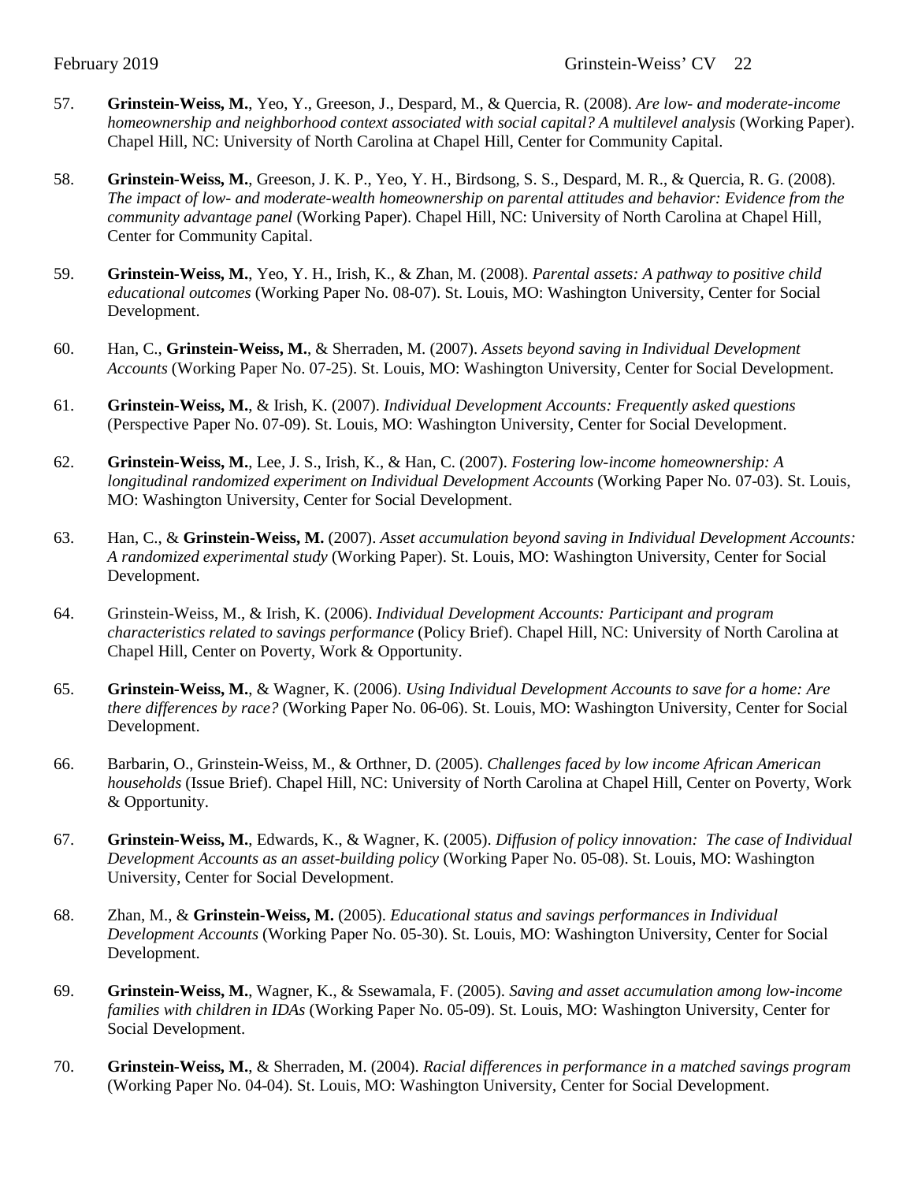57. **Grinstein-Weiss, M.**, Yeo, Y., Greeson, J., Despard, M., & Quercia, R. (2008). *Are low- and moderate-income homeownership and neighborhood context associated with social capital? A multilevel analysis* (Working Paper). Chapel Hill, NC: University of North Carolina at Chapel Hill, Center for Community Capital.

58. **Grinstein-Weiss, M.**, Greeson, J. K. P., Yeo, Y. H., Birdsong, S. S., Despard, M. R., & Quercia, R. G. (2008). *The impact of low- and moderate-wealth homeownership on parental attitudes and behavior: Evidence from the community advantage panel* (Working Paper). Chapel Hill, NC: University of North Carolina at Chapel Hill, Center for Community Capital.

59. **Grinstein-Weiss, M.**, Yeo, Y. H., Irish, K., & Zhan, M. (2008). *Parental assets: A pathway to positive child educational outcomes* (Working Paper No. 08-07). St. Louis, MO: Washington University, Center for Social Development.

60. Han, C., **Grinstein-Weiss, M.**, & Sherraden, M. (2007). *Assets beyond saving in Individual Development Accounts* (Working Paper No. 07-25). St. Louis, MO: Washington University, Center for Social Development.

61. **Grinstein-Weiss, M.**, & Irish, K. (2007). *Individual Development Accounts: Frequently asked questions* (Perspective Paper No. 07-09). St. Louis, MO: Washington University, Center for Social Development.

62. **Grinstein-Weiss, M.**, Lee, J. S., Irish, K., & Han, C. (2007). *Fostering low-income homeownership: A longitudinal randomized experiment on Individual Development Accounts* (Working Paper No. 07-03). St. Louis, MO: Washington University, Center for Social Development.

63. Han, C., & **Grinstein-Weiss, M.** (2007). *Asset accumulation beyond saving in Individual Development Accounts: A randomized experimental study* (Working Paper). St. Louis, MO: Washington University, Center for Social Development.

64. Grinstein-Weiss, M., & Irish, K. (2006). *Individual Development Accounts: Participant and program characteristics related to savings performance* (Policy Brief). Chapel Hill, NC: University of North Carolina at Chapel Hill, Center on Poverty, Work & Opportunity.

65. **Grinstein-Weiss, M.**, & Wagner, K. (2006). *Using Individual Development Accounts to save for a home: Are there differences by race?* (Working Paper No. 06-06). St. Louis, MO: Washington University, Center for Social Development.

66. Barbarin, O., Grinstein-Weiss, M., & Orthner, D. (2005). *Challenges faced by low income African American households* (Issue Brief). Chapel Hill, NC: University of North Carolina at Chapel Hill, Center on Poverty, Work & Opportunity.

67. **Grinstein-Weiss, M.**, Edwards, K., & Wagner, K. (2005). *Diffusion of policy innovation: The case of Individual Development Accounts as an asset-building policy* (Working Paper No. 05-08). St. Louis, MO: Washington University, Center for Social Development.

68. Zhan, M., & **Grinstein-Weiss, M.** (2005). *Educational status and savings performances in Individual Development Accounts* (Working Paper No. 05-30). St. Louis, MO: Washington University, Center for Social Development.

69. **Grinstein-Weiss, M.**, Wagner, K., & Ssewamala, F. (2005). *Saving and asset accumulation among low-income families with children in IDAs* (Working Paper No. 05-09). St. Louis, MO: Washington University, Center for Social Development.

70. **Grinstein-Weiss, M.**, & Sherraden, M. (2004). *Racial differences in performance in a matched savings program* (Working Paper No. 04-04). St. Louis, MO: Washington University, Center for Social Development.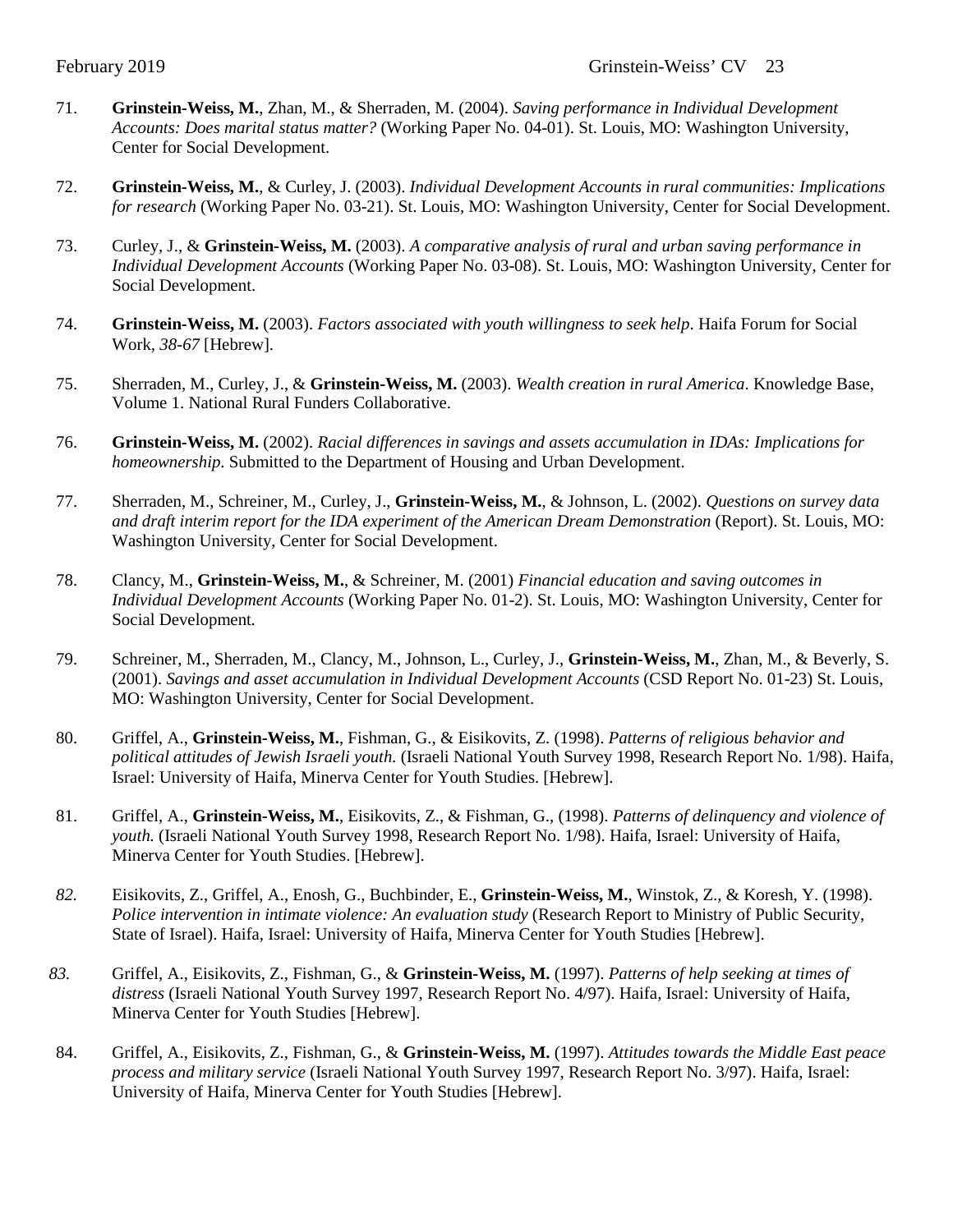71. **Grinstein-Weiss, M.**, Zhan, M., & Sherraden, M. (2004). *Saving performance in Individual Development Accounts: Does marital status matter?* (Working Paper No. 04-01). St. Louis, MO: Washington University, Center for Social Development.

72. **Grinstein-Weiss, M.**, & Curley, J. (2003). *Individual Development Accounts in rural communities: Implications for research* (Working Paper No. 03-21). St. Louis, MO: Washington University, Center for Social Development.

73. Curley, J., & **Grinstein-Weiss, M.** (2003). *A comparative analysis of rural and urban saving performance in Individual Development Accounts* (Working Paper No. 03-08). St. Louis, MO: Washington University, Center for Social Development.

74. **Grinstein-Weiss, M.** (2003). *Factors associated with youth willingness to seek help*. Haifa Forum for Social Work, *38-67* [Hebrew].

75. Sherraden, M., Curley, J., & **Grinstein-Weiss, M.** (2003). *Wealth creation in rural America*. Knowledge Base, Volume 1. National Rural Funders Collaborative.

76. **Grinstein-Weiss, M.** (2002). *Racial differences in savings and assets accumulation in IDAs: Implications for homeownership*. Submitted to the Department of Housing and Urban Development.

77. Sherraden, M., Schreiner, M., Curley, J., **Grinstein-Weiss, M.**, & Johnson, L. (2002). *Questions on survey data and draft interim report for the IDA experiment of the American Dream Demonstration* (Report). St. Louis, MO: Washington University, Center for Social Development.

78. Clancy, M., **Grinstein-Weiss, M.**, & Schreiner, M. (2001) *Financial education and saving outcomes in Individual Development Accounts* (Working Paper No. 01-2). St. Louis, MO: Washington University, Center for Social Development.

79. Schreiner, M., Sherraden, M., Clancy, M., Johnson, L., Curley, J., **Grinstein-Weiss, M.**, Zhan, M., & Beverly, S. (2001). *Savings and asset accumulation in Individual Development Accounts* (CSD Report No. 01-23) St. Louis, MO: Washington University, Center for Social Development.

80. Griffel, A., **Grinstein-Weiss, M.**, Fishman, G., & Eisikovits, Z. (1998). *Patterns of religious behavior and political attitudes of Jewish Israeli youth.* (Israeli National Youth Survey 1998, Research Report No. 1/98). Haifa, Israel: University of Haifa, Minerva Center for Youth Studies. [Hebrew].

81. Griffel, A., **Grinstein-Weiss, M.**, Eisikovits, Z., & Fishman, G., (1998). *Patterns of delinquency and violence of youth.* (Israeli National Youth Survey 1998, Research Report No. 1/98). Haifa, Israel: University of Haifa, Minerva Center for Youth Studies. [Hebrew].

82. Eisikovits, Z., Griffel, A., Enosh, G., Buchbinder, E., **Grinstein-Weiss, M.**, Winstok, Z., & Koresh, Y. (1998). *Police intervention in intimate violence: An evaluation study* (Research Report to Ministry of Public Security, State of Israel). Haifa, Israel: University of Haifa, Minerva Center for Youth Studies [Hebrew].

83. Griffel, A., Eisikovits, Z., Fishman, G., & **Grinstein-Weiss, M.** (1997). *Patterns of help seeking at times of distress* (Israeli National Youth Survey 1997, Research Report No. 4/97). Haifa, Israel: University of Haifa, Minerva Center for Youth Studies [Hebrew].

84. Griffel, A., Eisikovits, Z., Fishman, G., & **Grinstein-Weiss, M.** (1997). *Attitudes towards the Middle East peace process and military service* (Israeli National Youth Survey 1997, Research Report No. 3/97). Haifa, Israel: University of Haifa, Minerva Center for Youth Studies [Hebrew].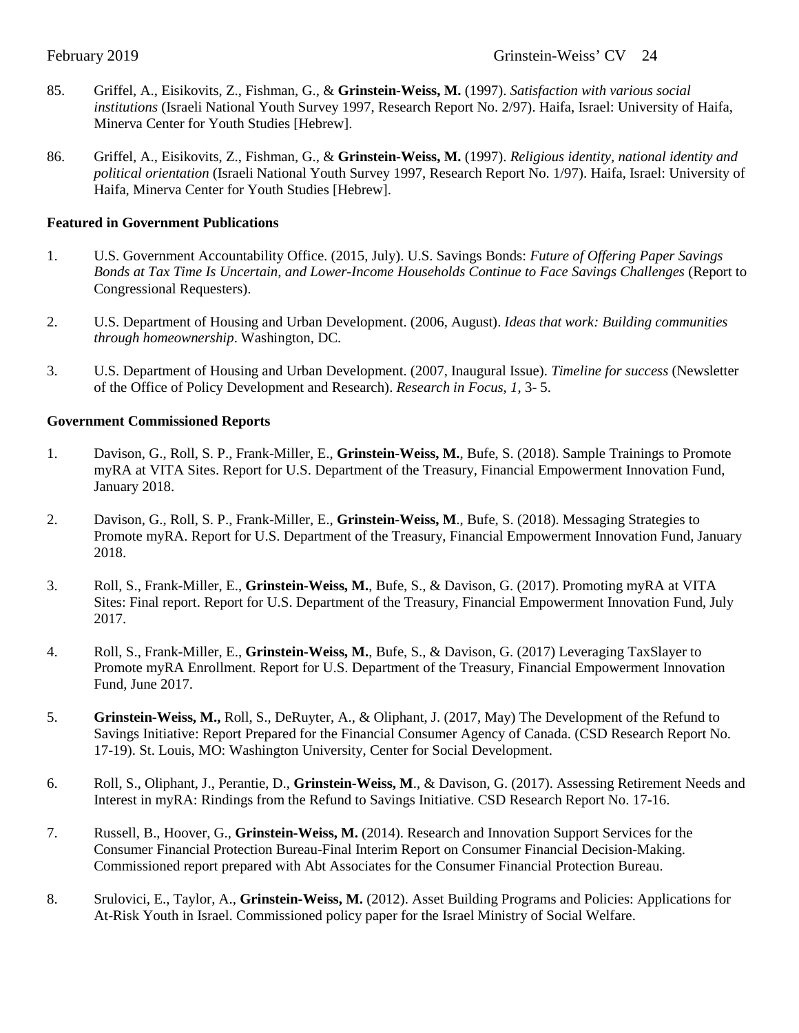85. Griffel, A., Eisikovits, Z., Fishman, G., & **Grinstein-Weiss, M.** (1997). *Satisfaction with various social institutions* (Israeli National Youth Survey 1997, Research Report No. 2/97). Haifa, Israel: University of Haifa, Minerva Center for Youth Studies [Hebrew].

86. Griffel, A., Eisikovits, Z., Fishman, G., & **Grinstein-Weiss, M.** (1997). *Religious identity, national identity and political orientation* (Israeli National Youth Survey 1997, Research Report No. 1/97). Haifa, Israel: University of Haifa, Minerva Center for Youth Studies [Hebrew].

**Featured in Government Publications**

1. U.S. Government Accountability Office. (2015, July). U.S. Savings Bonds: *Future of Offering Paper Savings Bonds at Tax Time Is Uncertain, and Lower-Income Households Continue to Face Savings Challenges* (Report to Congressional Requesters).

2. U.S. Department of Housing and Urban Development. (2006, August). *Ideas that work: Building communities through homeownership*. Washington, DC.

3. U.S. Department of Housing and Urban Development. (2007, Inaugural Issue). *Timeline for success* (Newsletter of the Office of Policy Development and Research). *Research in Focus*, *1*, 3- 5.

**Government Commissioned Reports**

1. Davison, G., Roll, S. P., Frank-Miller, E., **Grinstein-Weiss, M.**, Bufe, S. (2018). Sample Trainings to Promote myRA at VITA Sites. Report for U.S. Department of the Treasury, Financial Empowerment Innovation Fund, January 2018.

2. Davison, G., Roll, S. P., Frank-Miller, E., **Grinstein-Weiss, M**., Bufe, S. (2018). Messaging Strategies to Promote myRA. Report for U.S. Department of the Treasury, Financial Empowerment Innovation Fund, January 2018.

3. Roll, S., Frank-Miller, E., **Grinstein-Weiss, M.**, Bufe, S., & Davison, G. (2017). Promoting myRA at VITA Sites: Final report. Report for U.S. Department of the Treasury, Financial Empowerment Innovation Fund, July 2017.

4. Roll, S., Frank-Miller, E., **Grinstein-Weiss, M.**, Bufe, S., & Davison, G. (2017) Leveraging TaxSlayer to Promote myRA Enrollment. Report for U.S. Department of the Treasury, Financial Empowerment Innovation Fund, June 2017.

5. **Grinstein-Weiss, M.,** Roll, S., DeRuyter, A., & Oliphant, J. (2017, May) The Development of the Refund to Savings Initiative: Report Prepared for the Financial Consumer Agency of Canada. (CSD Research Report No. 17-19). St. Louis, MO: Washington University, Center for Social Development.

6. Roll, S., Oliphant, J., Perantie, D., **Grinstein-Weiss, M**., & Davison, G. (2017). Assessing Retirement Needs and Interest in myRA: Rindings from the Refund to Savings Initiative. CSD Research Report No. 17-16.

7. Russell, B., Hoover, G., **Grinstein-Weiss, M.** (2014). Research and Innovation Support Services for the Consumer Financial Protection Bureau-Final Interim Report on Consumer Financial Decision-Making. Commissioned report prepared with Abt Associates for the Consumer Financial Protection Bureau.

8. Srulovici, E., Taylor, A., **Grinstein-Weiss, M.** (2012). Asset Building Programs and Policies: Applications for At-Risk Youth in Israel. Commissioned policy paper for the Israel Ministry of Social Welfare.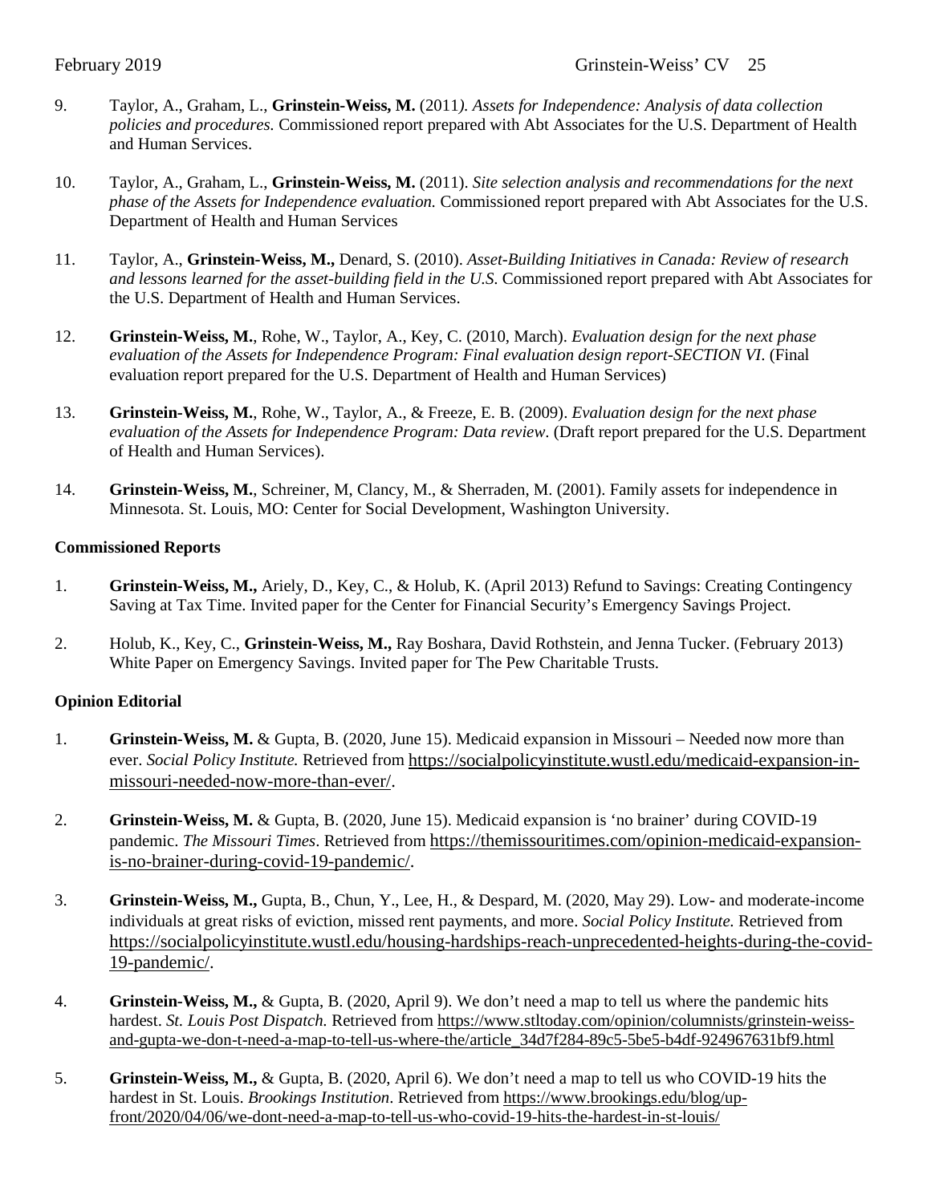9. Taylor, A., Graham, L., **Grinstein-Weiss, M.** (2011*). Assets for Independence: Analysis of data collection policies and procedures.* Commissioned report prepared with Abt Associates for the U.S. Department of Health and Human Services.

10. Taylor, A., Graham, L., **Grinstein-Weiss, M.** (2011). *Site selection analysis and recommendations for the next phase of the Assets for Independence evaluation.* Commissioned report prepared with Abt Associates for the U.S. Department of Health and Human Services

11. Taylor, A., **Grinstein-Weiss, M.,** Denard, S. (2010). *Asset-Building Initiatives in Canada: Review of research and lessons learned for the asset-building field in the U.S.* Commissioned report prepared with Abt Associates for the U.S. Department of Health and Human Services.

12. **Grinstein-Weiss, M.**, Rohe, W., Taylor, A., Key, C. (2010, March). *Evaluation design for the next phase evaluation of the Assets for Independence Program: Final evaluation design report-SECTION VI*. (Final evaluation report prepared for the U.S. Department of Health and Human Services)

13. **Grinstein-Weiss, M.**, Rohe, W., Taylor, A., & Freeze, E. B. (2009). *Evaluation design for the next phase evaluation of the Assets for Independence Program: Data review*. (Draft report prepared for the U.S. Department of Health and Human Services).

14. **Grinstein-Weiss, M.**, Schreiner, M, Clancy, M., & Sherraden, M. (2001). Family assets for independence in Minnesota. St. Louis, MO: Center for Social Development, Washington University.

**Commissioned Reports**

1. **Grinstein-Weiss, M.,** Ariely, D., Key, C., & Holub, K. (April 2013) Refund to Savings: Creating Contingency Saving at Tax Time. Invited paper for the Center for Financial Security's Emergency Savings Project.

2. Holub, K., Key, C., **Grinstein-Weiss, M.,** Ray Boshara, David Rothstein, and Jenna Tucker. (February 2013) White Paper on Emergency Savings. Invited paper for The Pew Charitable Trusts.

**Opinion Editorial**

1. **Grinstein-Weiss, M.** & Gupta, B. (2020, June 15). Medicaid expansion in Missouri – Needed now more than ever. *Social Policy Institute.* Retrieved from https://socialpolicyinstitute.wustl.edu/medicaid-expansion-in-missouri-needed-now-more-than-ever/.

2. **Grinstein-Weiss, M.** & Gupta, B. (2020, June 15). Medicaid expansion is 'no brainer' during COVID-19 pandemic. *The Missouri Times*. Retrieved from https://themissouritimes.com/opinion-medicaid-expansion-is-no-brainer-during-covid-19-pandemic/.

3. **Grinstein-Weiss, M.,** Gupta, B., Chun, Y., Lee, H., & Despard, M. (2020, May 29). Low- and moderate-income individuals at great risks of eviction, missed rent payments, and more. *Social Policy Institute.* Retrieved from https://socialpolicyinstitute.wustl.edu/housing-hardships-reach-unprecedented-heights-during-the-covid-19-pandemic/.

4. **Grinstein-Weiss, M.,** & Gupta, B. (2020, April 9). We don't need a map to tell us where the pandemic hits hardest. *St. Louis Post Dispatch.* Retrieved from https://www.stltoday.com/opinion/columnists/grinstein-weiss-and-gupta-we-don-t-need-a-map-to-tell-us-where-the/article_34d7f284-89c5-5be5-b4df-924967631bf9.html

5. **Grinstein-Weiss, M.,** & Gupta, B. (2020, April 6). We don't need a map to tell us who COVID-19 hits the hardest in St. Louis. *Brookings Institution*. Retrieved from https://www.brookings.edu/blog/up-front/2020/04/06/we-dont-need-a-map-to-tell-us-who-covid-19-hits-the-hardest-in-st-louis/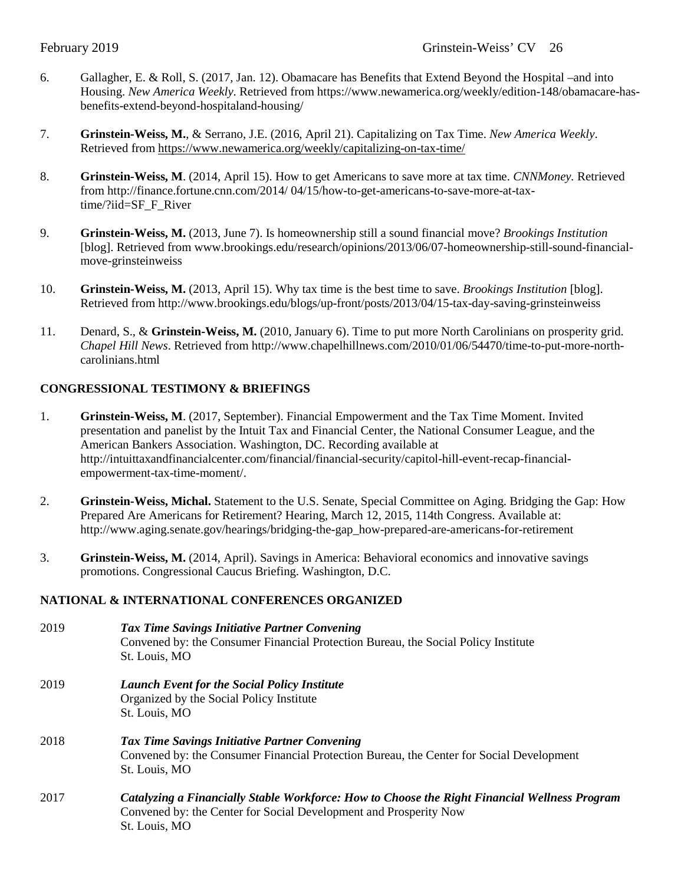6. Gallagher, E. & Roll, S. (2017, Jan. 12). Obamacare has Benefits that Extend Beyond the Hospital –and into Housing. *New America Weekly*. Retrieved from https://www.newamerica.org/weekly/edition-148/obamacare-has-benefits-extend-beyond-hospitaland-housing/

7. **Grinstein-Weiss, M.**, & Serrano, J.E. (2016, April 21). Capitalizing on Tax Time. *New America Weekly*. Retrieved from https://www.newamerica.org/weekly/capitalizing-on-tax-time/

8. **Grinstein-Weiss, M**. (2014, April 15). How to get Americans to save more at tax time. *CNNMoney.* Retrieved from http://finance.fortune.cnn.com/2014/ 04/15/how-to-get-americans-to-save-more-at-tax-time/?iid=SF_F_River

9. **Grinstein-Weiss, M.** (2013, June 7). Is homeownership still a sound financial move? *Brookings Institution* [blog]. Retrieved from www.brookings.edu/research/opinions/2013/06/07-homeownership-still-sound-financial-move-grinsteinweiss

10. **Grinstein-Weiss, M.** (2013, April 15). Why tax time is the best time to save. *Brookings Institution* [blog]. Retrieved from http://www.brookings.edu/blogs/up-front/posts/2013/04/15-tax-day-saving-grinsteinweiss

11. Denard, S., & **Grinstein-Weiss, M.** (2010, January 6). Time to put more North Carolinians on prosperity grid. *Chapel Hill News*. Retrieved from http://www.chapelhillnews.com/2010/01/06/54470/time-to-put-more-north-carolinians.html

## CONGRESSIONAL TESTIMONY & BRIEFINGS

1. **Grinstein-Weiss, M**. (2017, September). Financial Empowerment and the Tax Time Moment. Invited presentation and panelist by the Intuit Tax and Financial Center, the National Consumer League, and the American Bankers Association. Washington, DC. Recording available at http://intuittaxandfinancialcenter.com/financial/financial-security/capitol-hill-event-recap-financial-empowerment-tax-time-moment/.

2. **Grinstein-Weiss, Michal.** Statement to the U.S. Senate, Special Committee on Aging. Bridging the Gap: How Prepared Are Americans for Retirement? Hearing, March 12, 2015, 114th Congress. Available at: http://www.aging.senate.gov/hearings/bridging-the-gap_how-prepared-are-americans-for-retirement

3. **Grinstein-Weiss, M.** (2014, April). Savings in America: Behavioral economics and innovative savings promotions. Congressional Caucus Briefing. Washington, D.C.

## NATIONAL & INTERNATIONAL CONFERENCES ORGANIZED

2019 ***Tax Time Savings Initiative Partner Convening***
Convened by: the Consumer Financial Protection Bureau, the Social Policy Institute
St. Louis, MO

2019 ***Launch Event for the Social Policy Institute***
Organized by the Social Policy Institute
St. Louis, MO

2018 ***Tax Time Savings Initiative Partner Convening***
Convened by: the Consumer Financial Protection Bureau, the Center for Social Development
St. Louis, MO

2017 ***Catalyzing a Financially Stable Workforce: How to Choose the Right Financial Wellness Program***
Convened by: the Center for Social Development and Prosperity Now
St. Louis, MO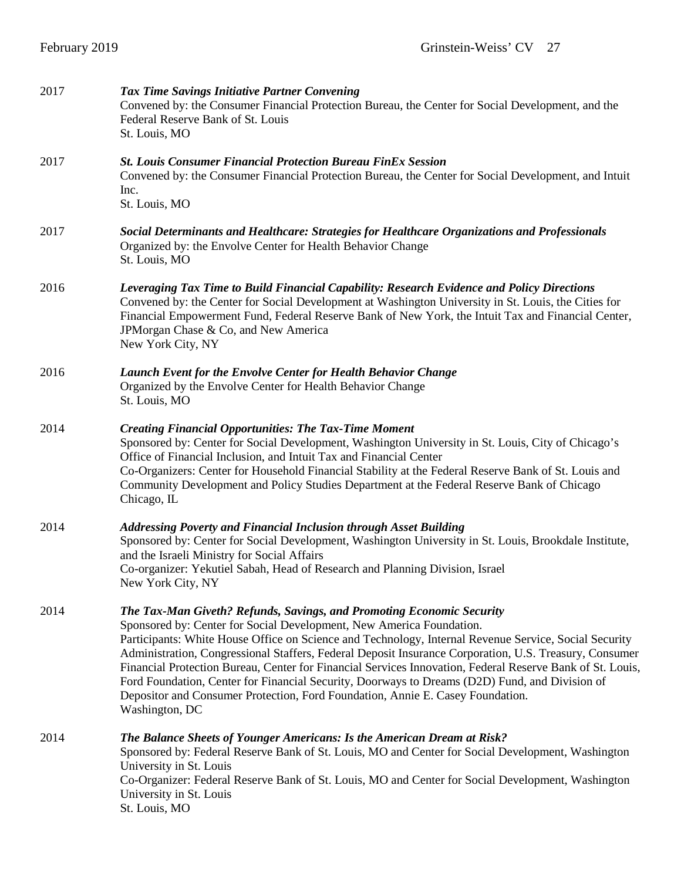2017 ***Tax Time Savings Initiative Partner Convening***
Convened by: the Consumer Financial Protection Bureau, the Center for Social Development, and the Federal Reserve Bank of St. Louis
St. Louis, MO

2017 ***St. Louis Consumer Financial Protection Bureau FinEx Session***
Convened by: the Consumer Financial Protection Bureau, the Center for Social Development, and Intuit Inc.
St. Louis, MO

2017 ***Social Determinants and Healthcare: Strategies for Healthcare Organizations and Professionals***
Organized by: the Envolve Center for Health Behavior Change
St. Louis, MO

2016 ***Leveraging Tax Time to Build Financial Capability: Research Evidence and Policy Directions***
Convened by: the Center for Social Development at Washington University in St. Louis, the Cities for Financial Empowerment Fund, Federal Reserve Bank of New York, the Intuit Tax and Financial Center, JPMorgan Chase & Co, and New America
New York City, NY

2016 ***Launch Event for the Envolve Center for Health Behavior Change***
Organized by the Envolve Center for Health Behavior Change
St. Louis, MO

2014 ***Creating Financial Opportunities: The Tax-Time Moment***
Sponsored by: Center for Social Development, Washington University in St. Louis, City of Chicago's Office of Financial Inclusion, and Intuit Tax and Financial Center
Co-Organizers: Center for Household Financial Stability at the Federal Reserve Bank of St. Louis and Community Development and Policy Studies Department at the Federal Reserve Bank of Chicago
Chicago, IL

2014 ***Addressing Poverty and Financial Inclusion through Asset Building***
Sponsored by: Center for Social Development, Washington University in St. Louis, Brookdale Institute, and the Israeli Ministry for Social Affairs
Co-organizer: Yekutiel Sabah, Head of Research and Planning Division, Israel
New York City, NY

2014 ***The Tax-Man Giveth? Refunds, Savings, and Promoting Economic Security***
Sponsored by: Center for Social Development, New America Foundation.
Participants: White House Office on Science and Technology, Internal Revenue Service, Social Security Administration, Congressional Staffers, Federal Deposit Insurance Corporation, U.S. Treasury, Consumer Financial Protection Bureau, Center for Financial Services Innovation, Federal Reserve Bank of St. Louis, Ford Foundation, Center for Financial Security, Doorways to Dreams (D2D) Fund, and Division of Depositor and Consumer Protection, Ford Foundation, Annie E. Casey Foundation.
Washington, DC

2014 ***The Balance Sheets of Younger Americans: Is the American Dream at Risk?***
Sponsored by: Federal Reserve Bank of St. Louis, MO and Center for Social Development, Washington University in St. Louis
Co-Organizer: Federal Reserve Bank of St. Louis, MO and Center for Social Development, Washington University in St. Louis
St. Louis, MO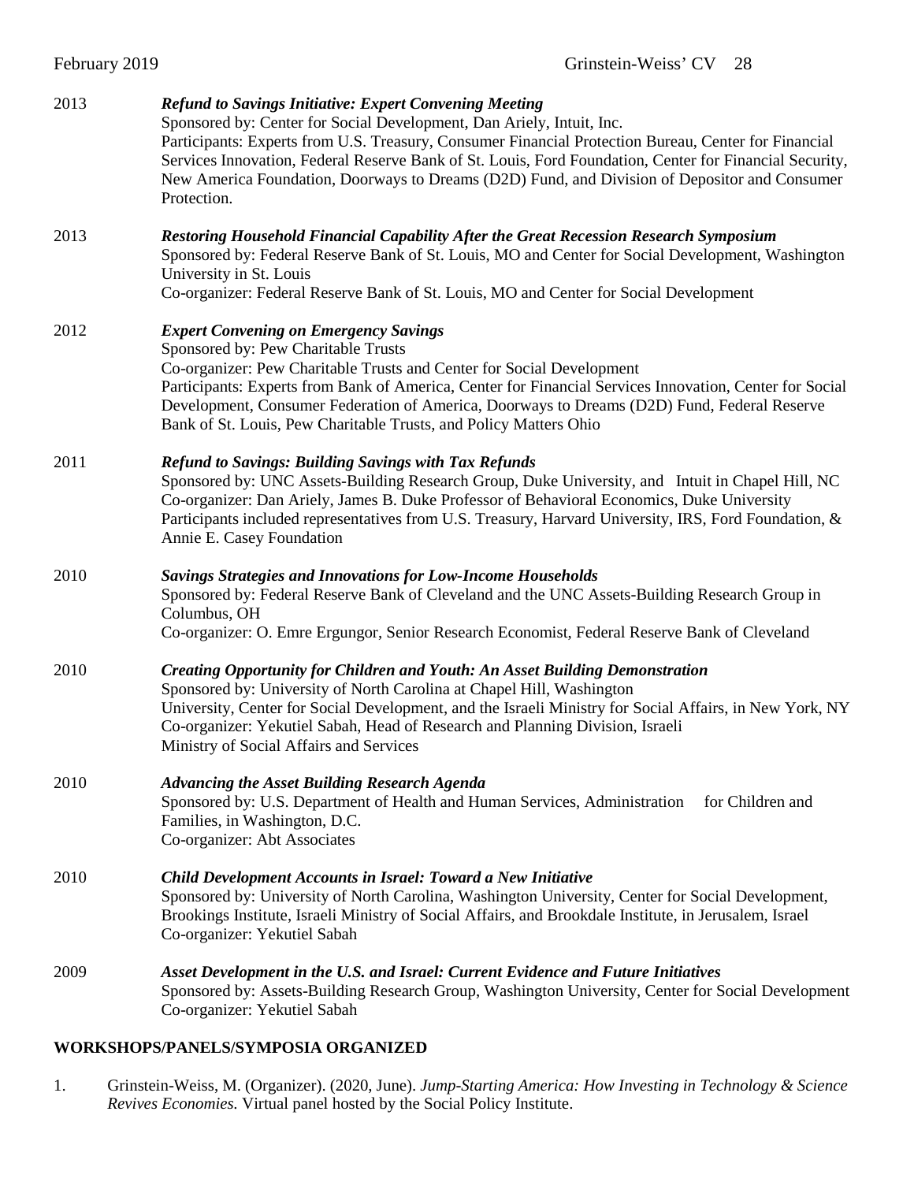2013 ***Refund to Savings Initiative: Expert Convening Meeting***
Sponsored by: Center for Social Development, Dan Ariely, Intuit, Inc.
Participants: Experts from U.S. Treasury, Consumer Financial Protection Bureau, Center for Financial Services Innovation, Federal Reserve Bank of St. Louis, Ford Foundation, Center for Financial Security, New America Foundation, Doorways to Dreams (D2D) Fund, and Division of Depositor and Consumer Protection.

2013 ***Restoring Household Financial Capability After the Great Recession Research Symposium***
Sponsored by: Federal Reserve Bank of St. Louis, MO and Center for Social Development, Washington University in St. Louis
Co-organizer: Federal Reserve Bank of St. Louis, MO and Center for Social Development

2012 ***Expert Convening on Emergency Savings***
Sponsored by: Pew Charitable Trusts
Co-organizer: Pew Charitable Trusts and Center for Social Development
Participants: Experts from Bank of America, Center for Financial Services Innovation, Center for Social Development, Consumer Federation of America, Doorways to Dreams (D2D) Fund, Federal Reserve Bank of St. Louis, Pew Charitable Trusts, and Policy Matters Ohio

2011 ***Refund to Savings: Building Savings with Tax Refunds***
Sponsored by: UNC Assets-Building Research Group, Duke University, and Intuit in Chapel Hill, NC
Co-organizer: Dan Ariely, James B. Duke Professor of Behavioral Economics, Duke University
Participants included representatives from U.S. Treasury, Harvard University, IRS, Ford Foundation, & Annie E. Casey Foundation

2010 ***Savings Strategies and Innovations for Low-Income Households***
Sponsored by: Federal Reserve Bank of Cleveland and the UNC Assets-Building Research Group in Columbus, OH
Co-organizer: O. Emre Ergungor, Senior Research Economist, Federal Reserve Bank of Cleveland

2010 ***Creating Opportunity for Children and Youth: An Asset Building Demonstration***
Sponsored by: University of North Carolina at Chapel Hill, Washington University, Center for Social Development, and the Israeli Ministry for Social Affairs, in New York, NY
Co-organizer: Yekutiel Sabah, Head of Research and Planning Division, Israeli Ministry of Social Affairs and Services

2010 ***Advancing the Asset Building Research Agenda***
Sponsored by: U.S. Department of Health and Human Services, Administration for Children and Families, in Washington, D.C.
Co-organizer: Abt Associates

2010 ***Child Development Accounts in Israel: Toward a New Initiative***
Sponsored by: University of North Carolina, Washington University, Center for Social Development, Brookings Institute, Israeli Ministry of Social Affairs, and Brookdale Institute, in Jerusalem, Israel
Co-organizer: Yekutiel Sabah

2009 ***Asset Development in the U.S. and Israel: Current Evidence and Future Initiatives***
Sponsored by: Assets-Building Research Group, Washington University, Center for Social Development
Co-organizer: Yekutiel Sabah

## WORKSHOPS/PANELS/SYMPOSIA ORGANIZED

1. Grinstein-Weiss, M. (Organizer). (2020, June). *Jump-Starting America: How Investing in Technology & Science Revives Economies.* Virtual panel hosted by the Social Policy Institute.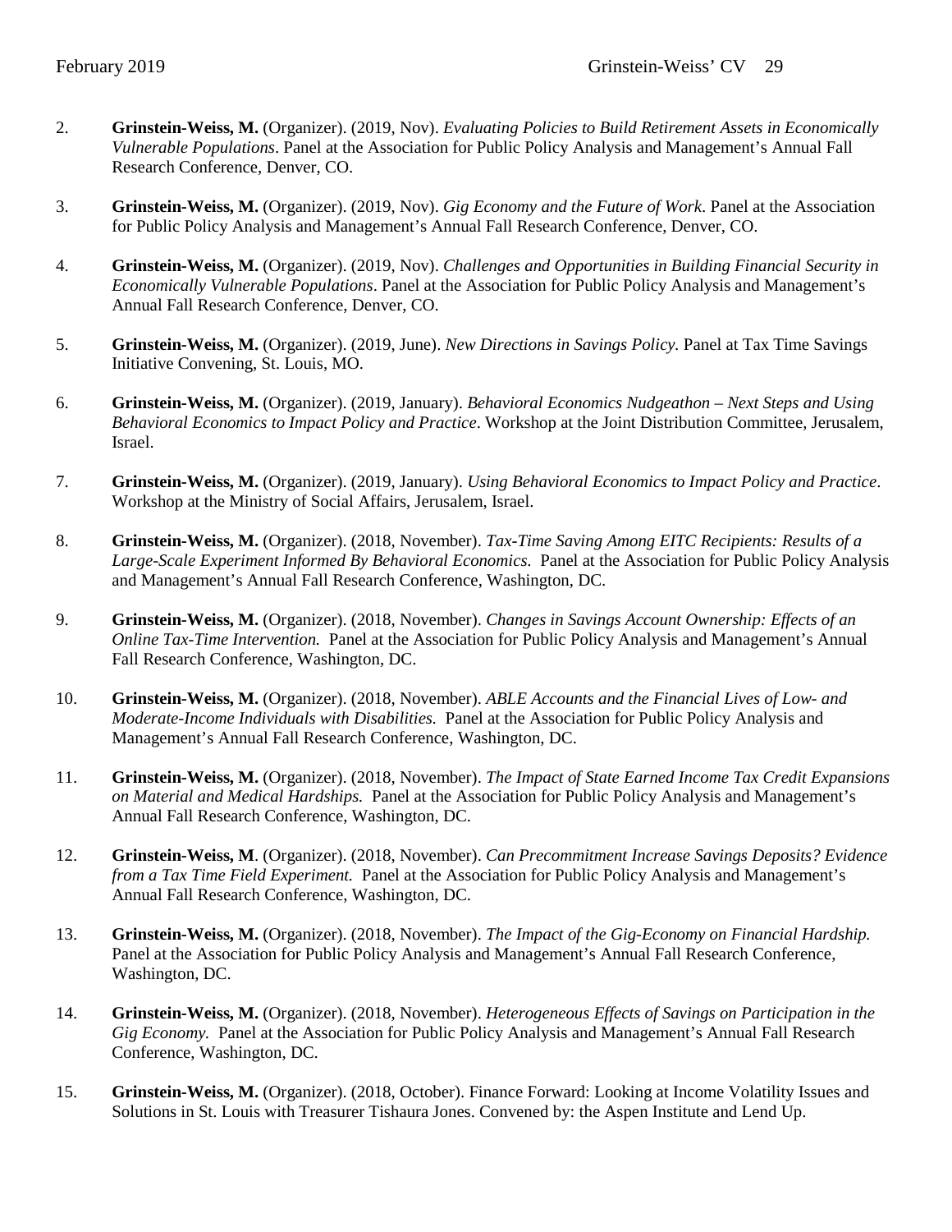2. **Grinstein-Weiss, M.** (Organizer). (2019, Nov). *Evaluating Policies to Build Retirement Assets in Economically Vulnerable Populations*. Panel at the Association for Public Policy Analysis and Management's Annual Fall Research Conference, Denver, CO.

3. **Grinstein-Weiss, M.** (Organizer). (2019, Nov). *Gig Economy and the Future of Work*. Panel at the Association for Public Policy Analysis and Management's Annual Fall Research Conference, Denver, CO.

4. **Grinstein-Weiss, M.** (Organizer). (2019, Nov). *Challenges and Opportunities in Building Financial Security in Economically Vulnerable Populations*. Panel at the Association for Public Policy Analysis and Management's Annual Fall Research Conference, Denver, CO.

5. **Grinstein-Weiss, M.** (Organizer). (2019, June). *New Directions in Savings Policy.* Panel at Tax Time Savings Initiative Convening, St. Louis, MO.

6. **Grinstein-Weiss, M.** (Organizer). (2019, January). *Behavioral Economics Nudgeathon – Next Steps and Using Behavioral Economics to Impact Policy and Practice*. Workshop at the Joint Distribution Committee, Jerusalem, Israel.

7. **Grinstein-Weiss, M.** (Organizer). (2019, January). *Using Behavioral Economics to Impact Policy and Practice*. Workshop at the Ministry of Social Affairs, Jerusalem, Israel.

8. **Grinstein-Weiss, M.** (Organizer). (2018, November). *Tax-Time Saving Among EITC Recipients: Results of a Large-Scale Experiment Informed By Behavioral Economics.* Panel at the Association for Public Policy Analysis and Management's Annual Fall Research Conference, Washington, DC.

9. **Grinstein-Weiss, M.** (Organizer). (2018, November). *Changes in Savings Account Ownership: Effects of an Online Tax-Time Intervention.* Panel at the Association for Public Policy Analysis and Management's Annual Fall Research Conference, Washington, DC.

10. **Grinstein-Weiss, M.** (Organizer). (2018, November). *ABLE Accounts and the Financial Lives of Low- and Moderate-Income Individuals with Disabilities.* Panel at the Association for Public Policy Analysis and Management's Annual Fall Research Conference, Washington, DC.

11. **Grinstein-Weiss, M.** (Organizer). (2018, November). *The Impact of State Earned Income Tax Credit Expansions on Material and Medical Hardships.* Panel at the Association for Public Policy Analysis and Management's Annual Fall Research Conference, Washington, DC.

12. **Grinstein-Weiss, M**. (Organizer). (2018, November). *Can Precommitment Increase Savings Deposits? Evidence from a Tax Time Field Experiment.* Panel at the Association for Public Policy Analysis and Management's Annual Fall Research Conference, Washington, DC.

13. **Grinstein-Weiss, M.** (Organizer). (2018, November). *The Impact of the Gig-Economy on Financial Hardship.* Panel at the Association for Public Policy Analysis and Management's Annual Fall Research Conference, Washington, DC.

14. **Grinstein-Weiss, M.** (Organizer). (2018, November). *Heterogeneous Effects of Savings on Participation in the Gig Economy.* Panel at the Association for Public Policy Analysis and Management's Annual Fall Research Conference, Washington, DC.

15. **Grinstein-Weiss, M.** (Organizer). (2018, October). Finance Forward: Looking at Income Volatility Issues and Solutions in St. Louis with Treasurer Tishaura Jones. Convened by: the Aspen Institute and Lend Up.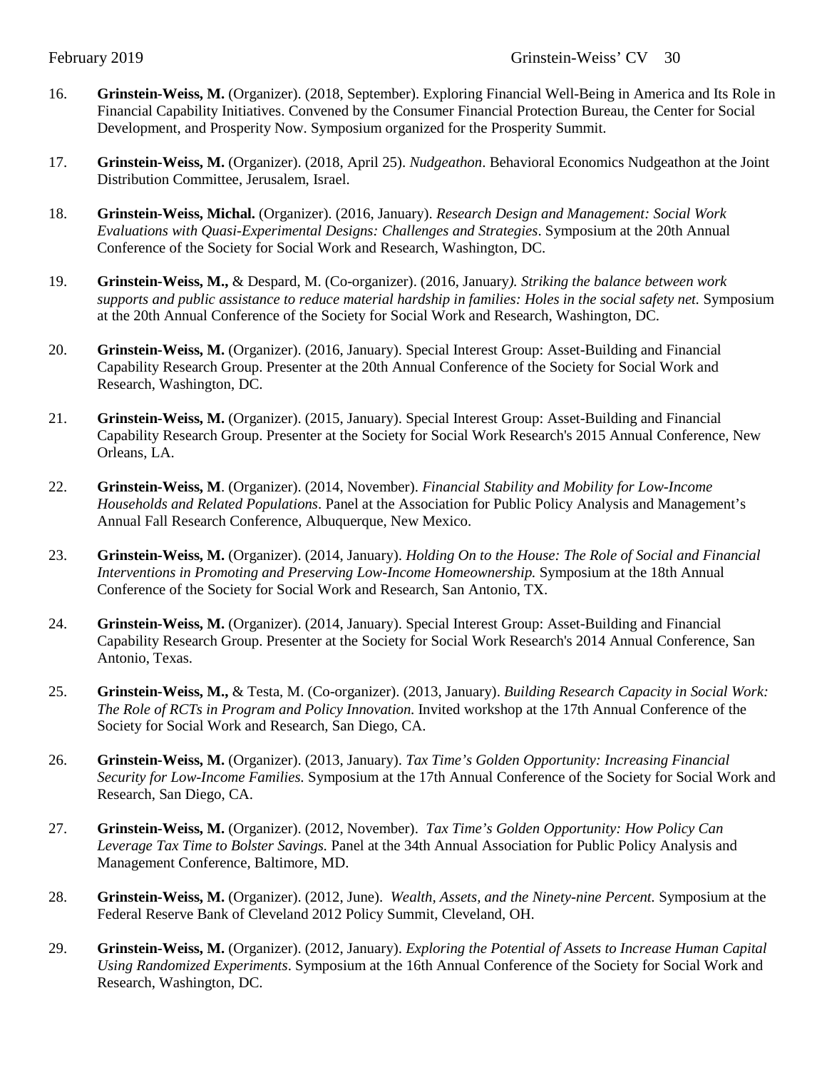16. **Grinstein-Weiss, M.** (Organizer). (2018, September). Exploring Financial Well-Being in America and Its Role in Financial Capability Initiatives. Convened by the Consumer Financial Protection Bureau, the Center for Social Development, and Prosperity Now. Symposium organized for the Prosperity Summit.

17. **Grinstein-Weiss, M.** (Organizer). (2018, April 25). *Nudgeathon*. Behavioral Economics Nudgeathon at the Joint Distribution Committee, Jerusalem, Israel.

18. **Grinstein-Weiss, Michal.** (Organizer). (2016, January). *Research Design and Management: Social Work Evaluations with Quasi-Experimental Designs: Challenges and Strategies*. Symposium at the 20th Annual Conference of the Society for Social Work and Research, Washington, DC.

19. **Grinstein-Weiss, M.,** & Despard, M. (Co-organizer). (2016, January*). Striking the balance between work supports and public assistance to reduce material hardship in families: Holes in the social safety net.* Symposium at the 20th Annual Conference of the Society for Social Work and Research, Washington, DC.

20. **Grinstein-Weiss, M.** (Organizer). (2016, January). Special Interest Group: Asset-Building and Financial Capability Research Group. Presenter at the 20th Annual Conference of the Society for Social Work and Research, Washington, DC.

21. **Grinstein-Weiss, M.** (Organizer). (2015, January). Special Interest Group: Asset-Building and Financial Capability Research Group. Presenter at the Society for Social Work Research's 2015 Annual Conference, New Orleans, LA.

22. **Grinstein-Weiss, M**. (Organizer). (2014, November). *Financial Stability and Mobility for Low-Income Households and Related Populations*. Panel at the Association for Public Policy Analysis and Management's Annual Fall Research Conference, Albuquerque, New Mexico.

23. **Grinstein-Weiss, M.** (Organizer). (2014, January). *Holding On to the House: The Role of Social and Financial Interventions in Promoting and Preserving Low-Income Homeownership.* Symposium at the 18th Annual Conference of the Society for Social Work and Research, San Antonio, TX.

24. **Grinstein-Weiss, M.** (Organizer). (2014, January). Special Interest Group: Asset-Building and Financial Capability Research Group. Presenter at the Society for Social Work Research's 2014 Annual Conference, San Antonio, Texas.

25. **Grinstein-Weiss, M.,** & Testa, M. (Co-organizer). (2013, January). *Building Research Capacity in Social Work: The Role of RCTs in Program and Policy Innovation.* Invited workshop at the 17th Annual Conference of the Society for Social Work and Research, San Diego, CA.

26. **Grinstein-Weiss, M.** (Organizer). (2013, January). *Tax Time's Golden Opportunity: Increasing Financial Security for Low-Income Families.* Symposium at the 17th Annual Conference of the Society for Social Work and Research, San Diego, CA.

27. **Grinstein-Weiss, M.** (Organizer). (2012, November). *Tax Time's Golden Opportunity: How Policy Can Leverage Tax Time to Bolster Savings.* Panel at the 34th Annual Association for Public Policy Analysis and Management Conference, Baltimore, MD.

28. **Grinstein-Weiss, M.** (Organizer). (2012, June). *Wealth, Assets, and the Ninety-nine Percent.* Symposium at the Federal Reserve Bank of Cleveland 2012 Policy Summit, Cleveland, OH.

29. **Grinstein-Weiss, M.** (Organizer). (2012, January). *Exploring the Potential of Assets to Increase Human Capital Using Randomized Experiments*. Symposium at the 16th Annual Conference of the Society for Social Work and Research, Washington, DC.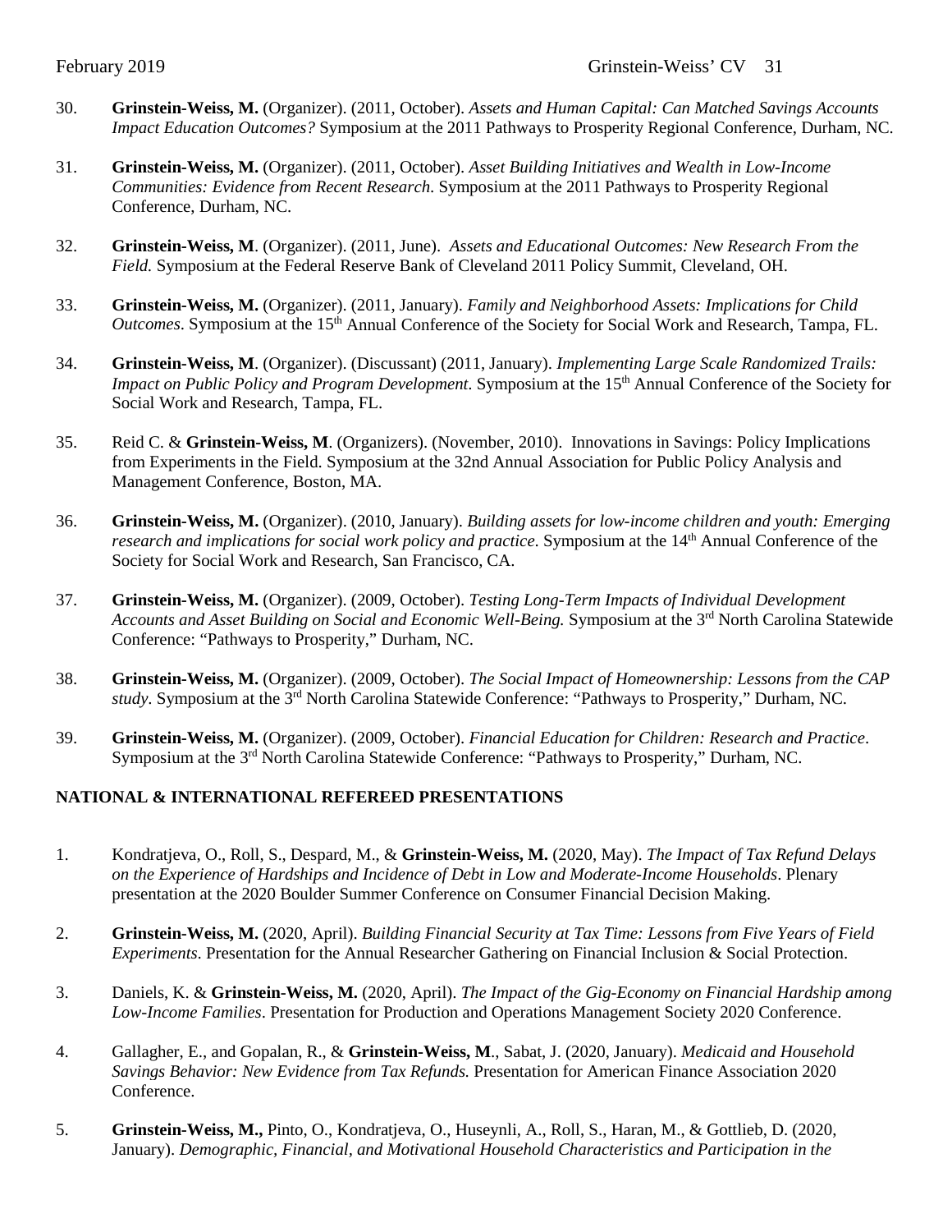30. **Grinstein-Weiss, M.** (Organizer). (2011, October). *Assets and Human Capital: Can Matched Savings Accounts Impact Education Outcomes?* Symposium at the 2011 Pathways to Prosperity Regional Conference, Durham, NC.

31. **Grinstein-Weiss, M.** (Organizer). (2011, October). *Asset Building Initiatives and Wealth in Low-Income Communities: Evidence from Recent Research*. Symposium at the 2011 Pathways to Prosperity Regional Conference, Durham, NC.

32. **Grinstein-Weiss, M**. (Organizer). (2011, June). *Assets and Educational Outcomes: New Research From the Field.* Symposium at the Federal Reserve Bank of Cleveland 2011 Policy Summit, Cleveland, OH.

33. **Grinstein-Weiss, M.** (Organizer). (2011, January). *Family and Neighborhood Assets: Implications for Child Outcomes*. Symposium at the 15th Annual Conference of the Society for Social Work and Research, Tampa, FL.

34. **Grinstein-Weiss, M**. (Organizer). (Discussant) (2011, January). *Implementing Large Scale Randomized Trails: Impact on Public Policy and Program Development*. Symposium at the 15th Annual Conference of the Society for Social Work and Research, Tampa, FL.

35. Reid C. & **Grinstein-Weiss, M**. (Organizers). (November, 2010). Innovations in Savings: Policy Implications from Experiments in the Field. Symposium at the 32nd Annual Association for Public Policy Analysis and Management Conference, Boston, MA.

36. **Grinstein-Weiss, M.** (Organizer). (2010, January). *Building assets for low-income children and youth: Emerging research and implications for social work policy and practice*. Symposium at the 14th Annual Conference of the Society for Social Work and Research, San Francisco, CA.

37. **Grinstein-Weiss, M.** (Organizer). (2009, October). *Testing Long-Term Impacts of Individual Development Accounts and Asset Building on Social and Economic Well-Being.* Symposium at the 3rd North Carolina Statewide Conference: "Pathways to Prosperity," Durham, NC.

38. **Grinstein-Weiss, M.** (Organizer). (2009, October). *The Social Impact of Homeownership: Lessons from the CAP study*. Symposium at the 3rd North Carolina Statewide Conference: "Pathways to Prosperity," Durham, NC.

39. **Grinstein-Weiss, M.** (Organizer). (2009, October). *Financial Education for Children: Research and Practice*. Symposium at the 3rd North Carolina Statewide Conference: "Pathways to Prosperity," Durham, NC.

## NATIONAL & INTERNATIONAL REFEREED PRESENTATIONS

1. Kondratjeva, O., Roll, S., Despard, M., & **Grinstein-Weiss, M.** (2020, May). *The Impact of Tax Refund Delays on the Experience of Hardships and Incidence of Debt in Low and Moderate-Income Households*. Plenary presentation at the 2020 Boulder Summer Conference on Consumer Financial Decision Making.

2. **Grinstein-Weiss, M.** (2020, April). *Building Financial Security at Tax Time: Lessons from Five Years of Field Experiments.* Presentation for the Annual Researcher Gathering on Financial Inclusion & Social Protection.

3. Daniels, K. & **Grinstein-Weiss, M.** (2020, April). *The Impact of the Gig-Economy on Financial Hardship among Low-Income Families*. Presentation for Production and Operations Management Society 2020 Conference.

4. Gallagher, E., and Gopalan, R., & **Grinstein-Weiss, M**., Sabat, J. (2020, January). *Medicaid and Household Savings Behavior: New Evidence from Tax Refunds.* Presentation for American Finance Association 2020 Conference.

5. **Grinstein-Weiss, M.,** Pinto, O., Kondratjeva, O., Huseynli, A., Roll, S., Haran, M., & Gottlieb, D. (2020, January). *Demographic, Financial, and Motivational Household Characteristics and Participation in the*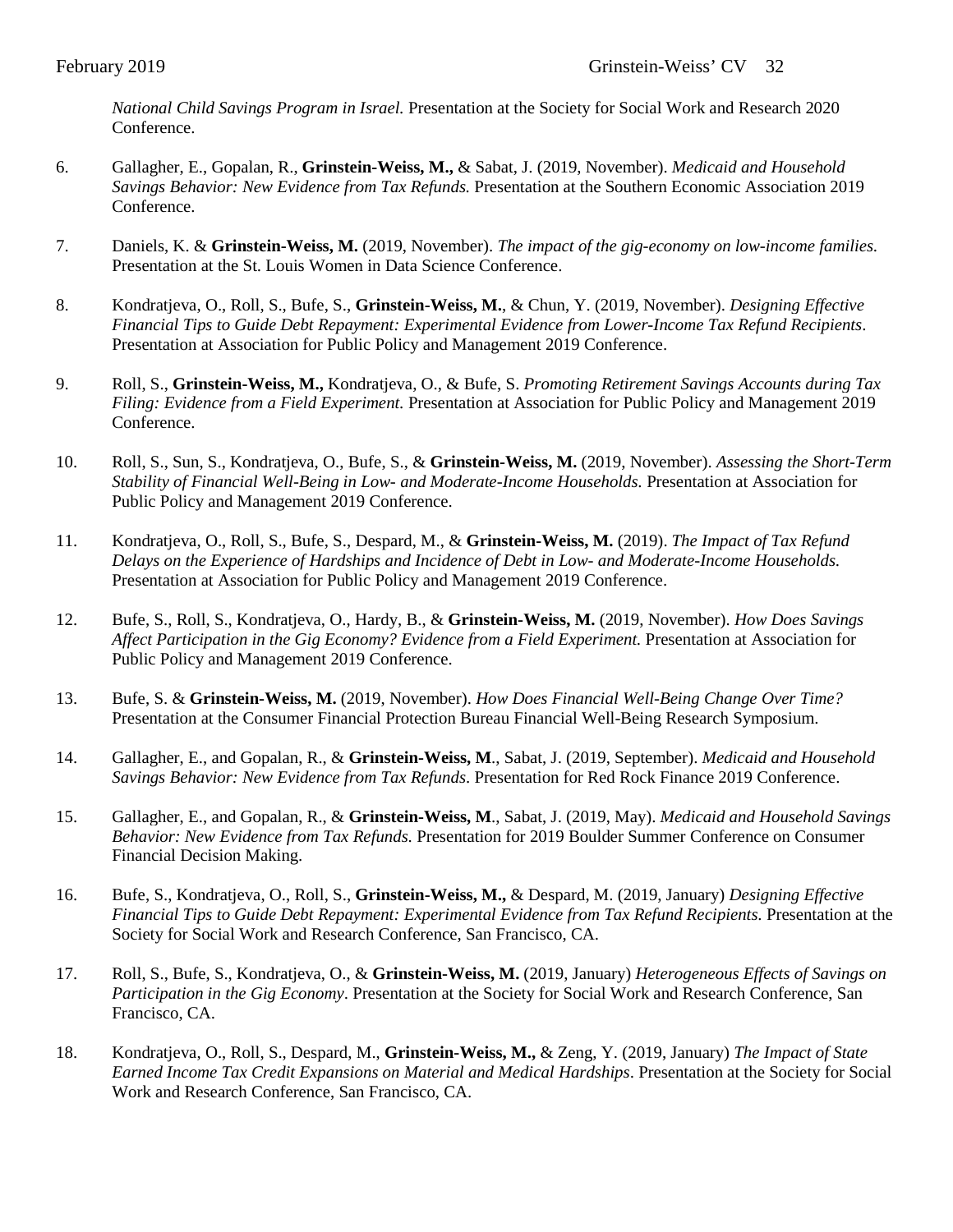*National Child Savings Program in Israel.* Presentation at the Society for Social Work and Research 2020 Conference.

6. Gallagher, E., Gopalan, R., **Grinstein-Weiss, M.,** & Sabat, J. (2019, November). *Medicaid and Household Savings Behavior: New Evidence from Tax Refunds.* Presentation at the Southern Economic Association 2019 Conference.

7. Daniels, K. & **Grinstein-Weiss, M.** (2019, November). *The impact of the gig-economy on low-income families.* Presentation at the St. Louis Women in Data Science Conference.

8. Kondratjeva, O., Roll, S., Bufe, S., **Grinstein-Weiss, M.**, & Chun, Y. (2019, November). *Designing Effective Financial Tips to Guide Debt Repayment: Experimental Evidence from Lower-Income Tax Refund Recipients*. Presentation at Association for Public Policy and Management 2019 Conference.

9. Roll, S., **Grinstein-Weiss, M.,** Kondratjeva, O., & Bufe, S. *Promoting Retirement Savings Accounts during Tax Filing: Evidence from a Field Experiment.* Presentation at Association for Public Policy and Management 2019 Conference.

10. Roll, S., Sun, S., Kondratjeva, O., Bufe, S., & **Grinstein-Weiss, M.** (2019, November). *Assessing the Short-Term Stability of Financial Well-Being in Low- and Moderate-Income Households.* Presentation at Association for Public Policy and Management 2019 Conference.

11. Kondratjeva, O., Roll, S., Bufe, S., Despard, M., & **Grinstein-Weiss, M.** (2019). *The Impact of Tax Refund Delays on the Experience of Hardships and Incidence of Debt in Low- and Moderate-Income Households.* Presentation at Association for Public Policy and Management 2019 Conference.

12. Bufe, S., Roll, S., Kondratjeva, O., Hardy, B., & **Grinstein-Weiss, M.** (2019, November). *How Does Savings Affect Participation in the Gig Economy? Evidence from a Field Experiment.* Presentation at Association for Public Policy and Management 2019 Conference.

13. Bufe, S. & **Grinstein-Weiss, M.** (2019, November). *How Does Financial Well-Being Change Over Time?* Presentation at the Consumer Financial Protection Bureau Financial Well-Being Research Symposium.

14. Gallagher, E., and Gopalan, R., & **Grinstein-Weiss, M**., Sabat, J. (2019, September). *Medicaid and Household Savings Behavior: New Evidence from Tax Refunds*. Presentation for Red Rock Finance 2019 Conference.

15. Gallagher, E., and Gopalan, R., & **Grinstein-Weiss, M**., Sabat, J. (2019, May). *Medicaid and Household Savings Behavior: New Evidence from Tax Refunds.* Presentation for 2019 Boulder Summer Conference on Consumer Financial Decision Making.

16. Bufe, S., Kondratjeva, O., Roll, S., **Grinstein-Weiss, M.,** & Despard, M. (2019, January) *Designing Effective Financial Tips to Guide Debt Repayment: Experimental Evidence from Tax Refund Recipients.* Presentation at the Society for Social Work and Research Conference, San Francisco, CA.

17. Roll, S., Bufe, S., Kondratjeva, O., & **Grinstein-Weiss, M.** (2019, January) *Heterogeneous Effects of Savings on Participation in the Gig Economy*. Presentation at the Society for Social Work and Research Conference, San Francisco, CA.

18. Kondratjeva, O., Roll, S., Despard, M., **Grinstein-Weiss, M.,** & Zeng, Y. (2019, January) *The Impact of State Earned Income Tax Credit Expansions on Material and Medical Hardships*. Presentation at the Society for Social Work and Research Conference, San Francisco, CA.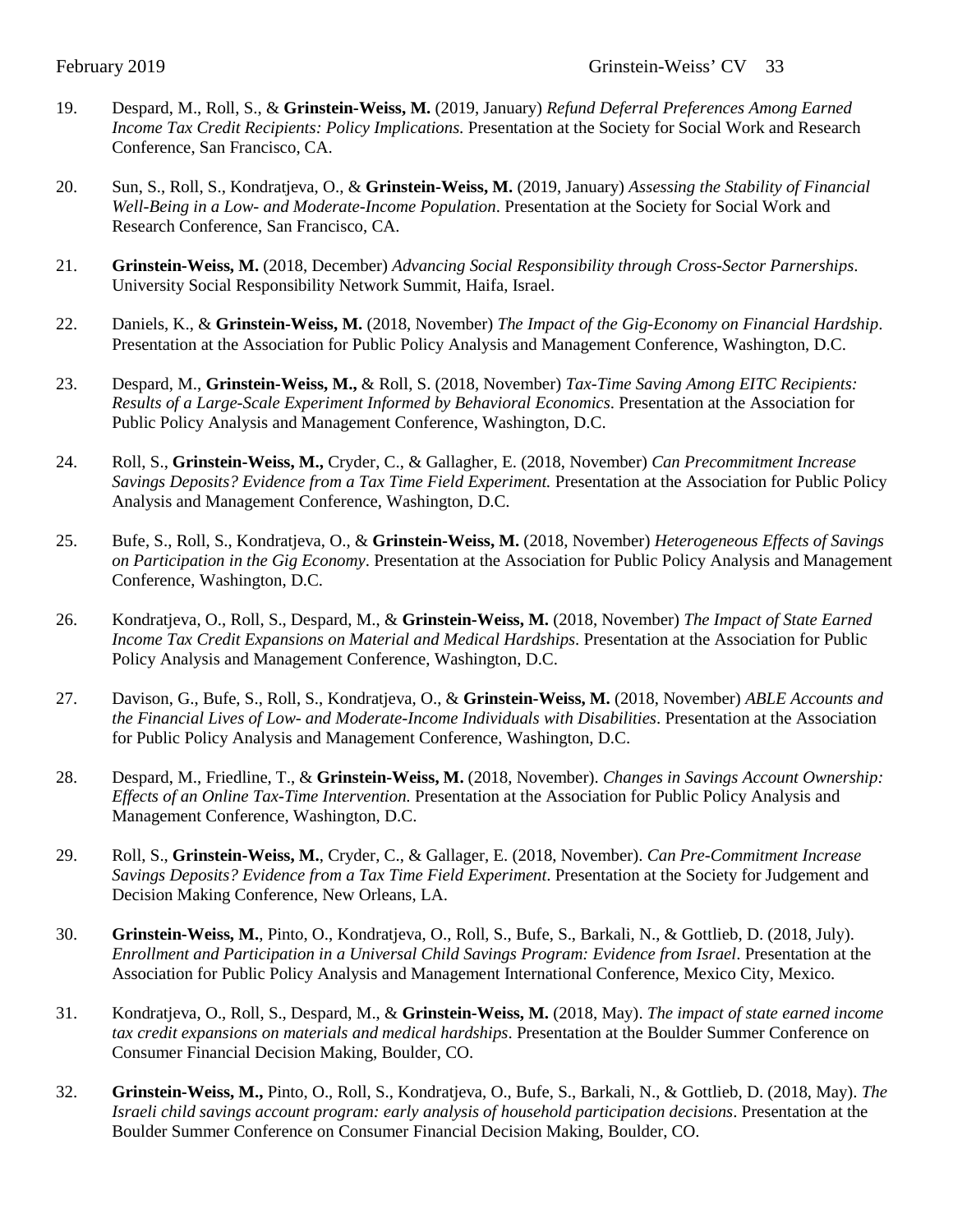19. Despard, M., Roll, S., & **Grinstein-Weiss, M.** (2019, January) *Refund Deferral Preferences Among Earned Income Tax Credit Recipients: Policy Implications.* Presentation at the Society for Social Work and Research Conference, San Francisco, CA.

20. Sun, S., Roll, S., Kondratjeva, O., & **Grinstein-Weiss, M.** (2019, January) *Assessing the Stability of Financial Well-Being in a Low- and Moderate-Income Population*. Presentation at the Society for Social Work and Research Conference, San Francisco, CA.

21. **Grinstein-Weiss, M.** (2018, December) *Advancing Social Responsibility through Cross-Sector Parnerships*. University Social Responsibility Network Summit, Haifa, Israel.

22. Daniels, K., & **Grinstein-Weiss, M.** (2018, November) *The Impact of the Gig-Economy on Financial Hardship*. Presentation at the Association for Public Policy Analysis and Management Conference, Washington, D.C.

23. Despard, M., **Grinstein-Weiss, M.,** & Roll, S. (2018, November) *Tax-Time Saving Among EITC Recipients: Results of a Large-Scale Experiment Informed by Behavioral Economics*. Presentation at the Association for Public Policy Analysis and Management Conference, Washington, D.C.

24. Roll, S., **Grinstein-Weiss, M.,** Cryder, C., & Gallagher, E. (2018, November) *Can Precommitment Increase Savings Deposits? Evidence from a Tax Time Field Experiment.* Presentation at the Association for Public Policy Analysis and Management Conference, Washington, D.C.

25. Bufe, S., Roll, S., Kondratjeva, O., & **Grinstein-Weiss, M.** (2018, November) *Heterogeneous Effects of Savings on Participation in the Gig Economy*. Presentation at the Association for Public Policy Analysis and Management Conference, Washington, D.C.

26. Kondratjeva, O., Roll, S., Despard, M., & **Grinstein-Weiss, M.** (2018, November) *The Impact of State Earned Income Tax Credit Expansions on Material and Medical Hardships*. Presentation at the Association for Public Policy Analysis and Management Conference, Washington, D.C.

27. Davison, G., Bufe, S., Roll, S., Kondratjeva, O., & **Grinstein-Weiss, M.** (2018, November) *ABLE Accounts and the Financial Lives of Low- and Moderate-Income Individuals with Disabilities*. Presentation at the Association for Public Policy Analysis and Management Conference, Washington, D.C.

28. Despard, M., Friedline, T., & **Grinstein-Weiss, M.** (2018, November). *Changes in Savings Account Ownership: Effects of an Online Tax-Time Intervention.* Presentation at the Association for Public Policy Analysis and Management Conference, Washington, D.C.

29. Roll, S., **Grinstein-Weiss, M.**, Cryder, C., & Gallager, E. (2018, November). *Can Pre-Commitment Increase Savings Deposits? Evidence from a Tax Time Field Experiment*. Presentation at the Society for Judgement and Decision Making Conference, New Orleans, LA.

30. **Grinstein-Weiss, M.**, Pinto, O., Kondratjeva, O., Roll, S., Bufe, S., Barkali, N., & Gottlieb, D. (2018, July). *Enrollment and Participation in a Universal Child Savings Program: Evidence from Israel*. Presentation at the Association for Public Policy Analysis and Management International Conference, Mexico City, Mexico.

31. Kondratjeva, O., Roll, S., Despard, M., & **Grinstein-Weiss, M.** (2018, May). *The impact of state earned income tax credit expansions on materials and medical hardships*. Presentation at the Boulder Summer Conference on Consumer Financial Decision Making, Boulder, CO.

32. **Grinstein-Weiss, M.,** Pinto, O., Roll, S., Kondratjeva, O., Bufe, S., Barkali, N., & Gottlieb, D. (2018, May). *The Israeli child savings account program: early analysis of household participation decisions*. Presentation at the Boulder Summer Conference on Consumer Financial Decision Making, Boulder, CO.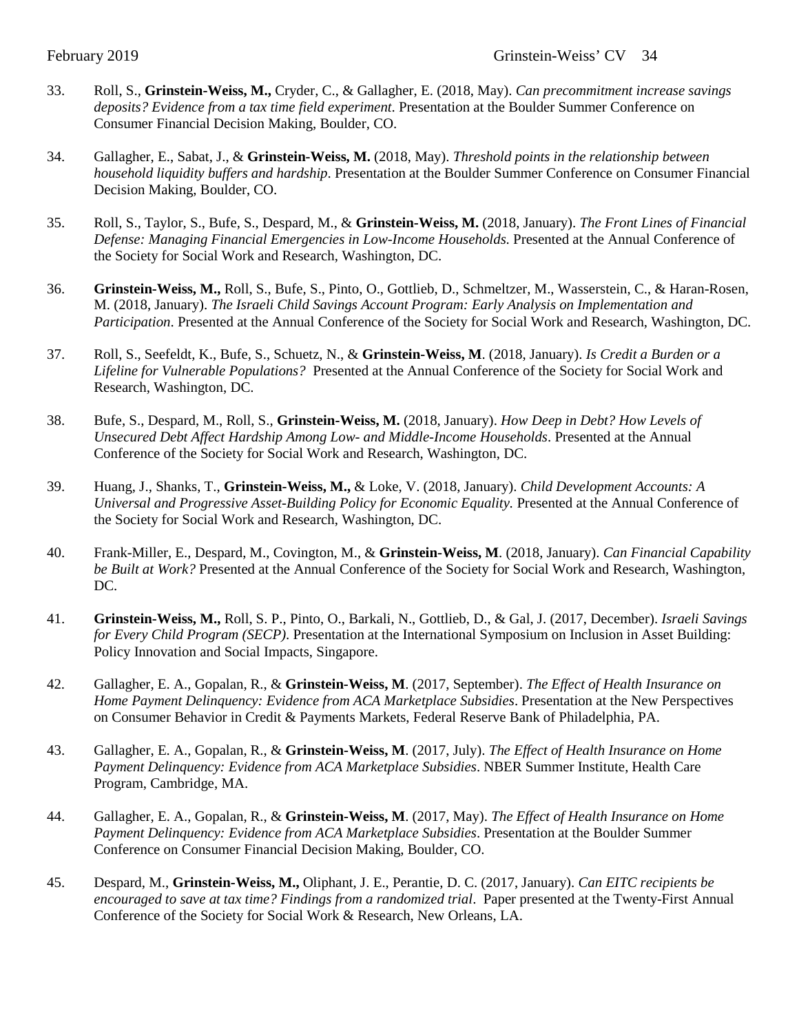33. Roll, S., **Grinstein-Weiss, M.,** Cryder, C., & Gallagher, E. (2018, May). *Can precommitment increase savings deposits? Evidence from a tax time field experiment*. Presentation at the Boulder Summer Conference on Consumer Financial Decision Making, Boulder, CO.

34. Gallagher, E., Sabat, J., & **Grinstein-Weiss, M.** (2018, May). *Threshold points in the relationship between household liquidity buffers and hardship*. Presentation at the Boulder Summer Conference on Consumer Financial Decision Making, Boulder, CO.

35. Roll, S., Taylor, S., Bufe, S., Despard, M., & **Grinstein-Weiss, M.** (2018, January). *The Front Lines of Financial Defense: Managing Financial Emergencies in Low-Income Households*. Presented at the Annual Conference of the Society for Social Work and Research, Washington, DC.

36. **Grinstein-Weiss, M.,** Roll, S., Bufe, S., Pinto, O., Gottlieb, D., Schmeltzer, M., Wasserstein, C., & Haran-Rosen, M. (2018, January). *The Israeli Child Savings Account Program: Early Analysis on Implementation and Participation*. Presented at the Annual Conference of the Society for Social Work and Research, Washington, DC.

37. Roll, S., Seefeldt, K., Bufe, S., Schuetz, N., & **Grinstein-Weiss, M**. (2018, January). *Is Credit a Burden or a Lifeline for Vulnerable Populations?* Presented at the Annual Conference of the Society for Social Work and Research, Washington, DC.

38. Bufe, S., Despard, M., Roll, S., **Grinstein-Weiss, M.** (2018, January). *How Deep in Debt? How Levels of Unsecured Debt Affect Hardship Among Low- and Middle-Income Households*. Presented at the Annual Conference of the Society for Social Work and Research, Washington, DC.

39. Huang, J., Shanks, T., **Grinstein-Weiss, M.,** & Loke, V. (2018, January). *Child Development Accounts: A Universal and Progressive Asset-Building Policy for Economic Equality.* Presented at the Annual Conference of the Society for Social Work and Research, Washington, DC.

40. Frank-Miller, E., Despard, M., Covington, M., & **Grinstein-Weiss, M**. (2018, January). *Can Financial Capability be Built at Work?* Presented at the Annual Conference of the Society for Social Work and Research, Washington, DC.

41. **Grinstein-Weiss, M.,** Roll, S. P., Pinto, O., Barkali, N., Gottlieb, D., & Gal, J. (2017, December). *Israeli Savings for Every Child Program (SECP)*. Presentation at the International Symposium on Inclusion in Asset Building: Policy Innovation and Social Impacts, Singapore.

42. Gallagher, E. A., Gopalan, R., & **Grinstein-Weiss, M**. (2017, September). *The Effect of Health Insurance on Home Payment Delinquency: Evidence from ACA Marketplace Subsidies*. Presentation at the New Perspectives on Consumer Behavior in Credit & Payments Markets, Federal Reserve Bank of Philadelphia, PA.

43. Gallagher, E. A., Gopalan, R., & **Grinstein-Weiss, M**. (2017, July). *The Effect of Health Insurance on Home Payment Delinquency: Evidence from ACA Marketplace Subsidies*. NBER Summer Institute, Health Care Program, Cambridge, MA.

44. Gallagher, E. A., Gopalan, R., & **Grinstein-Weiss, M**. (2017, May). *The Effect of Health Insurance on Home Payment Delinquency: Evidence from ACA Marketplace Subsidies*. Presentation at the Boulder Summer Conference on Consumer Financial Decision Making, Boulder, CO.

45. Despard, M., **Grinstein-Weiss, M.,** Oliphant, J. E., Perantie, D. C. (2017, January). *Can EITC recipients be encouraged to save at tax time? Findings from a randomized trial*. Paper presented at the Twenty-First Annual Conference of the Society for Social Work & Research, New Orleans, LA.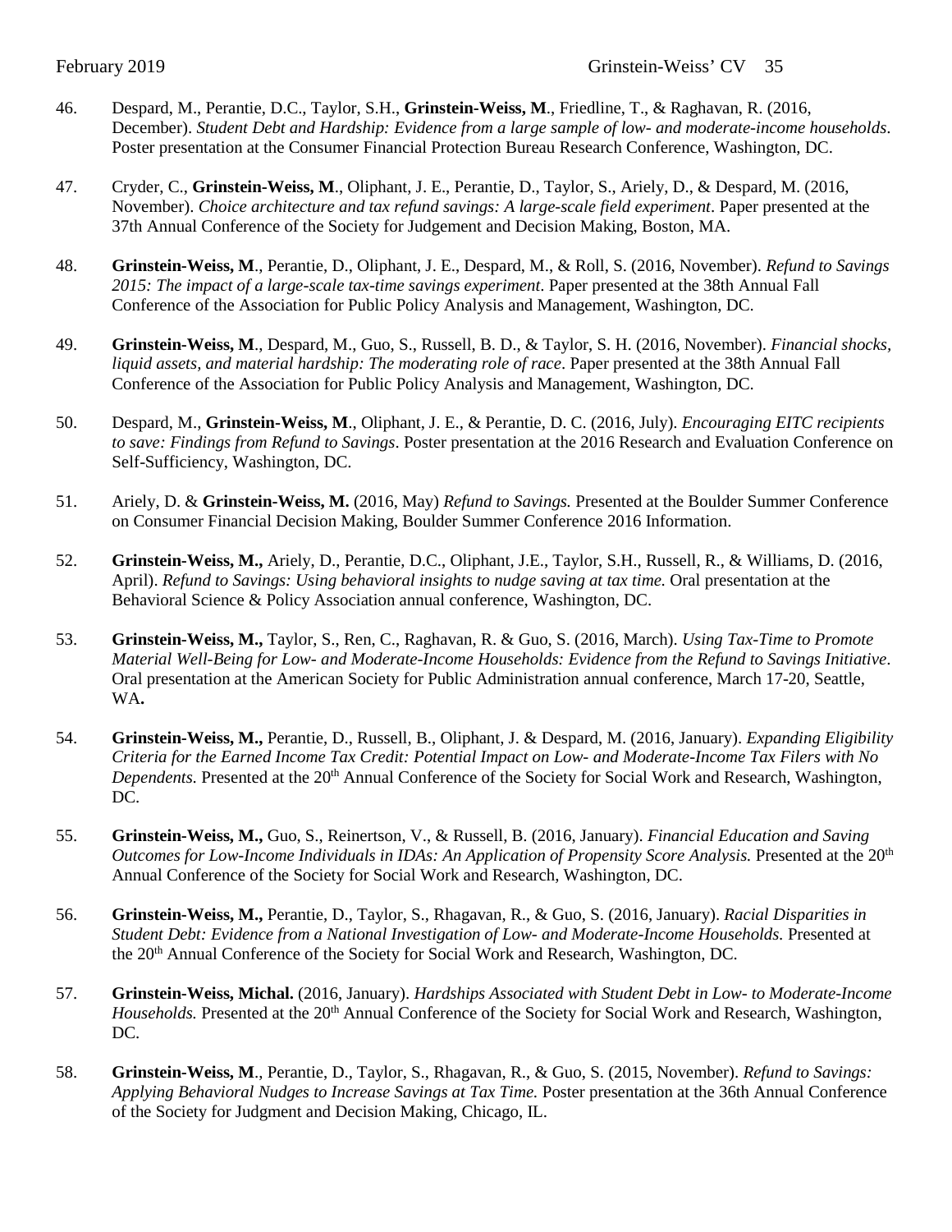46. Despard, M., Perantie, D.C., Taylor, S.H., **Grinstein-Weiss, M**., Friedline, T., & Raghavan, R. (2016, December). *Student Debt and Hardship: Evidence from a large sample of low- and moderate-income households*. Poster presentation at the Consumer Financial Protection Bureau Research Conference, Washington, DC.

47. Cryder, C., **Grinstein-Weiss, M**., Oliphant, J. E., Perantie, D., Taylor, S., Ariely, D., & Despard, M. (2016, November). *Choice architecture and tax refund savings: A large-scale field experiment*. Paper presented at the 37th Annual Conference of the Society for Judgement and Decision Making, Boston, MA.

48. **Grinstein-Weiss, M**., Perantie, D., Oliphant, J. E., Despard, M., & Roll, S. (2016, November). *Refund to Savings 2015: The impact of a large-scale tax-time savings experiment*. Paper presented at the 38th Annual Fall Conference of the Association for Public Policy Analysis and Management, Washington, DC.

49. **Grinstein-Weiss, M**., Despard, M., Guo, S., Russell, B. D., & Taylor, S. H. (2016, November). *Financial shocks, liquid assets, and material hardship: The moderating role of race*. Paper presented at the 38th Annual Fall Conference of the Association for Public Policy Analysis and Management, Washington, DC.

50. Despard, M., **Grinstein-Weiss, M**., Oliphant, J. E., & Perantie, D. C. (2016, July). *Encouraging EITC recipients to save: Findings from Refund to Savings*. Poster presentation at the 2016 Research and Evaluation Conference on Self-Sufficiency, Washington, DC.

51. Ariely, D. & **Grinstein-Weiss, M.** (2016, May) *Refund to Savings.* Presented at the Boulder Summer Conference on Consumer Financial Decision Making, Boulder Summer Conference 2016 Information.

52. **Grinstein-Weiss, M.,** Ariely, D., Perantie, D.C., Oliphant, J.E., Taylor, S.H., Russell, R., & Williams, D. (2016, April). *Refund to Savings: Using behavioral insights to nudge saving at tax time.* Oral presentation at the Behavioral Science & Policy Association annual conference, Washington, DC.

53. **Grinstein-Weiss, M.,** Taylor, S., Ren, C., Raghavan, R. & Guo, S. (2016, March). *Using Tax-Time to Promote Material Well-Being for Low- and Moderate-Income Households: Evidence from the Refund to Savings Initiative*. Oral presentation at the American Society for Public Administration annual conference, March 17-20, Seattle, WA**.**

54. **Grinstein-Weiss, M.,** Perantie, D., Russell, B., Oliphant, J. & Despard, M. (2016, January). *Expanding Eligibility Criteria for the Earned Income Tax Credit: Potential Impact on Low- and Moderate-Income Tax Filers with No Dependents.* Presented at the 20th Annual Conference of the Society for Social Work and Research, Washington, DC.

55. **Grinstein-Weiss, M.,** Guo, S., Reinertson, V., & Russell, B. (2016, January). *Financial Education and Saving Outcomes for Low-Income Individuals in IDAs: An Application of Propensity Score Analysis.* Presented at the 20th Annual Conference of the Society for Social Work and Research, Washington, DC.

56. **Grinstein-Weiss, M.,** Perantie, D., Taylor, S., Rhagavan, R., & Guo, S. (2016, January). *Racial Disparities in Student Debt: Evidence from a National Investigation of Low- and Moderate-Income Households.* Presented at the 20th Annual Conference of the Society for Social Work and Research, Washington, DC.

57. **Grinstein-Weiss, Michal.** (2016, January). *Hardships Associated with Student Debt in Low- to Moderate-Income Households.* Presented at the 20th Annual Conference of the Society for Social Work and Research, Washington, DC.

58. **Grinstein-Weiss, M**., Perantie, D., Taylor, S., Rhagavan, R., & Guo, S. (2015, November). *Refund to Savings: Applying Behavioral Nudges to Increase Savings at Tax Time.* Poster presentation at the 36th Annual Conference of the Society for Judgment and Decision Making, Chicago, IL.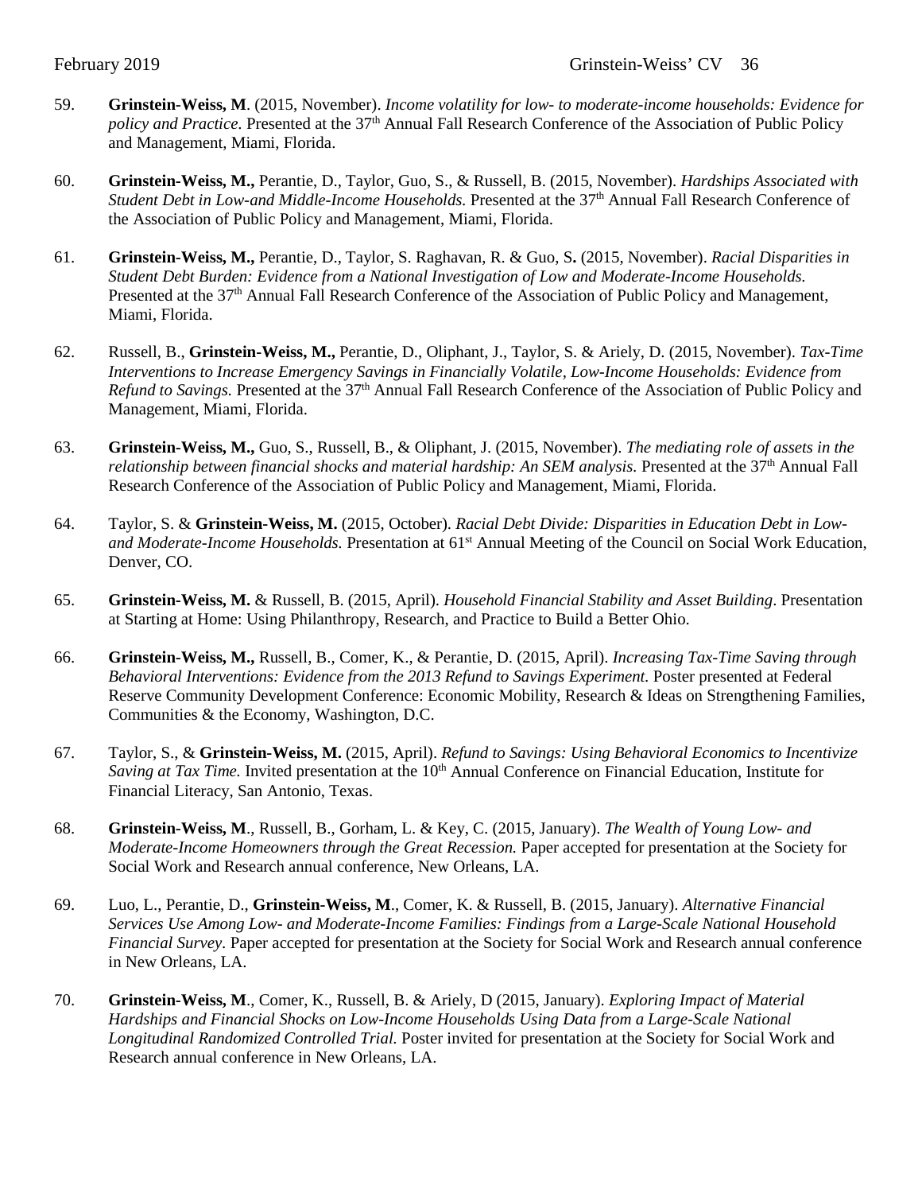59. **Grinstein-Weiss, M**. (2015, November). *Income volatility for low- to moderate-income households: Evidence for policy and Practice.* Presented at the 37th Annual Fall Research Conference of the Association of Public Policy and Management, Miami, Florida.

60. **Grinstein-Weiss, M.,** Perantie, D., Taylor, Guo, S., & Russell, B. (2015, November). *Hardships Associated with Student Debt in Low-and Middle-Income Households.* Presented at the 37th Annual Fall Research Conference of the Association of Public Policy and Management, Miami, Florida.

61. **Grinstein-Weiss, M.,** Perantie, D., Taylor, S. Raghavan, R. & Guo, S**.** (2015, November). *Racial Disparities in Student Debt Burden: Evidence from a National Investigation of Low and Moderate-Income Households.* Presented at the 37th Annual Fall Research Conference of the Association of Public Policy and Management, Miami, Florida.

62. Russell, B., **Grinstein-Weiss, M.,** Perantie, D., Oliphant, J., Taylor, S. & Ariely, D. (2015, November). *Tax-Time Interventions to Increase Emergency Savings in Financially Volatile, Low-Income Households: Evidence from Refund to Savings.* Presented at the 37th Annual Fall Research Conference of the Association of Public Policy and Management, Miami, Florida.

63. **Grinstein-Weiss, M.,** Guo, S., Russell, B., & Oliphant, J. (2015, November). *The mediating role of assets in the relationship between financial shocks and material hardship: An SEM analysis.* Presented at the 37th Annual Fall Research Conference of the Association of Public Policy and Management, Miami, Florida.

64. Taylor, S. & **Grinstein-Weiss, M.** (2015, October). *Racial Debt Divide: Disparities in Education Debt in Low- and Moderate-Income Households.* Presentation at 61st Annual Meeting of the Council on Social Work Education, Denver, CO.

65. **Grinstein-Weiss, M.** & Russell, B. (2015, April). *Household Financial Stability and Asset Building*. Presentation at Starting at Home: Using Philanthropy, Research, and Practice to Build a Better Ohio.

66. **Grinstein-Weiss, M.,** Russell, B., Comer, K., & Perantie, D. (2015, April). *Increasing Tax-Time Saving through Behavioral Interventions: Evidence from the 2013 Refund to Savings Experiment.* Poster presented at Federal Reserve Community Development Conference: Economic Mobility, Research & Ideas on Strengthening Families, Communities & the Economy, Washington, D.C.

67. Taylor, S., & **Grinstein-Weiss, M.** (2015, April). *Refund to Savings: Using Behavioral Economics to Incentivize Saving at Tax Time.* Invited presentation at the 10th Annual Conference on Financial Education, Institute for Financial Literacy, San Antonio, Texas.

68. **Grinstein-Weiss, M**., Russell, B., Gorham, L. & Key, C. (2015, January). *The Wealth of Young Low- and Moderate-Income Homeowners through the Great Recession.* Paper accepted for presentation at the Society for Social Work and Research annual conference, New Orleans, LA.

69. Luo, L., Perantie, D., **Grinstein-Weiss, M**., Comer, K. & Russell, B. (2015, January). *Alternative Financial Services Use Among Low- and Moderate-Income Families: Findings from a Large-Scale National Household Financial Survey.* Paper accepted for presentation at the Society for Social Work and Research annual conference in New Orleans, LA.

70. **Grinstein-Weiss, M**., Comer, K., Russell, B. & Ariely, D (2015, January). *Exploring Impact of Material Hardships and Financial Shocks on Low-Income Households Using Data from a Large-Scale National Longitudinal Randomized Controlled Trial.* Poster invited for presentation at the Society for Social Work and Research annual conference in New Orleans, LA.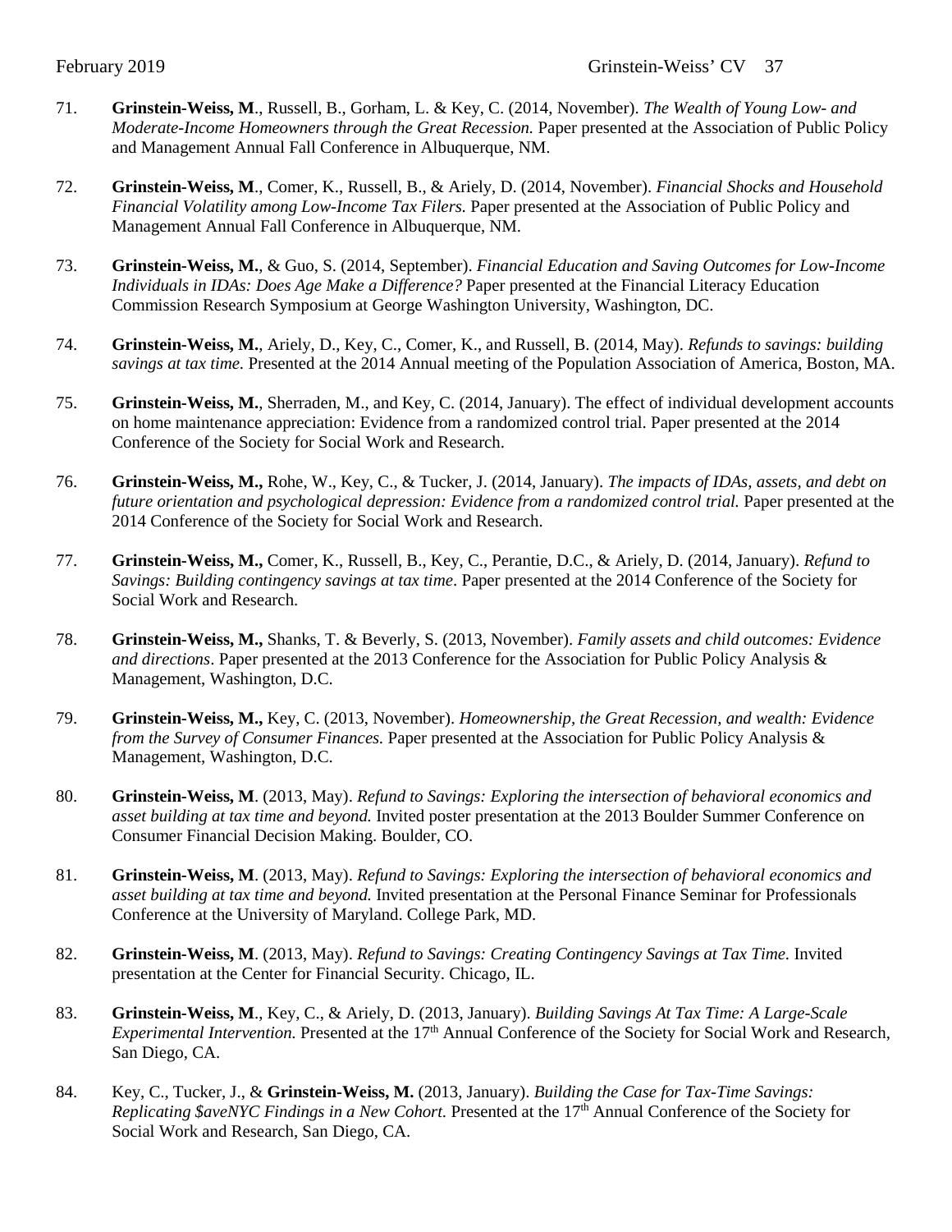71. **Grinstein-Weiss, M**., Russell, B., Gorham, L. & Key, C. (2014, November). *The Wealth of Young Low- and Moderate-Income Homeowners through the Great Recession.* Paper presented at the Association of Public Policy and Management Annual Fall Conference in Albuquerque, NM.

72. **Grinstein-Weiss, M**., Comer, K., Russell, B., & Ariely, D. (2014, November). *Financial Shocks and Household Financial Volatility among Low-Income Tax Filers.* Paper presented at the Association of Public Policy and Management Annual Fall Conference in Albuquerque, NM.

73. **Grinstein-Weiss, M.**, & Guo, S. (2014, September). *Financial Education and Saving Outcomes for Low-Income Individuals in IDAs: Does Age Make a Difference?* Paper presented at the Financial Literacy Education Commission Research Symposium at George Washington University, Washington, DC.

74. **Grinstein-Weiss, M.**, Ariely, D., Key, C., Comer, K., and Russell, B. (2014, May). *Refunds to savings: building savings at tax time.* Presented at the 2014 Annual meeting of the Population Association of America, Boston, MA.

75. **Grinstein-Weiss, M.**, Sherraden, M., and Key, C. (2014, January). The effect of individual development accounts on home maintenance appreciation: Evidence from a randomized control trial. Paper presented at the 2014 Conference of the Society for Social Work and Research.

76. **Grinstein-Weiss, M.,** Rohe, W., Key, C., & Tucker, J. (2014, January). *The impacts of IDAs, assets, and debt on future orientation and psychological depression: Evidence from a randomized control trial.* Paper presented at the 2014 Conference of the Society for Social Work and Research.

77. **Grinstein-Weiss, M.,** Comer, K., Russell, B., Key, C., Perantie, D.C., & Ariely, D. (2014, January). *Refund to Savings: Building contingency savings at tax time*. Paper presented at the 2014 Conference of the Society for Social Work and Research.

78. **Grinstein-Weiss, M.,** Shanks, T. & Beverly, S. (2013, November). *Family assets and child outcomes: Evidence and directions*. Paper presented at the 2013 Conference for the Association for Public Policy Analysis & Management, Washington, D.C.

79. **Grinstein-Weiss, M.,** Key, C. (2013, November). *Homeownership, the Great Recession, and wealth: Evidence from the Survey of Consumer Finances.* Paper presented at the Association for Public Policy Analysis & Management, Washington, D.C.

80. **Grinstein-Weiss, M**. (2013, May). *Refund to Savings: Exploring the intersection of behavioral economics and asset building at tax time and beyond.* Invited poster presentation at the 2013 Boulder Summer Conference on Consumer Financial Decision Making. Boulder, CO.

81. **Grinstein-Weiss, M**. (2013, May). *Refund to Savings: Exploring the intersection of behavioral economics and asset building at tax time and beyond.* Invited presentation at the Personal Finance Seminar for Professionals Conference at the University of Maryland. College Park, MD.

82. **Grinstein-Weiss, M**. (2013, May). *Refund to Savings: Creating Contingency Savings at Tax Time.* Invited presentation at the Center for Financial Security. Chicago, IL.

83. **Grinstein-Weiss, M**., Key, C., & Ariely, D. (2013, January). *Building Savings At Tax Time: A Large-Scale Experimental Intervention.* Presented at the 17th Annual Conference of the Society for Social Work and Research, San Diego, CA.

84. Key, C., Tucker, J., & **Grinstein-Weiss, M.** (2013, January). *Building the Case for Tax-Time Savings: Replicating $aveNYC Findings in a New Cohort.* Presented at the 17th Annual Conference of the Society for Social Work and Research, San Diego, CA.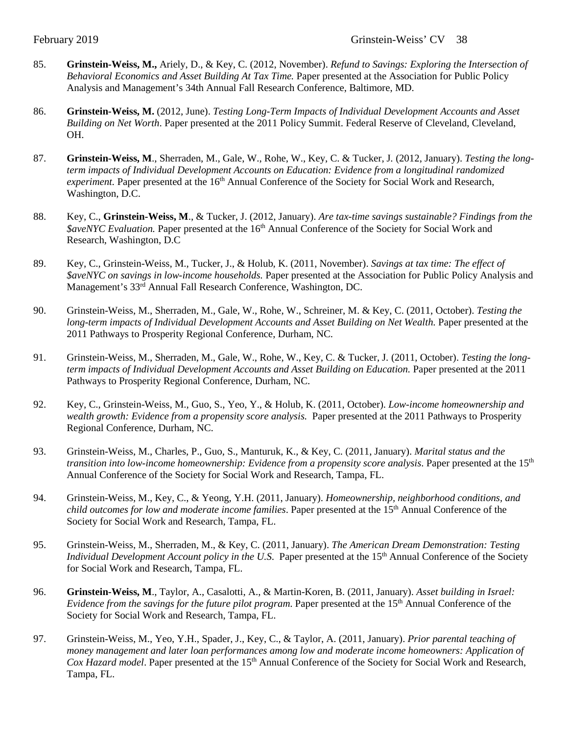85. **Grinstein-Weiss, M.,** Ariely, D., & Key, C. (2012, November). *Refund to Savings: Exploring the Intersection of Behavioral Economics and Asset Building At Tax Time.* Paper presented at the Association for Public Policy Analysis and Management's 34th Annual Fall Research Conference, Baltimore, MD.

86. **Grinstein-Weiss, M.** (2012, June). *Testing Long-Term Impacts of Individual Development Accounts and Asset Building on Net Worth*. Paper presented at the 2011 Policy Summit. Federal Reserve of Cleveland, Cleveland, OH.

87. **Grinstein-Weiss, M**., Sherraden, M., Gale, W., Rohe, W., Key, C. & Tucker, J. (2012, January). *Testing the long-term impacts of Individual Development Accounts on Education: Evidence from a longitudinal randomized experiment.* Paper presented at the 16th Annual Conference of the Society for Social Work and Research, Washington, D.C.

88. Key, C., **Grinstein-Weiss, M**., & Tucker, J. (2012, January). *Are tax-time savings sustainable? Findings from the $aveNYC Evaluation.* Paper presented at the 16th Annual Conference of the Society for Social Work and Research, Washington, D.C

89. Key, C., Grinstein-Weiss, M., Tucker, J., & Holub, K. (2011, November). *Savings at tax time: The effect of $aveNYC on savings in low-income households.* Paper presented at the Association for Public Policy Analysis and Management's 33rd Annual Fall Research Conference, Washington, DC.

90. Grinstein-Weiss, M., Sherraden, M., Gale, W., Rohe, W., Schreiner, M. & Key, C. (2011, October). *Testing the long-term impacts of Individual Development Accounts and Asset Building on Net Wealth.* Paper presented at the 2011 Pathways to Prosperity Regional Conference, Durham, NC.

91. Grinstein-Weiss, M., Sherraden, M., Gale, W., Rohe, W., Key, C. & Tucker, J. (2011, October). *Testing the long-term impacts of Individual Development Accounts and Asset Building on Education.* Paper presented at the 2011 Pathways to Prosperity Regional Conference, Durham, NC.

92. Key, C., Grinstein-Weiss, M., Guo, S., Yeo, Y., & Holub, K. (2011, October). *Low-income homeownership and wealth growth: Evidence from a propensity score analysis.* Paper presented at the 2011 Pathways to Prosperity Regional Conference, Durham, NC.

93. Grinstein-Weiss, M., Charles, P., Guo, S., Manturuk, K., & Key, C. (2011, January). *Marital status and the transition into low-income homeownership: Evidence from a propensity score analysis*. Paper presented at the 15th Annual Conference of the Society for Social Work and Research, Tampa, FL.

94. Grinstein-Weiss, M., Key, C., & Yeong, Y.H. (2011, January). *Homeownership, neighborhood conditions, and child outcomes for low and moderate income families*. Paper presented at the 15th Annual Conference of the Society for Social Work and Research, Tampa, FL.

95. Grinstein-Weiss, M., Sherraden, M., & Key, C. (2011, January). *The American Dream Demonstration: Testing Individual Development Account policy in the U.S.* Paper presented at the 15th Annual Conference of the Society for Social Work and Research, Tampa, FL.

96. **Grinstein-Weiss, M**., Taylor, A., Casalotti, A., & Martin-Koren, B. (2011, January). *Asset building in Israel: Evidence from the savings for the future pilot program.* Paper presented at the 15th Annual Conference of the Society for Social Work and Research, Tampa, FL.

97. Grinstein-Weiss, M., Yeo, Y.H., Spader, J., Key, C., & Taylor, A. (2011, January). *Prior parental teaching of money management and later loan performances among low and moderate income homeowners: Application of Cox Hazard model*. Paper presented at the 15th Annual Conference of the Society for Social Work and Research, Tampa, FL.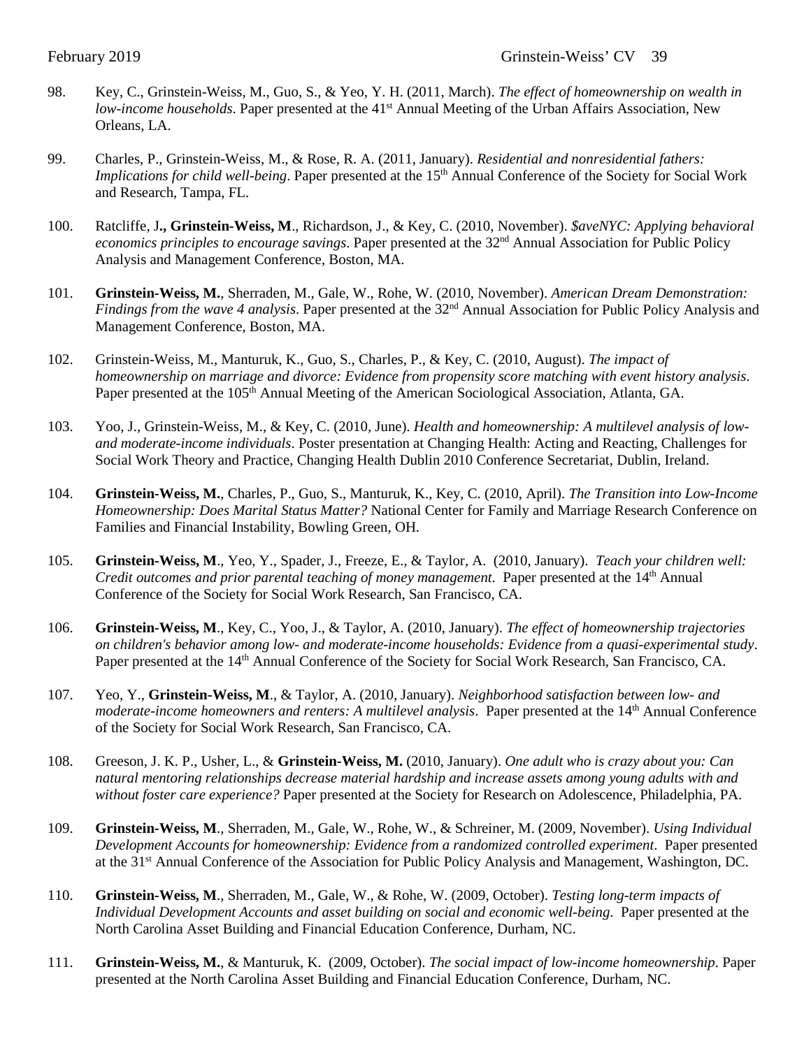98. Key, C., Grinstein-Weiss, M., Guo, S., & Yeo, Y. H. (2011, March). *The effect of homeownership on wealth in low-income households*. Paper presented at the 41st Annual Meeting of the Urban Affairs Association, New Orleans, LA.

99. Charles, P., Grinstein-Weiss, M., & Rose, R. A. (2011, January). *Residential and nonresidential fathers: Implications for child well-being*. Paper presented at the 15th Annual Conference of the Society for Social Work and Research, Tampa, FL.

100. Ratcliffe, J**., Grinstein-Weiss, M**., Richardson, J., & Key, C. (2010, November). *$aveNYC: Applying behavioral economics principles to encourage savings*. Paper presented at the 32nd Annual Association for Public Policy Analysis and Management Conference, Boston, MA.

101. **Grinstein-Weiss, M.**, Sherraden, M., Gale, W., Rohe, W. (2010, November). *American Dream Demonstration: Findings from the wave 4 analysis*. Paper presented at the 32nd Annual Association for Public Policy Analysis and Management Conference, Boston, MA.

102. Grinstein-Weiss, M., Manturuk, K., Guo, S., Charles, P., & Key, C. (2010, August). *The impact of homeownership on marriage and divorce: Evidence from propensity score matching with event history analysis*. Paper presented at the 105th Annual Meeting of the American Sociological Association, Atlanta, GA.

103. Yoo, J., Grinstein-Weiss, M., & Key, C. (2010, June). *Health and homeownership: A multilevel analysis of low- and moderate-income individuals*. Poster presentation at Changing Health: Acting and Reacting, Challenges for Social Work Theory and Practice, Changing Health Dublin 2010 Conference Secretariat, Dublin, Ireland.

104. **Grinstein-Weiss, M.**, Charles, P., Guo, S., Manturuk, K., Key, C. (2010, April). *The Transition into Low-Income Homeownership: Does Marital Status Matter?* National Center for Family and Marriage Research Conference on Families and Financial Instability, Bowling Green, OH.

105. **Grinstein-Weiss, M**., Yeo, Y., Spader, J., Freeze, E., & Taylor, A. (2010, January). *Teach your children well: Credit outcomes and prior parental teaching of money management*. Paper presented at the 14th Annual Conference of the Society for Social Work Research, San Francisco, CA.

106. **Grinstein-Weiss, M**., Key, C., Yoo, J., & Taylor, A. (2010, January). *The effect of homeownership trajectories on children's behavior among low- and moderate-income households: Evidence from a quasi-experimental study*. Paper presented at the 14th Annual Conference of the Society for Social Work Research, San Francisco, CA.

107. Yeo, Y., **Grinstein-Weiss, M**., & Taylor, A. (2010, January). *Neighborhood satisfaction between low- and moderate-income homeowners and renters: A multilevel analysis*. Paper presented at the 14th Annual Conference of the Society for Social Work Research, San Francisco, CA.

108. Greeson, J. K. P., Usher, L., & **Grinstein-Weiss, M.** (2010, January). *One adult who is crazy about you: Can natural mentoring relationships decrease material hardship and increase assets among young adults with and without foster care experience?* Paper presented at the Society for Research on Adolescence, Philadelphia, PA.

109. **Grinstein-Weiss, M**., Sherraden, M., Gale, W., Rohe, W., & Schreiner, M. (2009, November). *Using Individual Development Accounts for homeownership: Evidence from a randomized controlled experiment*. Paper presented at the 31st Annual Conference of the Association for Public Policy Analysis and Management, Washington, DC.

110. **Grinstein-Weiss, M**., Sherraden, M., Gale, W., & Rohe, W. (2009, October). *Testing long-term impacts of Individual Development Accounts and asset building on social and economic well-being*. Paper presented at the North Carolina Asset Building and Financial Education Conference, Durham, NC.

111. **Grinstein-Weiss, M.**, & Manturuk, K. (2009, October). *The social impact of low-income homeownership*. Paper presented at the North Carolina Asset Building and Financial Education Conference, Durham, NC.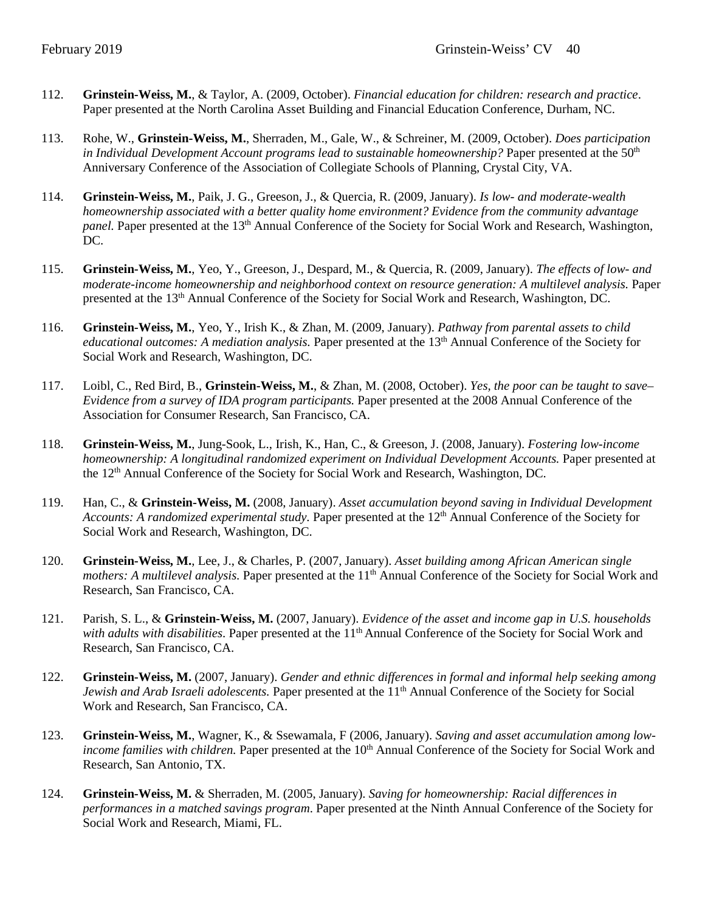112. **Grinstein-Weiss, M.**, & Taylor, A. (2009, October). *Financial education for children: research and practice*. Paper presented at the North Carolina Asset Building and Financial Education Conference, Durham, NC.

113. Rohe, W., **Grinstein-Weiss, M.**, Sherraden, M., Gale, W., & Schreiner, M. (2009, October). *Does participation in Individual Development Account programs lead to sustainable homeownership?* Paper presented at the 50th Anniversary Conference of the Association of Collegiate Schools of Planning, Crystal City, VA.

114. **Grinstein-Weiss, M.**, Paik, J. G., Greeson, J., & Quercia, R. (2009, January). *Is low- and moderate-wealth homeownership associated with a better quality home environment? Evidence from the community advantage panel.* Paper presented at the 13th Annual Conference of the Society for Social Work and Research, Washington, DC.

115. **Grinstein-Weiss, M.**, Yeo, Y., Greeson, J., Despard, M., & Quercia, R. (2009, January). *The effects of low- and moderate-income homeownership and neighborhood context on resource generation: A multilevel analysis.* Paper presented at the 13th Annual Conference of the Society for Social Work and Research, Washington, DC.

116. **Grinstein-Weiss, M.**, Yeo, Y., Irish K., & Zhan, M. (2009, January). *Pathway from parental assets to child educational outcomes: A mediation analysis.* Paper presented at the 13th Annual Conference of the Society for Social Work and Research, Washington, DC.

117. Loibl, C., Red Bird, B., **Grinstein-Weiss, M.**, & Zhan, M. (2008, October). *Yes, the poor can be taught to save– Evidence from a survey of IDA program participants.* Paper presented at the 2008 Annual Conference of the Association for Consumer Research, San Francisco, CA.

118. **Grinstein-Weiss, M.**, Jung-Sook, L., Irish, K., Han, C., & Greeson, J. (2008, January). *Fostering low-income homeownership: A longitudinal randomized experiment on Individual Development Accounts.* Paper presented at the 12th Annual Conference of the Society for Social Work and Research, Washington, DC.

119. Han, C., & **Grinstein-Weiss, M.** (2008, January). *Asset accumulation beyond saving in Individual Development Accounts: A randomized experimental study.* Paper presented at the 12th Annual Conference of the Society for Social Work and Research, Washington, DC.

120. **Grinstein-Weiss, M.**, Lee, J., & Charles, P. (2007, January). *Asset building among African American single mothers: A multilevel analysis.* Paper presented at the 11th Annual Conference of the Society for Social Work and Research, San Francisco, CA.

121. Parish, S. L., & **Grinstein-Weiss, M.** (2007, January). *Evidence of the asset and income gap in U.S. households with adults with disabilities.* Paper presented at the 11th Annual Conference of the Society for Social Work and Research, San Francisco, CA.

122. **Grinstein-Weiss, M.** (2007, January). *Gender and ethnic differences in formal and informal help seeking among Jewish and Arab Israeli adolescents.* Paper presented at the 11th Annual Conference of the Society for Social Work and Research, San Francisco, CA.

123. **Grinstein-Weiss, M.**, Wagner, K., & Ssewamala, F (2006, January). *Saving and asset accumulation among low-income families with children.* Paper presented at the 10th Annual Conference of the Society for Social Work and Research, San Antonio, TX.

124. **Grinstein-Weiss, M.** & Sherraden, M. (2005, January). *Saving for homeownership: Racial differences in performances in a matched savings program*. Paper presented at the Ninth Annual Conference of the Society for Social Work and Research, Miami, FL.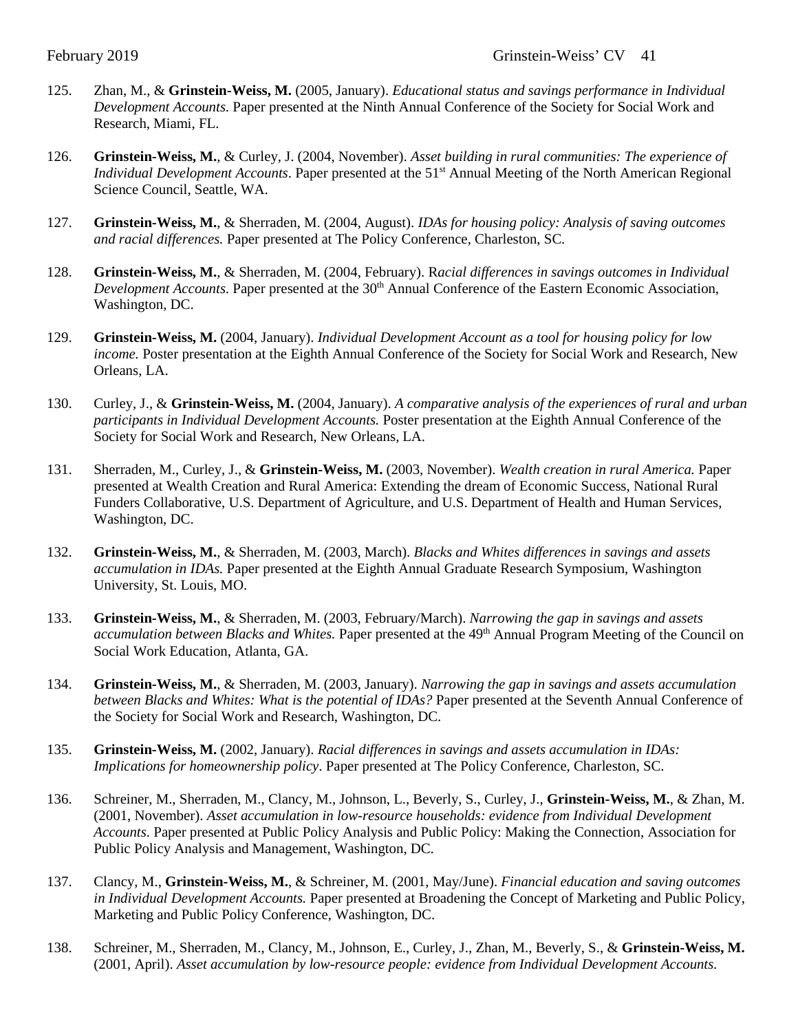125. Zhan, M., & **Grinstein-Weiss, M.** (2005, January). *Educational status and savings performance in Individual Development Accounts*. Paper presented at the Ninth Annual Conference of the Society for Social Work and Research, Miami, FL.

126. **Grinstein-Weiss, M.**, & Curley, J. (2004, November). *Asset building in rural communities: The experience of Individual Development Accounts*. Paper presented at the 51st Annual Meeting of the North American Regional Science Council, Seattle, WA.

127. **Grinstein-Weiss, M.**, & Sherraden, M. (2004, August). *IDAs for housing policy: Analysis of saving outcomes and racial differences.* Paper presented at The Policy Conference, Charleston, SC.

128. **Grinstein-Weiss, M.**, & Sherraden, M. (2004, February). R*acial differences in savings outcomes in Individual Development Accounts*. Paper presented at the 30th Annual Conference of the Eastern Economic Association, Washington, DC.

129. **Grinstein-Weiss, M.** (2004, January). *Individual Development Account as a tool for housing policy for low income.* Poster presentation at the Eighth Annual Conference of the Society for Social Work and Research, New Orleans, LA.

130. Curley, J., & **Grinstein-Weiss, M.** (2004, January). *A comparative analysis of the experiences of rural and urban participants in Individual Development Accounts.* Poster presentation at the Eighth Annual Conference of the Society for Social Work and Research, New Orleans, LA.

131. Sherraden, M., Curley, J., & **Grinstein-Weiss, M.** (2003, November). *Wealth creation in rural America.* Paper presented at Wealth Creation and Rural America: Extending the dream of Economic Success, National Rural Funders Collaborative, U.S. Department of Agriculture, and U.S. Department of Health and Human Services, Washington, DC.

132. **Grinstein-Weiss, M.**, & Sherraden, M. (2003, March). *Blacks and Whites differences in savings and assets accumulation in IDAs.* Paper presented at the Eighth Annual Graduate Research Symposium, Washington University, St. Louis, MO.

133. **Grinstein-Weiss, M.**, & Sherraden, M. (2003, February/March). *Narrowing the gap in savings and assets accumulation between Blacks and Whites.* Paper presented at the 49th Annual Program Meeting of the Council on Social Work Education, Atlanta, GA.

134. **Grinstein-Weiss, M.**, & Sherraden, M. (2003, January). *Narrowing the gap in savings and assets accumulation between Blacks and Whites: What is the potential of IDAs?* Paper presented at the Seventh Annual Conference of the Society for Social Work and Research, Washington, DC.

135. **Grinstein-Weiss, M.** (2002, January). *Racial differences in savings and assets accumulation in IDAs: Implications for homeownership policy*. Paper presented at The Policy Conference, Charleston, SC.

136. Schreiner, M., Sherraden, M., Clancy, M., Johnson, L., Beverly, S., Curley, J., **Grinstein-Weiss, M.**, & Zhan, M. (2001, November). *Asset accumulation in low-resource households: evidence from Individual Development Accounts*. Paper presented at Public Policy Analysis and Public Policy: Making the Connection, Association for Public Policy Analysis and Management, Washington, DC.

137. Clancy, M., **Grinstein-Weiss, M.**, & Schreiner, M. (2001, May/June). *Financial education and saving outcomes in Individual Development Accounts.* Paper presented at Broadening the Concept of Marketing and Public Policy, Marketing and Public Policy Conference, Washington, DC.

138. Schreiner, M., Sherraden, M., Clancy, M., Johnson, E., Curley, J., Zhan, M., Beverly, S., & **Grinstein-Weiss, M.** (2001, April). *Asset accumulation by low-resource people: evidence from Individual Development Accounts.*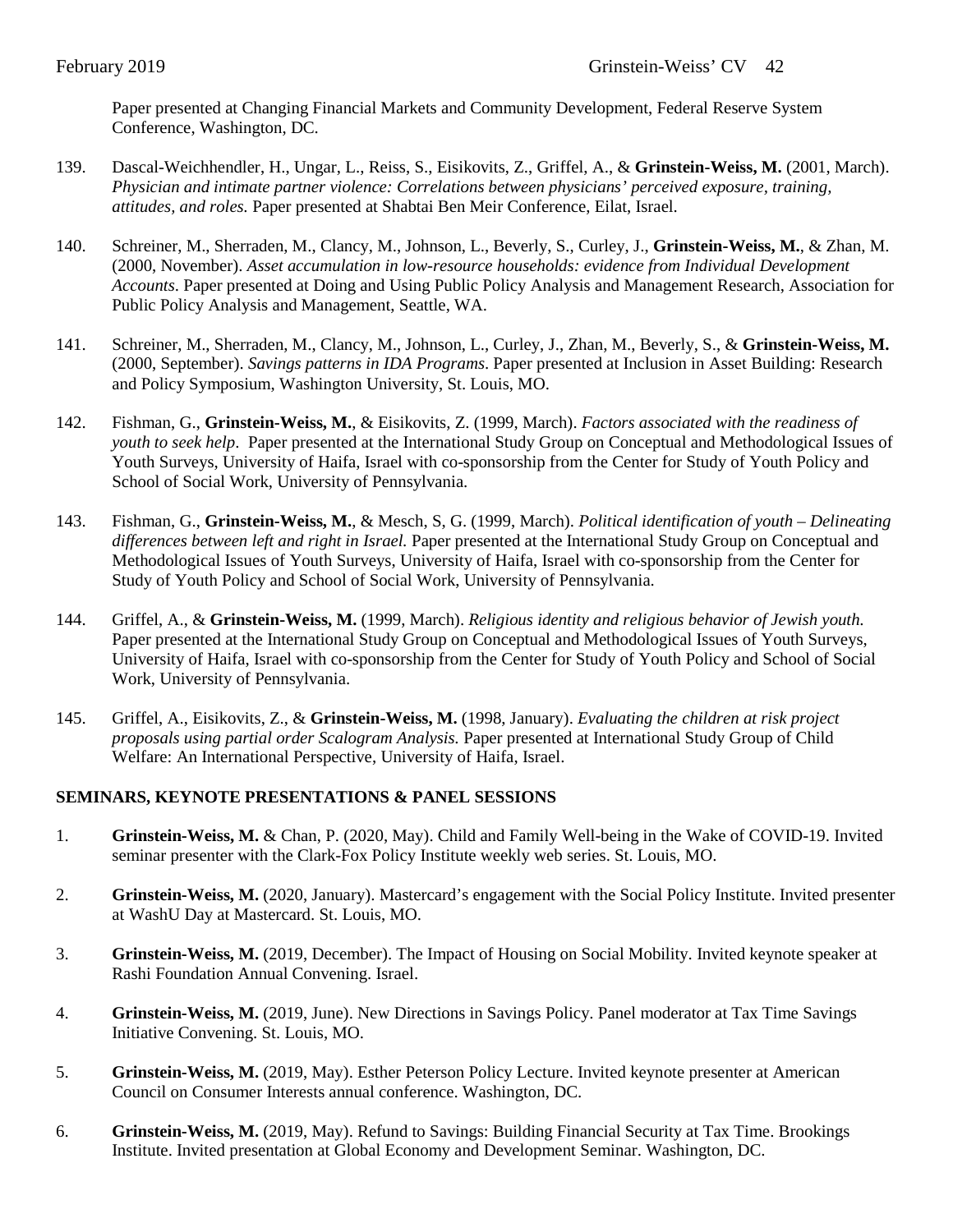Paper presented at Changing Financial Markets and Community Development, Federal Reserve System Conference, Washington, DC.

139. Dascal-Weichhendler, H., Ungar, L., Reiss, S., Eisikovits, Z., Griffel, A., & **Grinstein-Weiss, M.** (2001, March). *Physician and intimate partner violence: Correlations between physicians' perceived exposure, training, attitudes, and roles.* Paper presented at Shabtai Ben Meir Conference, Eilat, Israel.

140. Schreiner, M., Sherraden, M., Clancy, M., Johnson, L., Beverly, S., Curley, J., **Grinstein-Weiss, M.**, & Zhan, M. (2000, November). *Asset accumulation in low-resource households: evidence from Individual Development Accounts*. Paper presented at Doing and Using Public Policy Analysis and Management Research, Association for Public Policy Analysis and Management, Seattle, WA.

141. Schreiner, M., Sherraden, M., Clancy, M., Johnson, L., Curley, J., Zhan, M., Beverly, S., & **Grinstein-Weiss, M.** (2000, September). *Savings patterns in IDA Programs*. Paper presented at Inclusion in Asset Building: Research and Policy Symposium, Washington University, St. Louis, MO.

142. Fishman, G., **Grinstein-Weiss, M.**, & Eisikovits, Z. (1999, March). *Factors associated with the readiness of youth to seek help*. Paper presented at the International Study Group on Conceptual and Methodological Issues of Youth Surveys, University of Haifa, Israel with co-sponsorship from the Center for Study of Youth Policy and School of Social Work, University of Pennsylvania.

143. Fishman, G., **Grinstein-Weiss, M.**, & Mesch, S, G. (1999, March). *Political identification of youth – Delineating differences between left and right in Israel.* Paper presented at the International Study Group on Conceptual and Methodological Issues of Youth Surveys, University of Haifa, Israel with co-sponsorship from the Center for Study of Youth Policy and School of Social Work, University of Pennsylvania.

144. Griffel, A., & **Grinstein-Weiss, M.** (1999, March). *Religious identity and religious behavior of Jewish youth.* Paper presented at the International Study Group on Conceptual and Methodological Issues of Youth Surveys, University of Haifa, Israel with co-sponsorship from the Center for Study of Youth Policy and School of Social Work, University of Pennsylvania.

145. Griffel, A., Eisikovits, Z., & **Grinstein-Weiss, M.** (1998, January). *Evaluating the children at risk project proposals using partial order Scalogram Analysis.* Paper presented at International Study Group of Child Welfare: An International Perspective, University of Haifa, Israel.

**SEMINARS, KEYNOTE PRESENTATIONS & PANEL SESSIONS**

1. **Grinstein-Weiss, M.** & Chan, P. (2020, May). Child and Family Well-being in the Wake of COVID-19. Invited seminar presenter with the Clark-Fox Policy Institute weekly web series. St. Louis, MO.

2. **Grinstein-Weiss, M.** (2020, January). Mastercard's engagement with the Social Policy Institute. Invited presenter at WashU Day at Mastercard. St. Louis, MO.

3. **Grinstein-Weiss, M.** (2019, December). The Impact of Housing on Social Mobility. Invited keynote speaker at Rashi Foundation Annual Convening. Israel.

4. **Grinstein-Weiss, M.** (2019, June). New Directions in Savings Policy. Panel moderator at Tax Time Savings Initiative Convening. St. Louis, MO.

5. **Grinstein-Weiss, M.** (2019, May). Esther Peterson Policy Lecture. Invited keynote presenter at American Council on Consumer Interests annual conference. Washington, DC.

6. **Grinstein-Weiss, M.** (2019, May). Refund to Savings: Building Financial Security at Tax Time. Brookings Institute. Invited presentation at Global Economy and Development Seminar. Washington, DC.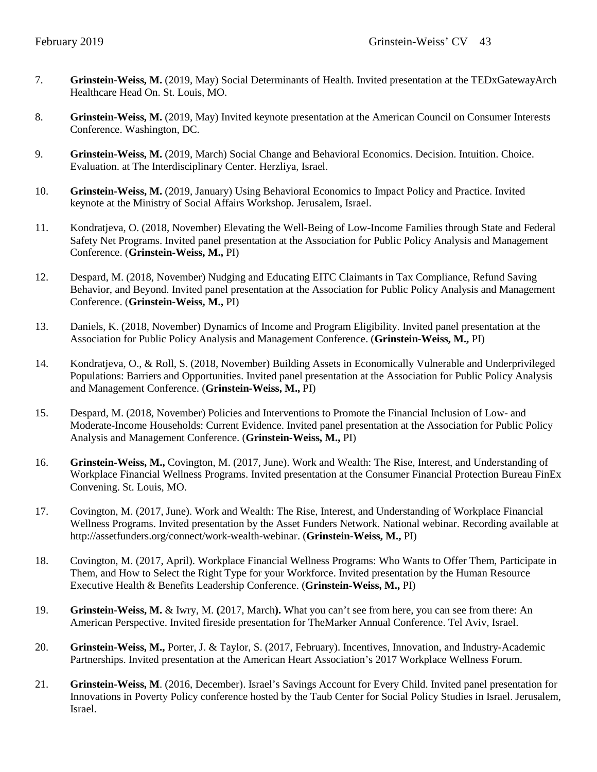7. **Grinstein-Weiss, M.** (2019, May) Social Determinants of Health. Invited presentation at the TEDxGatewayArch Healthcare Head On. St. Louis, MO.

8. **Grinstein-Weiss, M.** (2019, May) Invited keynote presentation at the American Council on Consumer Interests Conference. Washington, DC.

9. **Grinstein-Weiss, M.** (2019, March) Social Change and Behavioral Economics. Decision. Intuition. Choice. Evaluation. at The Interdisciplinary Center. Herzliya, Israel.

10. **Grinstein-Weiss, M.** (2019, January) Using Behavioral Economics to Impact Policy and Practice. Invited keynote at the Ministry of Social Affairs Workshop. Jerusalem, Israel.

11. Kondratjeva, O. (2018, November) Elevating the Well-Being of Low-Income Families through State and Federal Safety Net Programs. Invited panel presentation at the Association for Public Policy Analysis and Management Conference. (**Grinstein-Weiss, M.,** PI)

12. Despard, M. (2018, November) Nudging and Educating EITC Claimants in Tax Compliance, Refund Saving Behavior, and Beyond. Invited panel presentation at the Association for Public Policy Analysis and Management Conference. (**Grinstein-Weiss, M.,** PI)

13. Daniels, K. (2018, November) Dynamics of Income and Program Eligibility. Invited panel presentation at the Association for Public Policy Analysis and Management Conference. (**Grinstein-Weiss, M.,** PI)

14. Kondratjeva, O., & Roll, S. (2018, November) Building Assets in Economically Vulnerable and Underprivileged Populations: Barriers and Opportunities. Invited panel presentation at the Association for Public Policy Analysis and Management Conference. (**Grinstein-Weiss, M.,** PI)

15. Despard, M. (2018, November) Policies and Interventions to Promote the Financial Inclusion of Low- and Moderate-Income Households: Current Evidence. Invited panel presentation at the Association for Public Policy Analysis and Management Conference. (**Grinstein-Weiss, M.,** PI)

16. **Grinstein-Weiss, M.,** Covington, M. (2017, June). Work and Wealth: The Rise, Interest, and Understanding of Workplace Financial Wellness Programs. Invited presentation at the Consumer Financial Protection Bureau FinEx Convening. St. Louis, MO.

17. Covington, M. (2017, June). Work and Wealth: The Rise, Interest, and Understanding of Workplace Financial Wellness Programs. Invited presentation by the Asset Funders Network. National webinar. Recording available at http://assetfunders.org/connect/work-wealth-webinar. (**Grinstein-Weiss, M.,** PI)

18. Covington, M. (2017, April). Workplace Financial Wellness Programs: Who Wants to Offer Them, Participate in Them, and How to Select the Right Type for your Workforce. Invited presentation by the Human Resource Executive Health & Benefits Leadership Conference. (**Grinstein-Weiss, M.,** PI)

19. **Grinstein-Weiss, M.** & Iwry, M. **(**2017, March**).** What you can't see from here, you can see from there: An American Perspective. Invited fireside presentation for TheMarker Annual Conference. Tel Aviv, Israel.

20. **Grinstein-Weiss, M.,** Porter, J. & Taylor, S. (2017, February). Incentives, Innovation, and Industry-Academic Partnerships. Invited presentation at the American Heart Association's 2017 Workplace Wellness Forum.

21. **Grinstein-Weiss, M**. (2016, December). Israel's Savings Account for Every Child. Invited panel presentation for Innovations in Poverty Policy conference hosted by the Taub Center for Social Policy Studies in Israel. Jerusalem, Israel.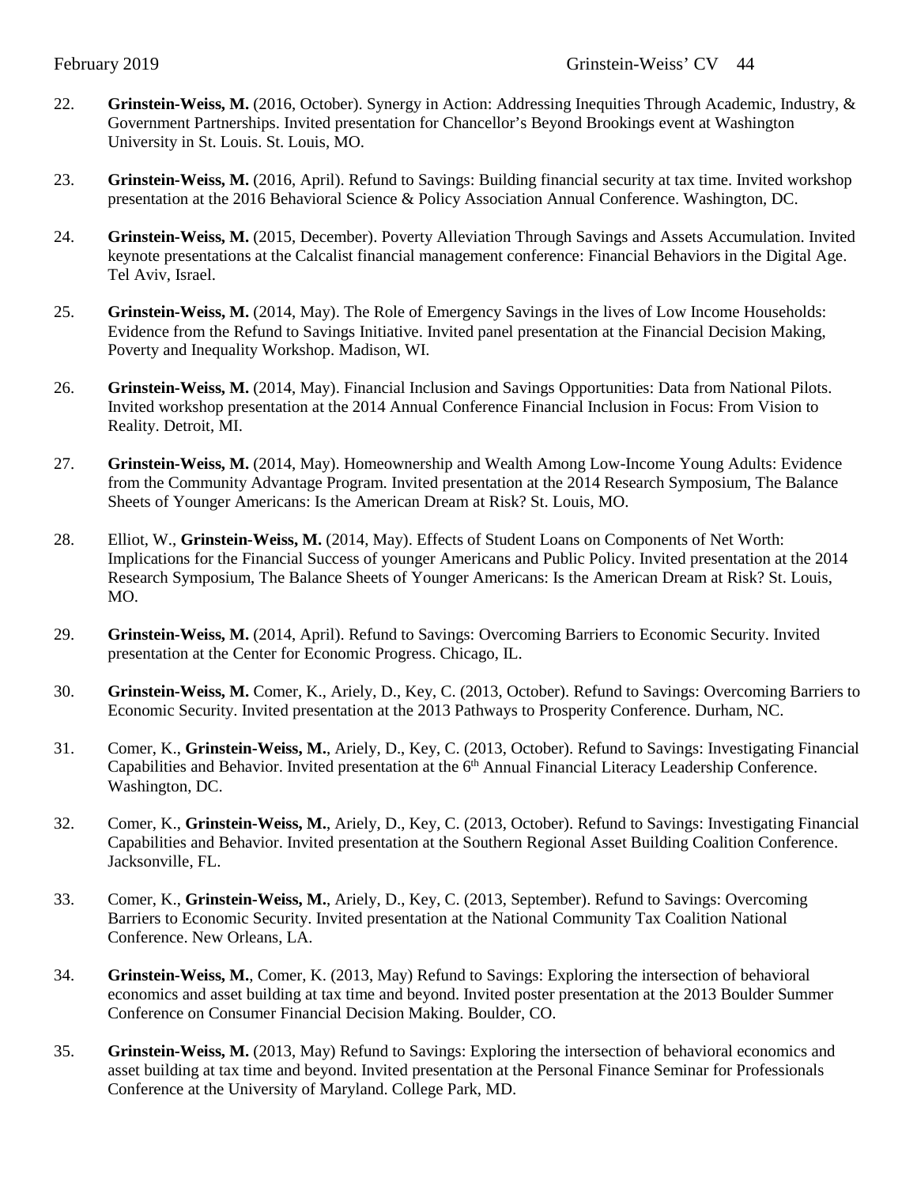22. **Grinstein-Weiss, M.** (2016, October). Synergy in Action: Addressing Inequities Through Academic, Industry, & Government Partnerships. Invited presentation for Chancellor's Beyond Brookings event at Washington University in St. Louis. St. Louis, MO.

23. **Grinstein-Weiss, M.** (2016, April). Refund to Savings: Building financial security at tax time. Invited workshop presentation at the 2016 Behavioral Science & Policy Association Annual Conference. Washington, DC.

24. **Grinstein-Weiss, M.** (2015, December). Poverty Alleviation Through Savings and Assets Accumulation. Invited keynote presentations at the Calcalist financial management conference: Financial Behaviors in the Digital Age. Tel Aviv, Israel.

25. **Grinstein-Weiss, M.** (2014, May). The Role of Emergency Savings in the lives of Low Income Households: Evidence from the Refund to Savings Initiative. Invited panel presentation at the Financial Decision Making, Poverty and Inequality Workshop. Madison, WI.

26. **Grinstein-Weiss, M.** (2014, May). Financial Inclusion and Savings Opportunities: Data from National Pilots. Invited workshop presentation at the 2014 Annual Conference Financial Inclusion in Focus: From Vision to Reality. Detroit, MI.

27. **Grinstein-Weiss, M.** (2014, May). Homeownership and Wealth Among Low-Income Young Adults: Evidence from the Community Advantage Program. Invited presentation at the 2014 Research Symposium, The Balance Sheets of Younger Americans: Is the American Dream at Risk? St. Louis, MO.

28. Elliot, W., **Grinstein-Weiss, M.** (2014, May). Effects of Student Loans on Components of Net Worth: Implications for the Financial Success of younger Americans and Public Policy. Invited presentation at the 2014 Research Symposium, The Balance Sheets of Younger Americans: Is the American Dream at Risk? St. Louis, MO.

29. **Grinstein-Weiss, M.** (2014, April). Refund to Savings: Overcoming Barriers to Economic Security. Invited presentation at the Center for Economic Progress. Chicago, IL.

30. **Grinstein-Weiss, M.** Comer, K., Ariely, D., Key, C. (2013, October). Refund to Savings: Overcoming Barriers to Economic Security. Invited presentation at the 2013 Pathways to Prosperity Conference. Durham, NC.

31. Comer, K., **Grinstein-Weiss, M.**, Ariely, D., Key, C. (2013, October). Refund to Savings: Investigating Financial Capabilities and Behavior. Invited presentation at the 6th Annual Financial Literacy Leadership Conference. Washington, DC.

32. Comer, K., **Grinstein-Weiss, M.**, Ariely, D., Key, C. (2013, October). Refund to Savings: Investigating Financial Capabilities and Behavior. Invited presentation at the Southern Regional Asset Building Coalition Conference. Jacksonville, FL.

33. Comer, K., **Grinstein-Weiss, M.**, Ariely, D., Key, C. (2013, September). Refund to Savings: Overcoming Barriers to Economic Security. Invited presentation at the National Community Tax Coalition National Conference. New Orleans, LA.

34. **Grinstein-Weiss, M.**, Comer, K. (2013, May) Refund to Savings: Exploring the intersection of behavioral economics and asset building at tax time and beyond. Invited poster presentation at the 2013 Boulder Summer Conference on Consumer Financial Decision Making. Boulder, CO.

35. **Grinstein-Weiss, M.** (2013, May) Refund to Savings: Exploring the intersection of behavioral economics and asset building at tax time and beyond. Invited presentation at the Personal Finance Seminar for Professionals Conference at the University of Maryland. College Park, MD.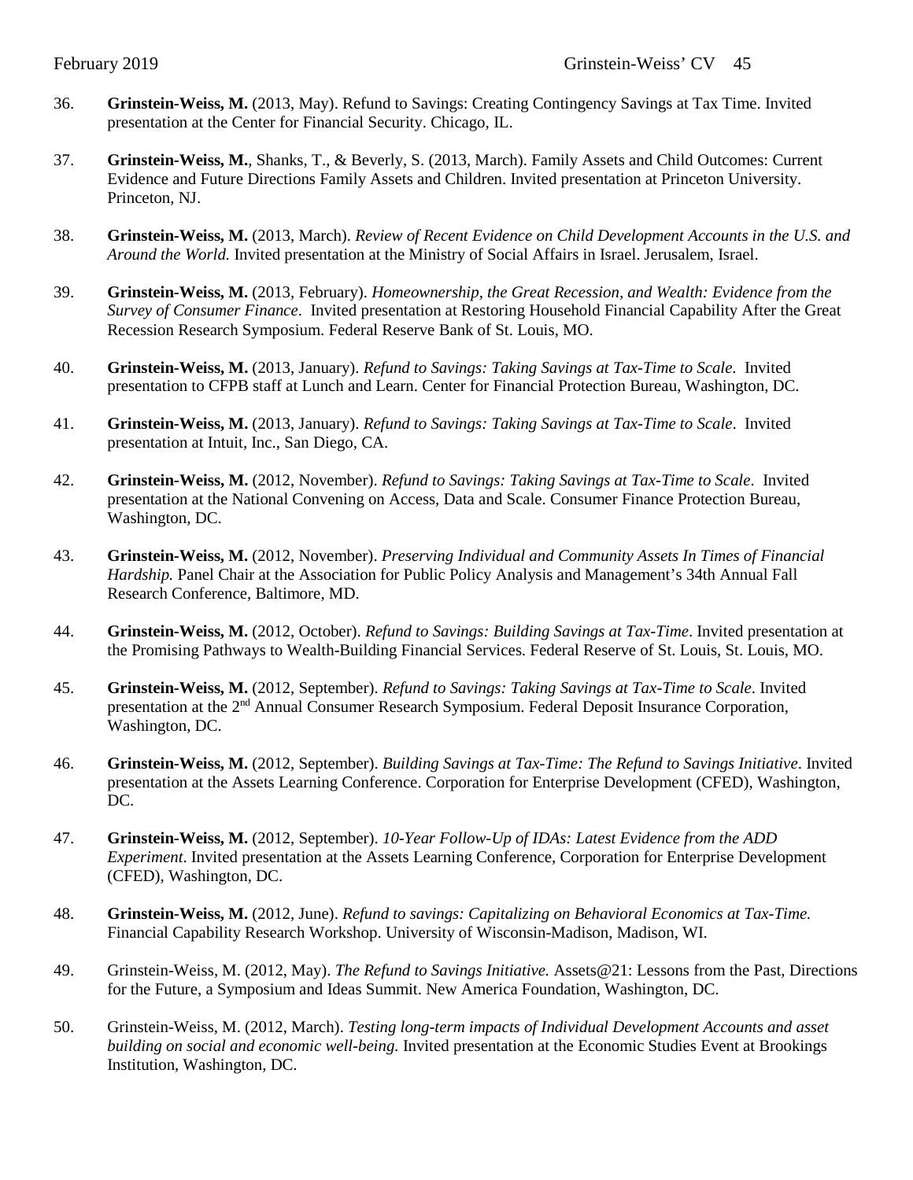36. **Grinstein-Weiss, M.** (2013, May). Refund to Savings: Creating Contingency Savings at Tax Time. Invited presentation at the Center for Financial Security. Chicago, IL.

37. **Grinstein-Weiss, M.**, Shanks, T., & Beverly, S. (2013, March). Family Assets and Child Outcomes: Current Evidence and Future Directions Family Assets and Children. Invited presentation at Princeton University. Princeton, NJ.

38. **Grinstein-Weiss, M.** (2013, March). *Review of Recent Evidence on Child Development Accounts in the U.S. and Around the World.* Invited presentation at the Ministry of Social Affairs in Israel. Jerusalem, Israel.

39. **Grinstein-Weiss, M.** (2013, February). *Homeownership, the Great Recession, and Wealth: Evidence from the Survey of Consumer Finance*. Invited presentation at Restoring Household Financial Capability After the Great Recession Research Symposium. Federal Reserve Bank of St. Louis, MO.

40. **Grinstein-Weiss, M.** (2013, January). *Refund to Savings: Taking Savings at Tax-Time to Scale*. Invited presentation to CFPB staff at Lunch and Learn. Center for Financial Protection Bureau, Washington, DC.

41. **Grinstein-Weiss, M.** (2013, January). *Refund to Savings: Taking Savings at Tax-Time to Scale*. Invited presentation at Intuit, Inc., San Diego, CA.

42. **Grinstein-Weiss, M.** (2012, November). *Refund to Savings: Taking Savings at Tax-Time to Scale*. Invited presentation at the National Convening on Access, Data and Scale. Consumer Finance Protection Bureau, Washington, DC.

43. **Grinstein-Weiss, M.** (2012, November). *Preserving Individual and Community Assets In Times of Financial Hardship.* Panel Chair at the Association for Public Policy Analysis and Management's 34th Annual Fall Research Conference, Baltimore, MD.

44. **Grinstein-Weiss, M.** (2012, October). *Refund to Savings: Building Savings at Tax-Time*. Invited presentation at the Promising Pathways to Wealth-Building Financial Services. Federal Reserve of St. Louis, St. Louis, MO.

45. **Grinstein-Weiss, M.** (2012, September). *Refund to Savings: Taking Savings at Tax-Time to Scale*. Invited presentation at the 2nd Annual Consumer Research Symposium. Federal Deposit Insurance Corporation, Washington, DC.

46. **Grinstein-Weiss, M.** (2012, September). *Building Savings at Tax-Time: The Refund to Savings Initiative*. Invited presentation at the Assets Learning Conference. Corporation for Enterprise Development (CFED), Washington, DC.

47. **Grinstein-Weiss, M.** (2012, September). *10-Year Follow-Up of IDAs: Latest Evidence from the ADD Experiment*. Invited presentation at the Assets Learning Conference, Corporation for Enterprise Development (CFED), Washington, DC.

48. **Grinstein-Weiss, M.** (2012, June). *Refund to savings: Capitalizing on Behavioral Economics at Tax-Time.* Financial Capability Research Workshop. University of Wisconsin-Madison, Madison, WI.

49. Grinstein-Weiss, M. (2012, May). *The Refund to Savings Initiative.* Assets@21: Lessons from the Past, Directions for the Future, a Symposium and Ideas Summit. New America Foundation, Washington, DC.

50. Grinstein-Weiss, M. (2012, March). *Testing long-term impacts of Individual Development Accounts and asset building on social and economic well-being.* Invited presentation at the Economic Studies Event at Brookings Institution, Washington, DC.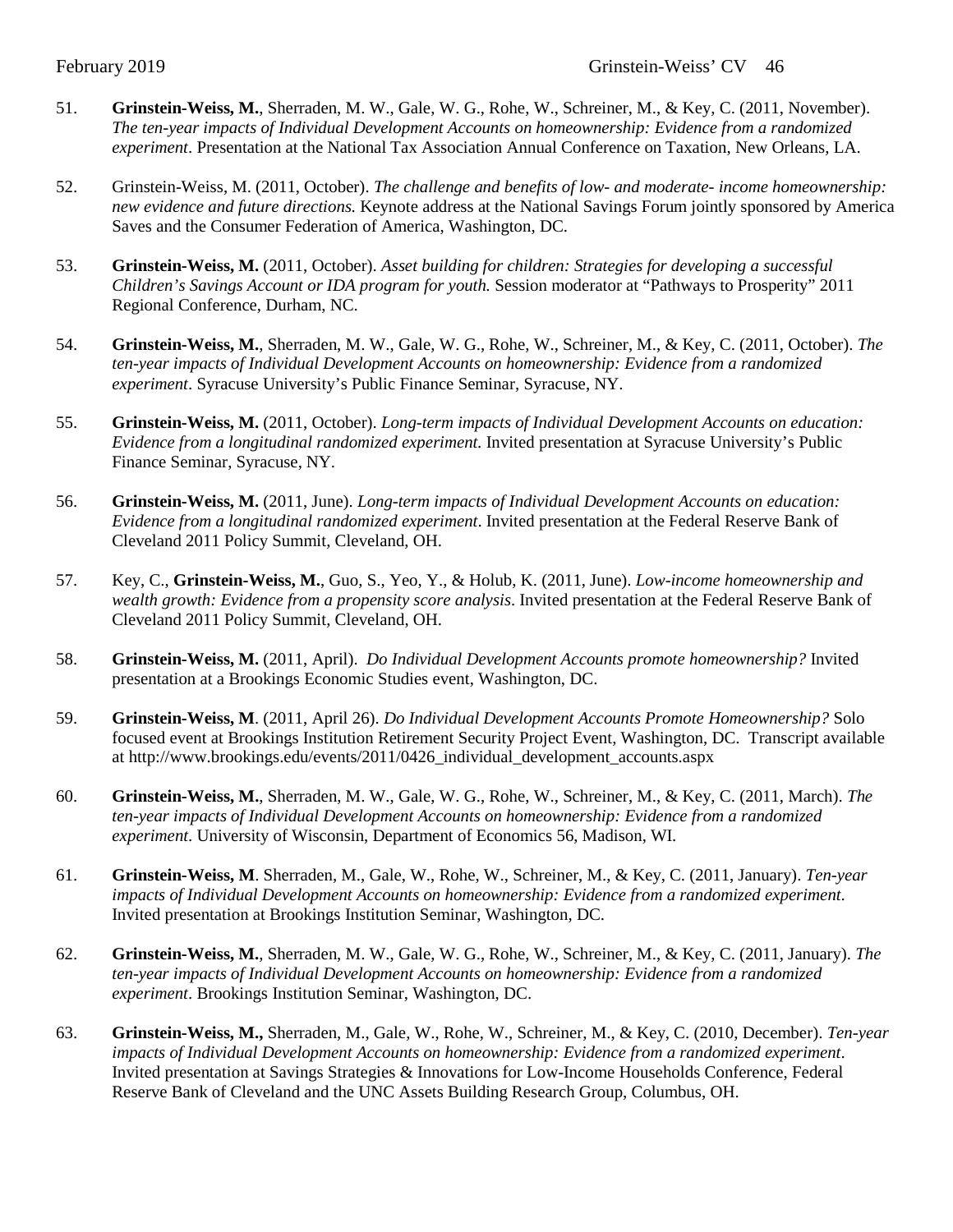51. **Grinstein-Weiss, M.**, Sherraden, M. W., Gale, W. G., Rohe, W., Schreiner, M., & Key, C. (2011, November). *The ten-year impacts of Individual Development Accounts on homeownership: Evidence from a randomized experiment*. Presentation at the National Tax Association Annual Conference on Taxation, New Orleans, LA.

52. Grinstein-Weiss, M. (2011, October). *The challenge and benefits of low- and moderate- income homeownership: new evidence and future directions.* Keynote address at the National Savings Forum jointly sponsored by America Saves and the Consumer Federation of America, Washington, DC.

53. **Grinstein-Weiss, M.** (2011, October). *Asset building for children: Strategies for developing a successful Children's Savings Account or IDA program for youth.* Session moderator at "Pathways to Prosperity" 2011 Regional Conference, Durham, NC.

54. **Grinstein-Weiss, M.**, Sherraden, M. W., Gale, W. G., Rohe, W., Schreiner, M., & Key, C. (2011, October). *The ten-year impacts of Individual Development Accounts on homeownership: Evidence from a randomized experiment*. Syracuse University's Public Finance Seminar, Syracuse, NY.

55. **Grinstein-Weiss, M.** (2011, October). *Long-term impacts of Individual Development Accounts on education: Evidence from a longitudinal randomized experiment.* Invited presentation at Syracuse University's Public Finance Seminar, Syracuse, NY.

56. **Grinstein-Weiss, M.** (2011, June). *Long-term impacts of Individual Development Accounts on education: Evidence from a longitudinal randomized experiment*. Invited presentation at the Federal Reserve Bank of Cleveland 2011 Policy Summit, Cleveland, OH.

57. Key, C., **Grinstein-Weiss, M.**, Guo, S., Yeo, Y., & Holub, K. (2011, June). *Low-income homeownership and wealth growth: Evidence from a propensity score analysis*. Invited presentation at the Federal Reserve Bank of Cleveland 2011 Policy Summit, Cleveland, OH.

58. **Grinstein-Weiss, M.** (2011, April). *Do Individual Development Accounts promote homeownership?* Invited presentation at a Brookings Economic Studies event, Washington, DC.

59. **Grinstein-Weiss, M**. (2011, April 26). *Do Individual Development Accounts Promote Homeownership?* Solo focused event at Brookings Institution Retirement Security Project Event, Washington, DC. Transcript available at http://www.brookings.edu/events/2011/0426_individual_development_accounts.aspx

60. **Grinstein-Weiss, M.**, Sherraden, M. W., Gale, W. G., Rohe, W., Schreiner, M., & Key, C. (2011, March). *The ten-year impacts of Individual Development Accounts on homeownership: Evidence from a randomized experiment*. University of Wisconsin, Department of Economics 56, Madison, WI.

61. **Grinstein-Weiss, M**. Sherraden, M., Gale, W., Rohe, W., Schreiner, M., & Key, C. (2011, January). *Ten-year impacts of Individual Development Accounts on homeownership: Evidence from a randomized experiment*. Invited presentation at Brookings Institution Seminar, Washington, DC.

62. **Grinstein-Weiss, M.**, Sherraden, M. W., Gale, W. G., Rohe, W., Schreiner, M., & Key, C. (2011, January). *The ten-year impacts of Individual Development Accounts on homeownership: Evidence from a randomized experiment*. Brookings Institution Seminar, Washington, DC.

63. **Grinstein-Weiss, M.,** Sherraden, M., Gale, W., Rohe, W., Schreiner, M., & Key, C. (2010, December). *Ten-year impacts of Individual Development Accounts on homeownership: Evidence from a randomized experiment*. Invited presentation at Savings Strategies & Innovations for Low-Income Households Conference, Federal Reserve Bank of Cleveland and the UNC Assets Building Research Group, Columbus, OH.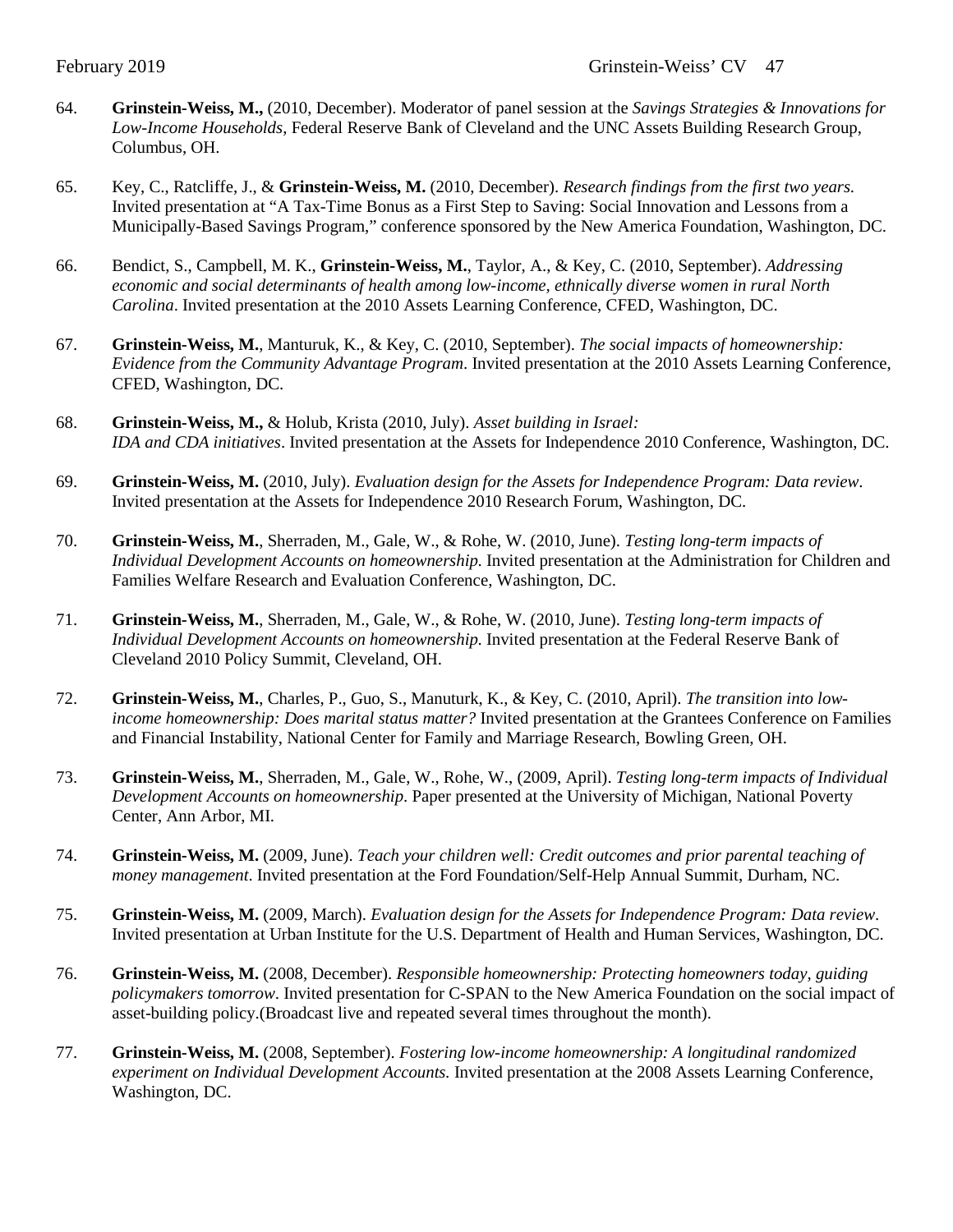64. **Grinstein-Weiss, M.,** (2010, December). Moderator of panel session at the *Savings Strategies & Innovations for Low-Income Households*, Federal Reserve Bank of Cleveland and the UNC Assets Building Research Group, Columbus, OH.

65. Key, C., Ratcliffe, J., & **Grinstein-Weiss, M.** (2010, December). *Research findings from the first two years.* Invited presentation at "A Tax-Time Bonus as a First Step to Saving: Social Innovation and Lessons from a Municipally-Based Savings Program," conference sponsored by the New America Foundation, Washington, DC.

66. Bendict, S., Campbell, M. K., **Grinstein-Weiss, M.**, Taylor, A., & Key, C. (2010, September). *Addressing economic and social determinants of health among low-income, ethnically diverse women in rural North Carolina*. Invited presentation at the 2010 Assets Learning Conference, CFED, Washington, DC.

67. **Grinstein-Weiss, M.**, Manturuk, K., & Key, C. (2010, September). *The social impacts of homeownership: Evidence from the Community Advantage Program*. Invited presentation at the 2010 Assets Learning Conference, CFED, Washington, DC.

68. **Grinstein-Weiss, M.,** & Holub, Krista (2010, July). *Asset building in Israel: IDA and CDA initiatives*. Invited presentation at the Assets for Independence 2010 Conference, Washington, DC.

69. **Grinstein-Weiss, M.** (2010, July). *Evaluation design for the Assets for Independence Program: Data review*. Invited presentation at the Assets for Independence 2010 Research Forum, Washington, DC.

70. **Grinstein-Weiss, M.**, Sherraden, M., Gale, W., & Rohe, W. (2010, June). *Testing long-term impacts of Individual Development Accounts on homeownership.* Invited presentation at the Administration for Children and Families Welfare Research and Evaluation Conference, Washington, DC.

71. **Grinstein-Weiss, M.**, Sherraden, M., Gale, W., & Rohe, W. (2010, June). *Testing long-term impacts of Individual Development Accounts on homeownership.* Invited presentation at the Federal Reserve Bank of Cleveland 2010 Policy Summit, Cleveland, OH.

72. **Grinstein-Weiss, M.**, Charles, P., Guo, S., Manuturk, K., & Key, C. (2010, April). *The transition into low-income homeownership: Does marital status matter?* Invited presentation at the Grantees Conference on Families and Financial Instability, National Center for Family and Marriage Research, Bowling Green, OH.

73. **Grinstein-Weiss, M.**, Sherraden, M., Gale, W., Rohe, W., (2009, April). *Testing long-term impacts of Individual Development Accounts on homeownership.* Paper presented at the University of Michigan, National Poverty Center, Ann Arbor, MI.

74. **Grinstein-Weiss, M.** (2009, June). *Teach your children well: Credit outcomes and prior parental teaching of money management*. Invited presentation at the Ford Foundation/Self-Help Annual Summit, Durham, NC.

75. **Grinstein-Weiss, M.** (2009, March). *Evaluation design for the Assets for Independence Program: Data review*. Invited presentation at Urban Institute for the U.S. Department of Health and Human Services, Washington, DC.

76. **Grinstein-Weiss, M.** (2008, December). *Responsible homeownership: Protecting homeowners today, guiding policymakers tomorrow*. Invited presentation for C-SPAN to the New America Foundation on the social impact of asset-building policy.(Broadcast live and repeated several times throughout the month).

77. **Grinstein-Weiss, M.** (2008, September). *Fostering low-income homeownership: A longitudinal randomized experiment on Individual Development Accounts.* Invited presentation at the 2008 Assets Learning Conference, Washington, DC.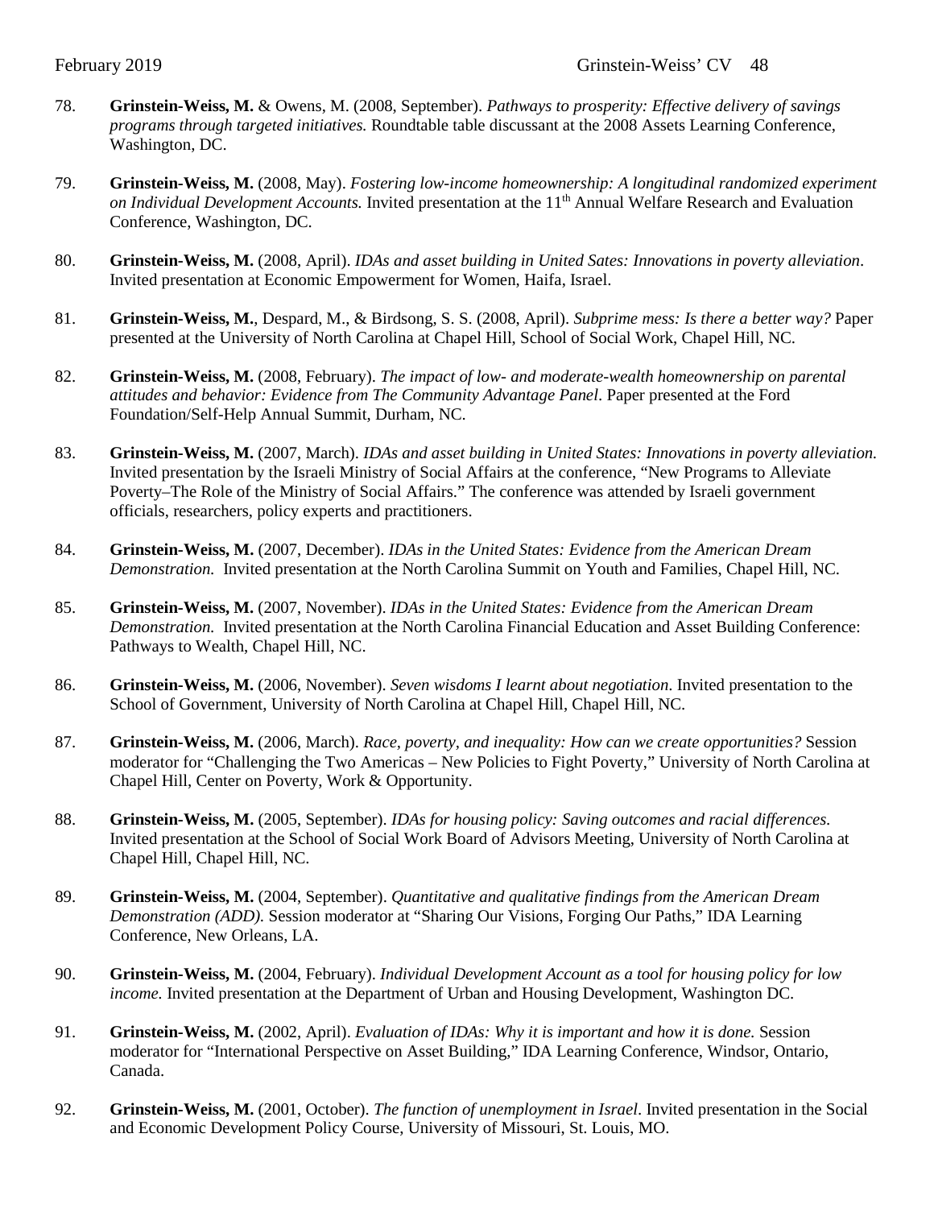78. **Grinstein-Weiss, M.** & Owens, M. (2008, September). *Pathways to prosperity: Effective delivery of savings programs through targeted initiatives.* Roundtable table discussant at the 2008 Assets Learning Conference, Washington, DC.

79. **Grinstein-Weiss, M.** (2008, May). *Fostering low-income homeownership: A longitudinal randomized experiment on Individual Development Accounts.* Invited presentation at the 11th Annual Welfare Research and Evaluation Conference, Washington, DC.

80. **Grinstein-Weiss, M.** (2008, April). *IDAs and asset building in United Sates: Innovations in poverty alleviation*. Invited presentation at Economic Empowerment for Women, Haifa, Israel.

81. **Grinstein-Weiss, M.**, Despard, M., & Birdsong, S. S. (2008, April). *Subprime mess: Is there a better way?* Paper presented at the University of North Carolina at Chapel Hill, School of Social Work, Chapel Hill, NC.

82. **Grinstein-Weiss, M.** (2008, February). *The impact of low- and moderate-wealth homeownership on parental attitudes and behavior: Evidence from The Community Advantage Panel*. Paper presented at the Ford Foundation/Self-Help Annual Summit, Durham, NC.

83. **Grinstein-Weiss, M.** (2007, March). *IDAs and asset building in United States: Innovations in poverty alleviation.* Invited presentation by the Israeli Ministry of Social Affairs at the conference, "New Programs to Alleviate Poverty–The Role of the Ministry of Social Affairs." The conference was attended by Israeli government officials, researchers, policy experts and practitioners.

84. **Grinstein-Weiss, M.** (2007, December). *IDAs in the United States: Evidence from the American Dream Demonstration.* Invited presentation at the North Carolina Summit on Youth and Families, Chapel Hill, NC.

85. **Grinstein-Weiss, M.** (2007, November). *IDAs in the United States: Evidence from the American Dream Demonstration.* Invited presentation at the North Carolina Financial Education and Asset Building Conference: Pathways to Wealth, Chapel Hill, NC.

86. **Grinstein-Weiss, M.** (2006, November). *Seven wisdoms I learnt about negotiation*. Invited presentation to the School of Government, University of North Carolina at Chapel Hill, Chapel Hill, NC.

87. **Grinstein-Weiss, M.** (2006, March). *Race, poverty, and inequality: How can we create opportunities?* Session moderator for "Challenging the Two Americas – New Policies to Fight Poverty," University of North Carolina at Chapel Hill, Center on Poverty, Work & Opportunity.

88. **Grinstein-Weiss, M.** (2005, September). *IDAs for housing policy: Saving outcomes and racial differences.* Invited presentation at the School of Social Work Board of Advisors Meeting, University of North Carolina at Chapel Hill, Chapel Hill, NC.

89. **Grinstein-Weiss, M.** (2004, September). *Quantitative and qualitative findings from the American Dream Demonstration (ADD).* Session moderator at "Sharing Our Visions, Forging Our Paths," IDA Learning Conference, New Orleans, LA.

90. **Grinstein-Weiss, M.** (2004, February). *Individual Development Account as a tool for housing policy for low income.* Invited presentation at the Department of Urban and Housing Development, Washington DC.

91. **Grinstein-Weiss, M.** (2002, April). *Evaluation of IDAs: Why it is important and how it is done.* Session moderator for "International Perspective on Asset Building," IDA Learning Conference, Windsor, Ontario, Canada.

92. **Grinstein-Weiss, M.** (2001, October). *The function of unemployment in Israel*. Invited presentation in the Social and Economic Development Policy Course, University of Missouri, St. Louis, MO.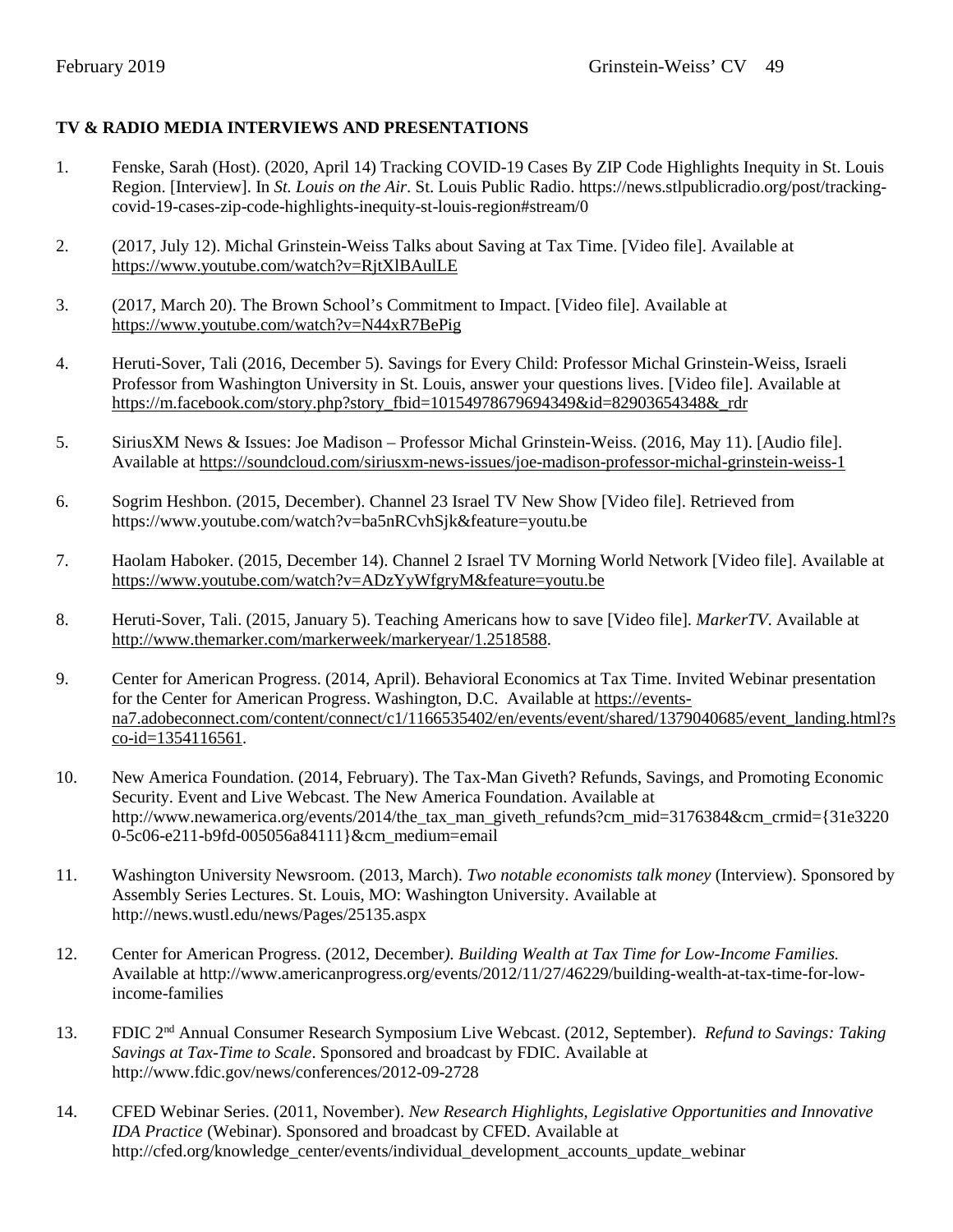**TV & RADIO MEDIA INTERVIEWS AND PRESENTATIONS**

1. Fenske, Sarah (Host). (2020, April 14) Tracking COVID-19 Cases By ZIP Code Highlights Inequity in St. Louis Region. [Interview]. In *St. Louis on the Air*. St. Louis Public Radio. https://news.stlpublicradio.org/post/tracking-covid-19-cases-zip-code-highlights-inequity-st-louis-region#stream/0

2. (2017, July 12). Michal Grinstein-Weiss Talks about Saving at Tax Time. [Video file]. Available at https://www.youtube.com/watch?v=RjtXlBAulLE

3. (2017, March 20). The Brown School's Commitment to Impact. [Video file]. Available at https://www.youtube.com/watch?v=N44xR7BePig

4. Heruti-Sover, Tali (2016, December 5). Savings for Every Child: Professor Michal Grinstein-Weiss, Israeli Professor from Washington University in St. Louis, answer your questions lives. [Video file]. Available at https://m.facebook.com/story.php?story_fbid=10154978679694349&id=82903654348&_rdr

5. SiriusXM News & Issues: Joe Madison – Professor Michal Grinstein-Weiss. (2016, May 11). [Audio file]. Available at https://soundcloud.com/siriusxm-news-issues/joe-madison-professor-michal-grinstein-weiss-1

6. Sogrim Heshbon. (2015, December). Channel 23 Israel TV New Show [Video file]. Retrieved from https://www.youtube.com/watch?v=ba5nRCvhSjk&feature=youtu.be

7. Haolam Haboker. (2015, December 14). Channel 2 Israel TV Morning World Network [Video file]. Available at https://www.youtube.com/watch?v=ADzYyWfgryM&feature=youtu.be

8. Heruti-Sover, Tali. (2015, January 5). Teaching Americans how to save [Video file]. *MarkerTV*. Available at http://www.themarker.com/markerweek/markeryear/1.2518588.

9. Center for American Progress. (2014, April). Behavioral Economics at Tax Time. Invited Webinar presentation for the Center for American Progress. Washington, D.C. Available at https://events-na7.adobeconnect.com/content/connect/c1/1166535402/en/events/event/shared/1379040685/event_landing.html?sco-id=1354116561.

10. New America Foundation. (2014, February). The Tax-Man Giveth? Refunds, Savings, and Promoting Economic Security. Event and Live Webcast. The New America Foundation. Available at http://www.newamerica.org/events/2014/the_tax_man_giveth_refunds?cm_mid=3176384&cm_crmid={31e32200-5c06-e211-b9fd-005056a84111}&cm_medium=email

11. Washington University Newsroom. (2013, March). *Two notable economists talk money* (Interview). Sponsored by Assembly Series Lectures. St. Louis, MO: Washington University. Available at http://news.wustl.edu/news/Pages/25135.aspx

12. Center for American Progress. (2012, December*). Building Wealth at Tax Time for Low-Income Families.* Available at http://www.americanprogress.org/events/2012/11/27/46229/building-wealth-at-tax-time-for-low-income-families

13. FDIC 2nd Annual Consumer Research Symposium Live Webcast. (2012, September). *Refund to Savings: Taking Savings at Tax-Time to Scale*. Sponsored and broadcast by FDIC. Available at http://www.fdic.gov/news/conferences/2012-09-2728

14. CFED Webinar Series. (2011, November). *New Research Highlights, Legislative Opportunities and Innovative IDA Practice* (Webinar). Sponsored and broadcast by CFED. Available at http://cfed.org/knowledge_center/events/individual_development_accounts_update_webinar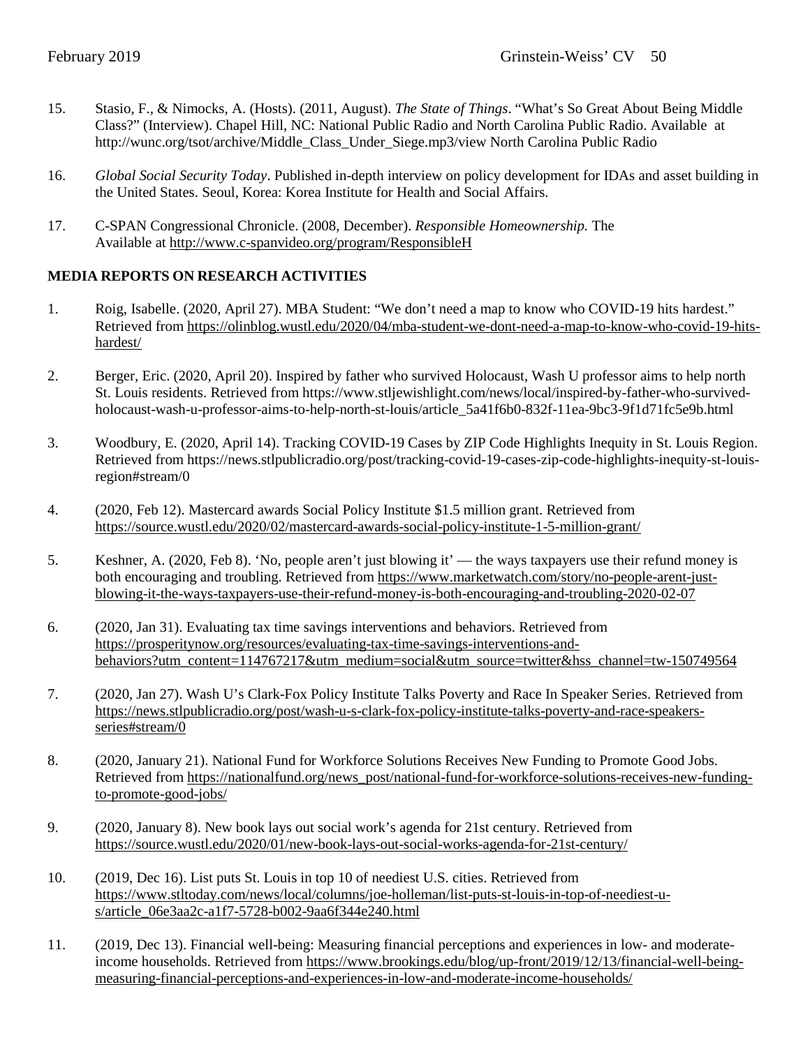15. Stasio, F., & Nimocks, A. (Hosts). (2011, August). *The State of Things*. "What's So Great About Being Middle Class?" (Interview). Chapel Hill, NC: National Public Radio and North Carolina Public Radio. Available at http://wunc.org/tsot/archive/Middle_Class_Under_Siege.mp3/view North Carolina Public Radio

16. *Global Social Security Today*. Published in-depth interview on policy development for IDAs and asset building in the United States. Seoul, Korea: Korea Institute for Health and Social Affairs.

17. C-SPAN Congressional Chronicle. (2008, December). *Responsible Homeownership.* The Available at http://www.c-spanvideo.org/program/ResponsibleH

**MEDIA REPORTS ON RESEARCH ACTIVITIES**

1. Roig, Isabelle. (2020, April 27). MBA Student: "We don't need a map to know who COVID-19 hits hardest." Retrieved from https://olinblog.wustl.edu/2020/04/mba-student-we-dont-need-a-map-to-know-who-covid-19-hits-hardest/

2. Berger, Eric. (2020, April 20). Inspired by father who survived Holocaust, Wash U professor aims to help north St. Louis residents. Retrieved from https://www.stljewishlight.com/news/local/inspired-by-father-who-survived-holocaust-wash-u-professor-aims-to-help-north-st-louis/article_5a41f6b0-832f-11ea-9bc3-9f1d71fc5e9b.html

3. Woodbury, E. (2020, April 14). Tracking COVID-19 Cases by ZIP Code Highlights Inequity in St. Louis Region. Retrieved from https://news.stlpublicradio.org/post/tracking-covid-19-cases-zip-code-highlights-inequity-st-louis-region#stream/0

4. (2020, Feb 12). Mastercard awards Social Policy Institute $1.5 million grant. Retrieved from https://source.wustl.edu/2020/02/mastercard-awards-social-policy-institute-1-5-million-grant/

5. Keshner, A. (2020, Feb 8). 'No, people aren't just blowing it' — the ways taxpayers use their refund money is both encouraging and troubling. Retrieved from https://www.marketwatch.com/story/no-people-arent-just-blowing-it-the-ways-taxpayers-use-their-refund-money-is-both-encouraging-and-troubling-2020-02-07

6. (2020, Jan 31). Evaluating tax time savings interventions and behaviors. Retrieved from https://prosperitynow.org/resources/evaluating-tax-time-savings-interventions-and-behaviors?utm_content=114767217&utm_medium=social&utm_source=twitter&hss_channel=tw-150749564

7. (2020, Jan 27). Wash U's Clark-Fox Policy Institute Talks Poverty and Race In Speaker Series. Retrieved from https://news.stlpublicradio.org/post/wash-u-s-clark-fox-policy-institute-talks-poverty-and-race-speakers-series#stream/0

8. (2020, January 21). National Fund for Workforce Solutions Receives New Funding to Promote Good Jobs. Retrieved from https://nationalfund.org/news_post/national-fund-for-workforce-solutions-receives-new-funding-to-promote-good-jobs/

9. (2020, January 8). New book lays out social work's agenda for 21st century. Retrieved from https://source.wustl.edu/2020/01/new-book-lays-out-social-works-agenda-for-21st-century/

10. (2019, Dec 16). List puts St. Louis in top 10 of neediest U.S. cities. Retrieved from https://www.stltoday.com/news/local/columns/joe-holleman/list-puts-st-louis-in-top-of-neediest-u-s/article_06e3aa2c-a1f7-5728-b002-9aa6f344e240.html

11. (2019, Dec 13). Financial well-being: Measuring financial perceptions and experiences in low- and moderate-income households. Retrieved from https://www.brookings.edu/blog/up-front/2019/12/13/financial-well-being-measuring-financial-perceptions-and-experiences-in-low-and-moderate-income-households/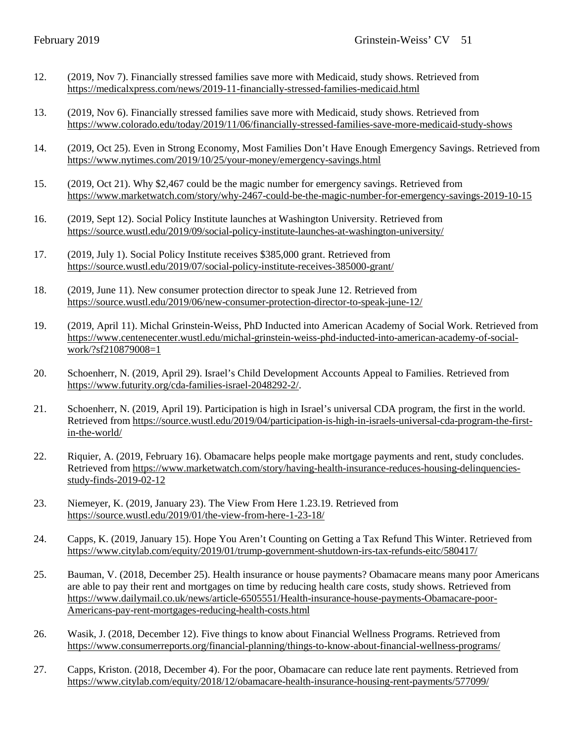12. (2019, Nov 7). Financially stressed families save more with Medicaid, study shows. Retrieved from https://medicalxpress.com/news/2019-11-financially-stressed-families-medicaid.html

13. (2019, Nov 6). Financially stressed families save more with Medicaid, study shows. Retrieved from https://www.colorado.edu/today/2019/11/06/financially-stressed-families-save-more-medicaid-study-shows

14. (2019, Oct 25). Even in Strong Economy, Most Families Don't Have Enough Emergency Savings. Retrieved from https://www.nytimes.com/2019/10/25/your-money/emergency-savings.html

15. (2019, Oct 21). Why $2,467 could be the magic number for emergency savings. Retrieved from https://www.marketwatch.com/story/why-2467-could-be-the-magic-number-for-emergency-savings-2019-10-15

16. (2019, Sept 12). Social Policy Institute launches at Washington University. Retrieved from https://source.wustl.edu/2019/09/social-policy-institute-launches-at-washington-university/

17. (2019, July 1). Social Policy Institute receives $385,000 grant. Retrieved from https://source.wustl.edu/2019/07/social-policy-institute-receives-385000-grant/

18. (2019, June 11). New consumer protection director to speak June 12. Retrieved from https://source.wustl.edu/2019/06/new-consumer-protection-director-to-speak-june-12/

19. (2019, April 11). Michal Grinstein-Weiss, PhD Inducted into American Academy of Social Work. Retrieved from https://www.centenecenter.wustl.edu/michal-grinstein-weiss-phd-inducted-into-american-academy-of-social-work/?sf210879008=1

20. Schoenherr, N. (2019, April 29). Israel's Child Development Accounts Appeal to Families. Retrieved from https://www.futurity.org/cda-families-israel-2048292-2/.

21. Schoenherr, N. (2019, April 19). Participation is high in Israel's universal CDA program, the first in the world. Retrieved from https://source.wustl.edu/2019/04/participation-is-high-in-israels-universal-cda-program-the-first-in-the-world/

22. Riquier, A. (2019, February 16). Obamacare helps people make mortgage payments and rent, study concludes. Retrieved from https://www.marketwatch.com/story/having-health-insurance-reduces-housing-delinquencies-study-finds-2019-02-12

23. Niemeyer, K. (2019, January 23). The View From Here 1.23.19. Retrieved from https://source.wustl.edu/2019/01/the-view-from-here-1-23-18/

24. Capps, K. (2019, January 15). Hope You Aren't Counting on Getting a Tax Refund This Winter. Retrieved from https://www.citylab.com/equity/2019/01/trump-government-shutdown-irs-tax-refunds-eitc/580417/

25. Bauman, V. (2018, December 25). Health insurance or house payments? Obamacare means many poor Americans are able to pay their rent and mortgages on time by reducing health care costs, study shows. Retrieved from https://www.dailymail.co.uk/news/article-6505551/Health-insurance-house-payments-Obamacare-poor-Americans-pay-rent-mortgages-reducing-health-costs.html

26. Wasik, J. (2018, December 12). Five things to know about Financial Wellness Programs. Retrieved from https://www.consumerreports.org/financial-planning/things-to-know-about-financial-wellness-programs/

27. Capps, Kriston. (2018, December 4). For the poor, Obamacare can reduce late rent payments. Retrieved from https://www.citylab.com/equity/2018/12/obamacare-health-insurance-housing-rent-payments/577099/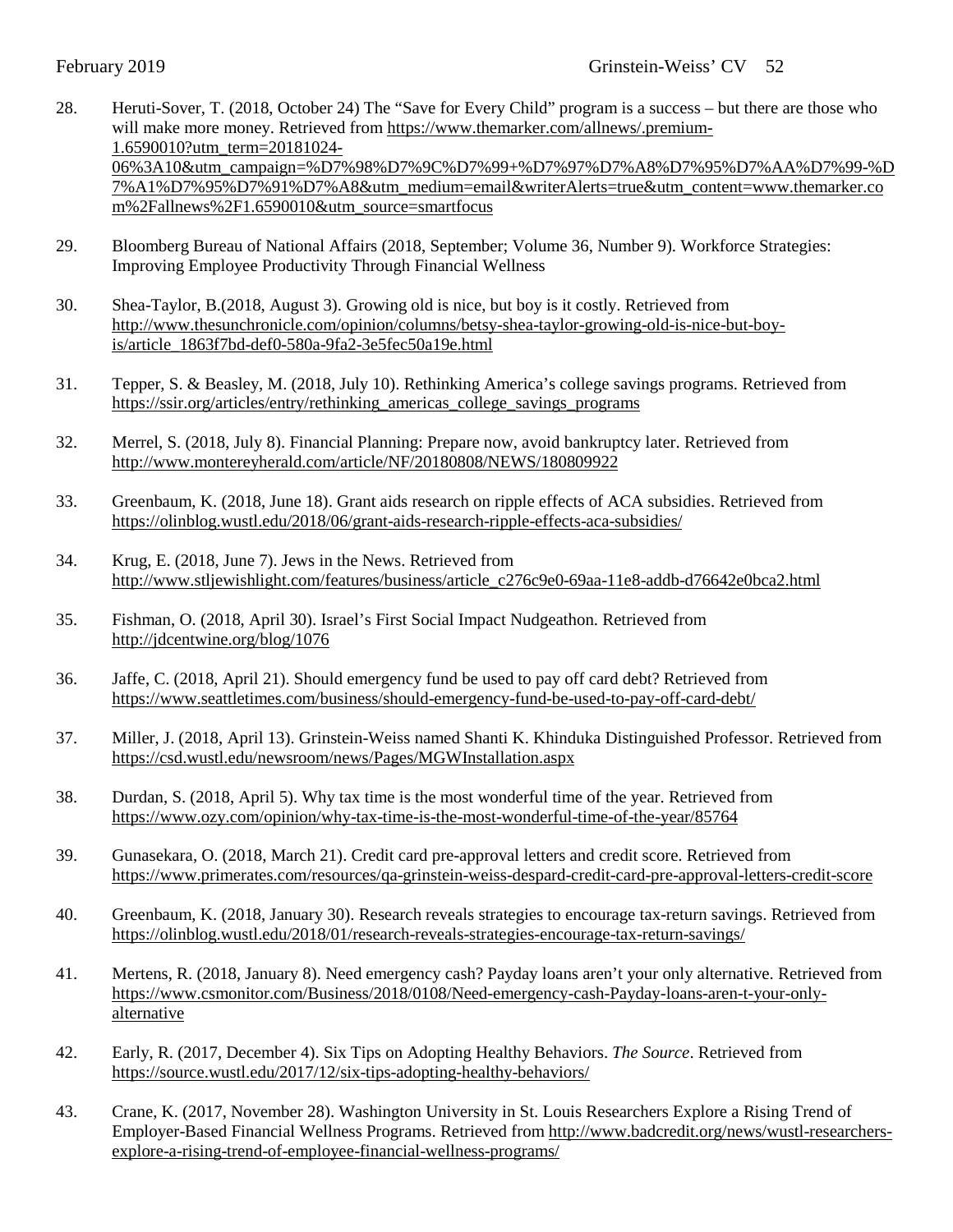28. Heruti-Sover, T. (2018, October 24) The "Save for Every Child" program is a success – but there are those who will make more money. Retrieved from https://www.themarker.com/allnews/.premium-1.6590010?utm_term=20181024-06%3A10&utm_campaign=%D7%98%D7%9C%D7%99+%D7%97%D7%A8%D7%95%D7%AA%D7%99-%D7%A1%D7%95%D7%91%D7%A8&utm_medium=email&writerAlerts=true&utm_content=www.themarker.com%2Fallnews%2F1.6590010&utm_source=smartfocus

29. Bloomberg Bureau of National Affairs (2018, September; Volume 36, Number 9). Workforce Strategies: Improving Employee Productivity Through Financial Wellness

30. Shea-Taylor, B.(2018, August 3). Growing old is nice, but boy is it costly. Retrieved from http://www.thesunchronicle.com/opinion/columns/betsy-shea-taylor-growing-old-is-nice-but-boy-is/article_1863f7bd-def0-580a-9fa2-3e5fec50a19e.html

31. Tepper, S. & Beasley, M. (2018, July 10). Rethinking America's college savings programs. Retrieved from https://ssir.org/articles/entry/rethinking_americas_college_savings_programs

32. Merrel, S. (2018, July 8). Financial Planning: Prepare now, avoid bankruptcy later. Retrieved from http://www.montereyherald.com/article/NF/20180808/NEWS/180809922

33. Greenbaum, K. (2018, June 18). Grant aids research on ripple effects of ACA subsidies. Retrieved from https://olinblog.wustl.edu/2018/06/grant-aids-research-ripple-effects-aca-subsidies/

34. Krug, E. (2018, June 7). Jews in the News. Retrieved from http://www.stljewishlight.com/features/business/article_c276c9e0-69aa-11e8-addb-d76642e0bca2.html

35. Fishman, O. (2018, April 30). Israel's First Social Impact Nudgeathon. Retrieved from http://jdcentwine.org/blog/1076

36. Jaffe, C. (2018, April 21). Should emergency fund be used to pay off card debt? Retrieved from https://www.seattletimes.com/business/should-emergency-fund-be-used-to-pay-off-card-debt/

37. Miller, J. (2018, April 13). Grinstein-Weiss named Shanti K. Khinduka Distinguished Professor. Retrieved from https://csd.wustl.edu/newsroom/news/Pages/MGWInstallation.aspx

38. Durdan, S. (2018, April 5). Why tax time is the most wonderful time of the year. Retrieved from https://www.ozy.com/opinion/why-tax-time-is-the-most-wonderful-time-of-the-year/85764

39. Gunasekara, O. (2018, March 21). Credit card pre-approval letters and credit score. Retrieved from https://www.primerates.com/resources/qa-grinstein-weiss-despard-credit-card-pre-approval-letters-credit-score

40. Greenbaum, K. (2018, January 30). Research reveals strategies to encourage tax-return savings. Retrieved from https://olinblog.wustl.edu/2018/01/research-reveals-strategies-encourage-tax-return-savings/

41. Mertens, R. (2018, January 8). Need emergency cash? Payday loans aren't your only alternative. Retrieved from https://www.csmonitor.com/Business/2018/0108/Need-emergency-cash-Payday-loans-aren-t-your-only-alternative

42. Early, R. (2017, December 4). Six Tips on Adopting Healthy Behaviors. *The Source*. Retrieved from https://source.wustl.edu/2017/12/six-tips-adopting-healthy-behaviors/

43. Crane, K. (2017, November 28). Washington University in St. Louis Researchers Explore a Rising Trend of Employer-Based Financial Wellness Programs. Retrieved from http://www.badcredit.org/news/wustl-researchers-explore-a-rising-trend-of-employee-financial-wellness-programs/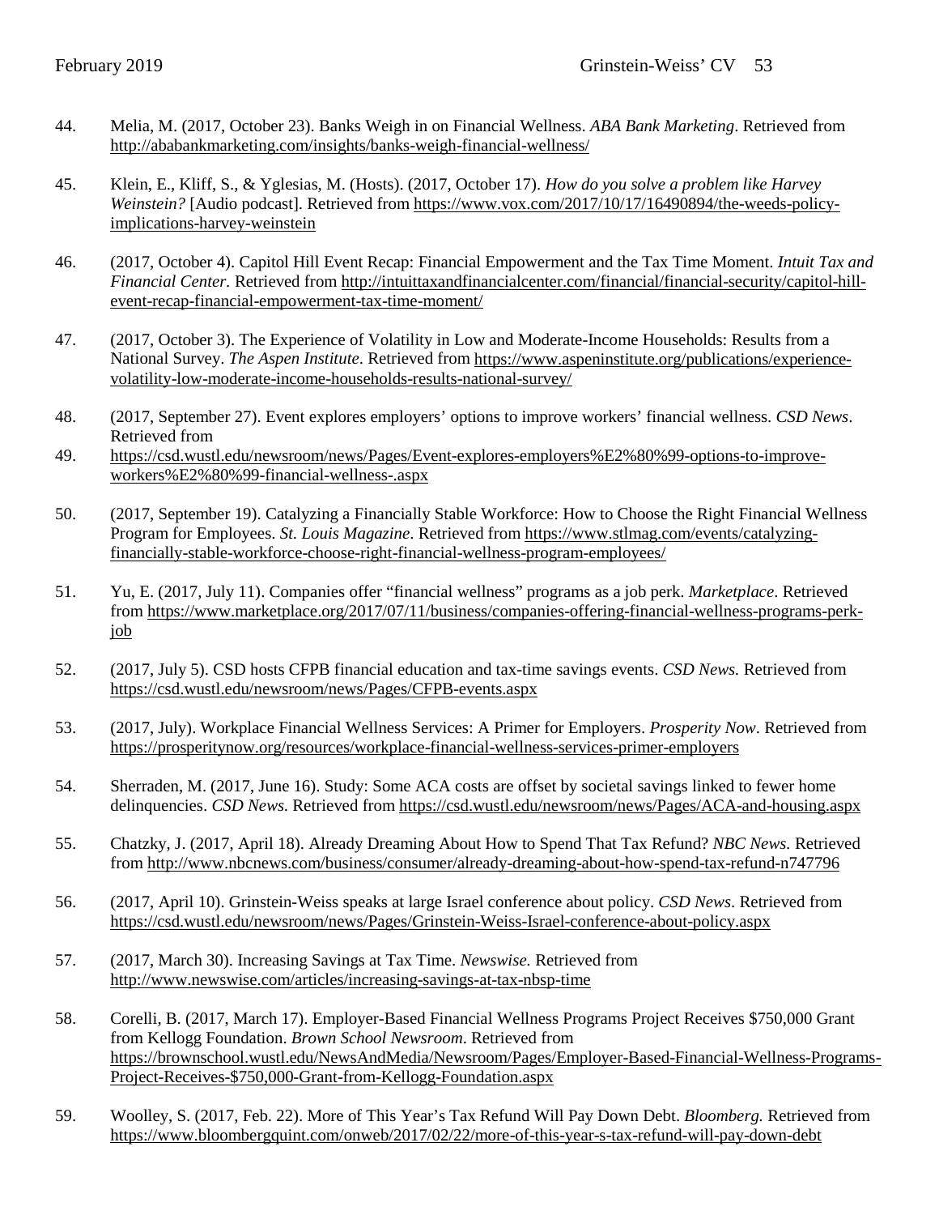44. Melia, M. (2017, October 23). Banks Weigh in on Financial Wellness. *ABA Bank Marketing*. Retrieved from http://ababankmarketing.com/insights/banks-weigh-financial-wellness/

45. Klein, E., Kliff, S., & Yglesias, M. (Hosts). (2017, October 17). *How do you solve a problem like Harvey Weinstein?* [Audio podcast]. Retrieved from https://www.vox.com/2017/10/17/16490894/the-weeds-policy-implications-harvey-weinstein

46. (2017, October 4). Capitol Hill Event Recap: Financial Empowerment and the Tax Time Moment. *Intuit Tax and Financial Center.* Retrieved from http://intuittaxandfinancialcenter.com/financial/financial-security/capitol-hill-event-recap-financial-empowerment-tax-time-moment/

47. (2017, October 3). The Experience of Volatility in Low and Moderate-Income Households: Results from a National Survey. *The Aspen Institute*. Retrieved from https://www.aspeninstitute.org/publications/experience-volatility-low-moderate-income-households-results-national-survey/

48. (2017, September 27). Event explores employers' options to improve workers' financial wellness. *CSD News*. Retrieved from

49. https://csd.wustl.edu/newsroom/news/Pages/Event-explores-employers%E2%80%99-options-to-improve-workers%E2%80%99-financial-wellness-.aspx

50. (2017, September 19). Catalyzing a Financially Stable Workforce: How to Choose the Right Financial Wellness Program for Employees. *St. Louis Magazine*. Retrieved from https://www.stlmag.com/events/catalyzing-financially-stable-workforce-choose-right-financial-wellness-program-employees/

51. Yu, E. (2017, July 11). Companies offer "financial wellness" programs as a job perk. *Marketplace*. Retrieved from https://www.marketplace.org/2017/07/11/business/companies-offering-financial-wellness-programs-perk-job

52. (2017, July 5). CSD hosts CFPB financial education and tax-time savings events. *CSD News.* Retrieved from https://csd.wustl.edu/newsroom/news/Pages/CFPB-events.aspx

53. (2017, July). Workplace Financial Wellness Services: A Primer for Employers. *Prosperity Now*. Retrieved from https://prosperitynow.org/resources/workplace-financial-wellness-services-primer-employers

54. Sherraden, M. (2017, June 16). Study: Some ACA costs are offset by societal savings linked to fewer home delinquencies. *CSD News.* Retrieved from https://csd.wustl.edu/newsroom/news/Pages/ACA-and-housing.aspx

55. Chatzky, J. (2017, April 18). Already Dreaming About How to Spend That Tax Refund? *NBC News.* Retrieved from http://www.nbcnews.com/business/consumer/already-dreaming-about-how-spend-tax-refund-n747796

56. (2017, April 10). Grinstein-Weiss speaks at large Israel conference about policy. *CSD News*. Retrieved from https://csd.wustl.edu/newsroom/news/Pages/Grinstein-Weiss-Israel-conference-about-policy.aspx

57. (2017, March 30). Increasing Savings at Tax Time. *Newswise.* Retrieved from http://www.newswise.com/articles/increasing-savings-at-tax-nbsp-time

58. Corelli, B. (2017, March 17). Employer-Based Financial Wellness Programs Project Receives $750,000 Grant from Kellogg Foundation. *Brown School Newsroom*. Retrieved from https://brownschool.wustl.edu/NewsAndMedia/Newsroom/Pages/Employer-Based-Financial-Wellness-Programs-Project-Receives-$750,000-Grant-from-Kellogg-Foundation.aspx

59. Woolley, S. (2017, Feb. 22). More of This Year's Tax Refund Will Pay Down Debt. *Bloomberg.* Retrieved from https://www.bloombergquint.com/onweb/2017/02/22/more-of-this-year-s-tax-refund-will-pay-down-debt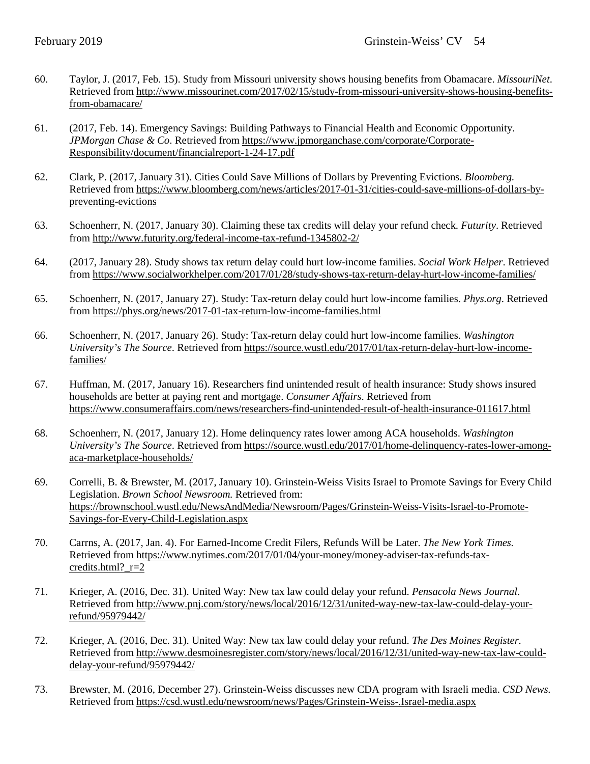60. Taylor, J. (2017, Feb. 15). Study from Missouri university shows housing benefits from Obamacare. *MissouriNet*. Retrieved from http://www.missourinet.com/2017/02/15/study-from-missouri-university-shows-housing-benefits-from-obamacare/

61. (2017, Feb. 14). Emergency Savings: Building Pathways to Financial Health and Economic Opportunity. *JPMorgan Chase & Co*. Retrieved from https://www.jpmorganchase.com/corporate/Corporate-Responsibility/document/financialreport-1-24-17.pdf

62. Clark, P. (2017, January 31). Cities Could Save Millions of Dollars by Preventing Evictions. *Bloomberg.* Retrieved from https://www.bloomberg.com/news/articles/2017-01-31/cities-could-save-millions-of-dollars-by-preventing-evictions

63. Schoenherr, N. (2017, January 30). Claiming these tax credits will delay your refund check. *Futurity*. Retrieved from http://www.futurity.org/federal-income-tax-refund-1345802-2/

64. (2017, January 28). Study shows tax return delay could hurt low-income families. *Social Work Helper*. Retrieved from https://www.socialworkhelper.com/2017/01/28/study-shows-tax-return-delay-hurt-low-income-families/

65. Schoenherr, N. (2017, January 27). Study: Tax-return delay could hurt low-income families. *Phys.org*. Retrieved from https://phys.org/news/2017-01-tax-return-low-income-families.html

66. Schoenherr, N. (2017, January 26). Study: Tax-return delay could hurt low-income families. *Washington University's The Source*. Retrieved from https://source.wustl.edu/2017/01/tax-return-delay-hurt-low-income-families/

67. Huffman, M. (2017, January 16). Researchers find unintended result of health insurance: Study shows insured households are better at paying rent and mortgage. *Consumer Affairs*. Retrieved from https://www.consumeraffairs.com/news/researchers-find-unintended-result-of-health-insurance-011617.html

68. Schoenherr, N. (2017, January 12). Home delinquency rates lower among ACA households. *Washington University's The Source*. Retrieved from https://source.wustl.edu/2017/01/home-delinquency-rates-lower-among-aca-marketplace-households/

69. Correlli, B. & Brewster, M. (2017, January 10). Grinstein-Weiss Visits Israel to Promote Savings for Every Child Legislation. *Brown School Newsroom.* Retrieved from: https://brownschool.wustl.edu/NewsAndMedia/Newsroom/Pages/Grinstein-Weiss-Visits-Israel-to-Promote-Savings-for-Every-Child-Legislation.aspx

70. Carrns, A. (2017, Jan. 4). For Earned-Income Credit Filers, Refunds Will be Later. *The New York Times.* Retrieved from https://www.nytimes.com/2017/01/04/your-money/money-adviser-tax-refunds-tax-credits.html?_r=2

71. Krieger, A. (2016, Dec. 31). United Way: New tax law could delay your refund. *Pensacola News Journal*. Retrieved from http://www.pnj.com/story/news/local/2016/12/31/united-way-new-tax-law-could-delay-your-refund/95979442/

72. Krieger, A. (2016, Dec. 31). United Way: New tax law could delay your refund. *The Des Moines Register.* Retrieved from http://www.desmoinesregister.com/story/news/local/2016/12/31/united-way-new-tax-law-could-delay-your-refund/95979442/

73. Brewster, M. (2016, December 27). Grinstein-Weiss discusses new CDA program with Israeli media. *CSD News.* Retrieved from https://csd.wustl.edu/newsroom/news/Pages/Grinstein-Weiss-.Israel-media.aspx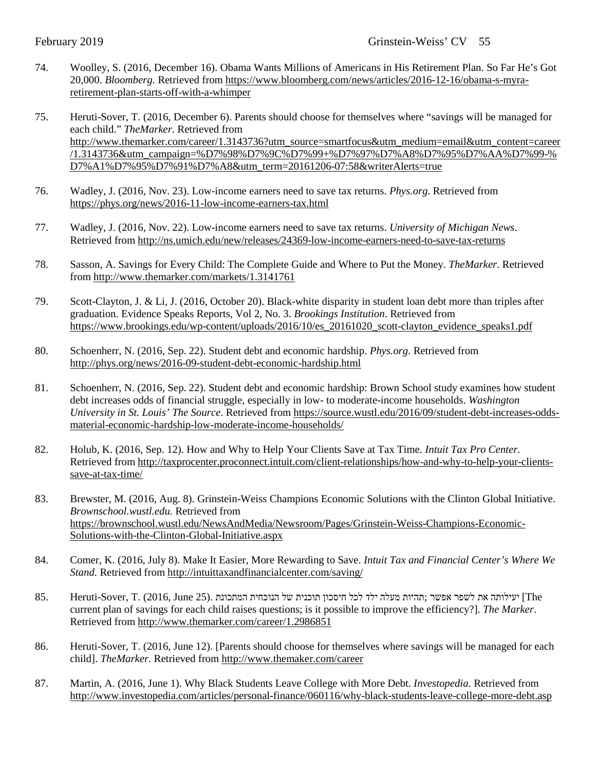74. Woolley, S. (2016, December 16). Obama Wants Millions of Americans in His Retirement Plan. So Far He's Got 20,000. *Bloomberg.* Retrieved from https://www.bloomberg.com/news/articles/2016-12-16/obama-s-myra-retirement-plan-starts-off-with-a-whimper

75. Heruti-Sover, T. (2016, December 6). Parents should choose for themselves where "savings will be managed for each child." *TheMarker*. Retrieved from http://www.themarker.com/career/1.3143736?utm_source=smartfocus&utm_medium=email&utm_content=career/1.3143736&utm_campaign=%D7%98%D7%9C%D7%99+%D7%97%D7%A8%D7%95%D7%AA%D7%99-%D7%A1%D7%95%D7%91%D7%A8&utm_term=20161206-07:58&writerAlerts=true

76. Wadley, J. (2016, Nov. 23). Low-income earners need to save tax returns. *Phys.org*. Retrieved from https://phys.org/news/2016-11-low-income-earners-tax.html

77. Wadley, J. (2016, Nov. 22). Low-income earners need to save tax returns. *University of Michigan News*. Retrieved from http://ns.umich.edu/new/releases/24369-low-income-earners-need-to-save-tax-returns

78. Sasson, A. Savings for Every Child: The Complete Guide and Where to Put the Money. *TheMarker.* Retrieved from http://www.themarker.com/markets/1.3141761

79. Scott-Clayton, J. & Li, J. (2016, October 20). Black-white disparity in student loan debt more than triples after graduation. Evidence Speaks Reports, Vol 2, No. 3. *Brookings Institution*. Retrieved from https://www.brookings.edu/wp-content/uploads/2016/10/es_20161020_scott-clayton_evidence_speaks1.pdf

80. Schoenherr, N. (2016, Sep. 22). Student debt and economic hardship. *Phys.org*. Retrieved from http://phys.org/news/2016-09-student-debt-economic-hardship.html

81. Schoenherr, N. (2016, Sep. 22). Student debt and economic hardship: Brown School study examines how student debt increases odds of financial struggle, especially in low- to moderate-income households. *Washington University in St. Louis' The Source*. Retrieved from https://source.wustl.edu/2016/09/student-debt-increases-odds-material-economic-hardship-low-moderate-income-households/

82. Holub, K. (2016, Sep. 12). How and Why to Help Your Clients Save at Tax Time. *Intuit Tax Pro Center*. Retrieved from http://taxprocenter.proconnect.intuit.com/client-relationships/how-and-why-to-help-your-clients-save-at-tax-time/

83. Brewster, M. (2016, Aug. 8). Grinstein-Weiss Champions Economic Solutions with the Clinton Global Initiative. *Brownschool.wustl.edu.* Retrieved from https://brownschool.wustl.edu/NewsAndMedia/Newsroom/Pages/Grinstein-Weiss-Champions-Economic-Solutions-with-the-Clinton-Global-Initiative.aspx

84. Comer, K. (2016, July 8). Make It Easier, More Rewarding to Save. *Intuit Tax and Financial Center's Where We Stand.* Retrieved from http://intuittaxandfinancialcenter.com/saving/

85. Heruti-Sover, T. (2016, June 25). תהיות מעלה ילד לכל חיסכון תוכנית של הנוכחית המתכונת; יעילותה את לשפר אפשר [The current plan of savings for each child raises questions; is it possible to improve the efficiency?]. *The Marker*. Retrieved from http://www.themarker.com/career/1.2986851

86. Heruti-Sover, T. (2016, June 12). [Parents should choose for themselves where savings will be managed for each child]. *TheMarker*. Retrieved from http://www.themaker.com/career

87. Martin, A. (2016, June 1). Why Black Students Leave College with More Debt. *Investopedia*. Retrieved from http://www.investopedia.com/articles/personal-finance/060116/why-black-students-leave-college-more-debt.asp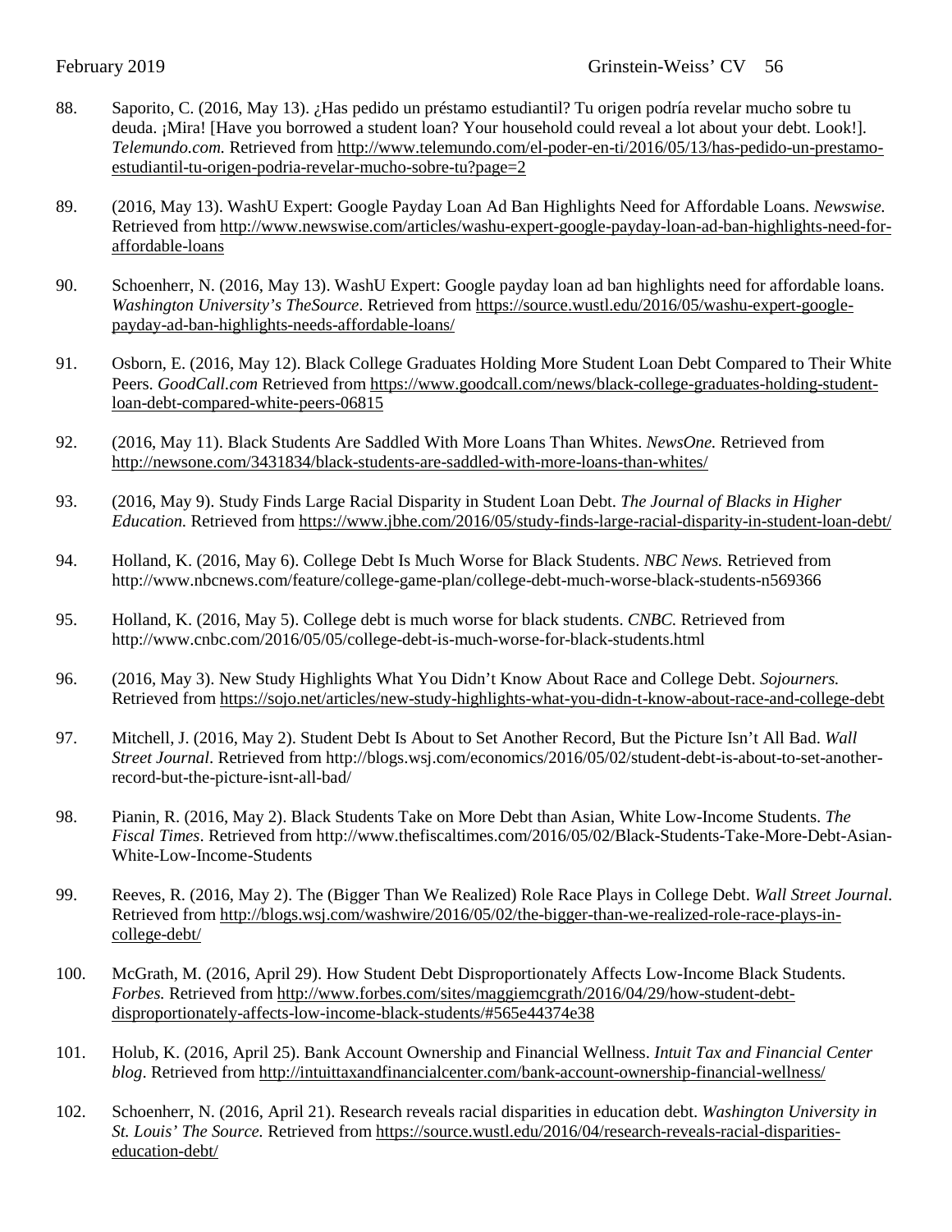88. Saporito, C. (2016, May 13). ¿Has pedido un préstamo estudiantil? Tu origen podría revelar mucho sobre tu deuda. ¡Mira! [Have you borrowed a student loan? Your household could reveal a lot about your debt. Look!]. *Telemundo.com.* Retrieved from http://www.telemundo.com/el-poder-en-ti/2016/05/13/has-pedido-un-prestamo-estudiantil-tu-origen-podria-revelar-mucho-sobre-tu?page=2

89. (2016, May 13). WashU Expert: Google Payday Loan Ad Ban Highlights Need for Affordable Loans. *Newswise.* Retrieved from http://www.newswise.com/articles/washu-expert-google-payday-loan-ad-ban-highlights-need-for-affordable-loans

90. Schoenherr, N. (2016, May 13). WashU Expert: Google payday loan ad ban highlights need for affordable loans. *Washington University's TheSource*. Retrieved from https://source.wustl.edu/2016/05/washu-expert-google-payday-ad-ban-highlights-needs-affordable-loans/

91. Osborn, E. (2016, May 12). Black College Graduates Holding More Student Loan Debt Compared to Their White Peers. *GoodCall.com* Retrieved from https://www.goodcall.com/news/black-college-graduates-holding-student-loan-debt-compared-white-peers-06815

92. (2016, May 11). Black Students Are Saddled With More Loans Than Whites. *NewsOne.* Retrieved from http://newsone.com/3431834/black-students-are-saddled-with-more-loans-than-whites/

93. (2016, May 9). Study Finds Large Racial Disparity in Student Loan Debt. *The Journal of Blacks in Higher Education.* Retrieved from https://www.jbhe.com/2016/05/study-finds-large-racial-disparity-in-student-loan-debt/

94. Holland, K. (2016, May 6). College Debt Is Much Worse for Black Students. *NBC News.* Retrieved from http://www.nbcnews.com/feature/college-game-plan/college-debt-much-worse-black-students-n569366

95. Holland, K. (2016, May 5). College debt is much worse for black students. *CNBC.* Retrieved from http://www.cnbc.com/2016/05/05/college-debt-is-much-worse-for-black-students.html

96. (2016, May 3). New Study Highlights What You Didn't Know About Race and College Debt. *Sojourners.* Retrieved from https://sojo.net/articles/new-study-highlights-what-you-didn-t-know-about-race-and-college-debt

97. Mitchell, J. (2016, May 2). Student Debt Is About to Set Another Record, But the Picture Isn't All Bad. *Wall Street Journal*. Retrieved from http://blogs.wsj.com/economics/2016/05/02/student-debt-is-about-to-set-another-record-but-the-picture-isnt-all-bad/

98. Pianin, R. (2016, May 2). Black Students Take on More Debt than Asian, White Low-Income Students. *The Fiscal Times*. Retrieved from http://www.thefiscaltimes.com/2016/05/02/Black-Students-Take-More-Debt-Asian-White-Low-Income-Students

99. Reeves, R. (2016, May 2). The (Bigger Than We Realized) Role Race Plays in College Debt. *Wall Street Journal.* Retrieved from http://blogs.wsj.com/washwire/2016/05/02/the-bigger-than-we-realized-role-race-plays-in-college-debt/

100. McGrath, M. (2016, April 29). How Student Debt Disproportionately Affects Low-Income Black Students. *Forbes.* Retrieved from http://www.forbes.com/sites/maggiemcgrath/2016/04/29/how-student-debt-disproportionately-affects-low-income-black-students/#565e44374e38

101. Holub, K. (2016, April 25). Bank Account Ownership and Financial Wellness. *Intuit Tax and Financial Center blog*. Retrieved from http://intuittaxandfinancialcenter.com/bank-account-ownership-financial-wellness/

102. Schoenherr, N. (2016, April 21). Research reveals racial disparities in education debt. *Washington University in St. Louis' The Source.* Retrieved from https://source.wustl.edu/2016/04/research-reveals-racial-disparities-education-debt/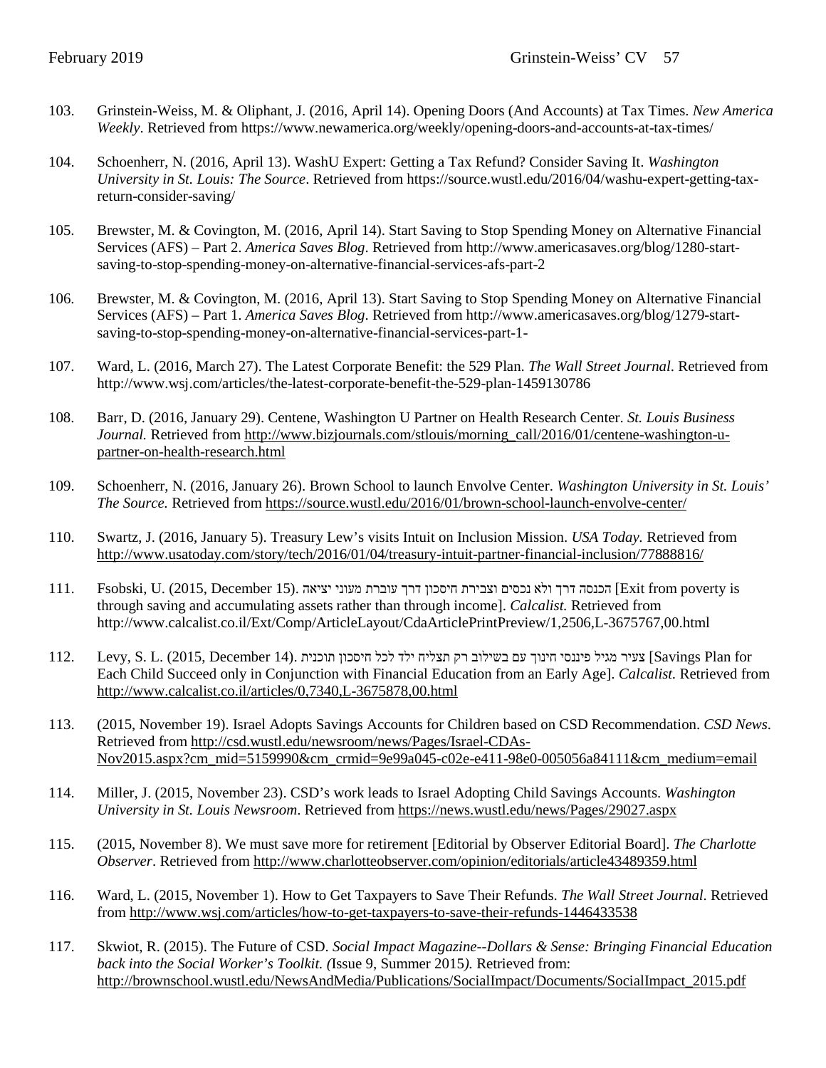103. Grinstein-Weiss, M. & Oliphant, J. (2016, April 14). Opening Doors (And Accounts) at Tax Times. *New America Weekly*. Retrieved from https://www.newamerica.org/weekly/opening-doors-and-accounts-at-tax-times/

104. Schoenherr, N. (2016, April 13). WashU Expert: Getting a Tax Refund? Consider Saving It. *Washington University in St. Louis: The Source*. Retrieved from https://source.wustl.edu/2016/04/washu-expert-getting-tax-return-consider-saving/

105. Brewster, M. & Covington, M. (2016, April 14). Start Saving to Stop Spending Money on Alternative Financial Services (AFS) – Part 2. *America Saves Blog*. Retrieved from http://www.americasaves.org/blog/1280-start-saving-to-stop-spending-money-on-alternative-financial-services-afs-part-2

106. Brewster, M. & Covington, M. (2016, April 13). Start Saving to Stop Spending Money on Alternative Financial Services (AFS) – Part 1. *America Saves Blog*. Retrieved from http://www.americasaves.org/blog/1279-start-saving-to-stop-spending-money-on-alternative-financial-services-part-1-

107. Ward, L. (2016, March 27). The Latest Corporate Benefit: the 529 Plan. *The Wall Street Journal*. Retrieved from http://www.wsj.com/articles/the-latest-corporate-benefit-the-529-plan-1459130786

108. Barr, D. (2016, January 29). Centene, Washington U Partner on Health Research Center. *St. Louis Business Journal.* Retrieved from http://www.bizjournals.com/stlouis/morning_call/2016/01/centene-washington-u-partner-on-health-research.html

109. Schoenherr, N. (2016, January 26). Brown School to launch Envolve Center. *Washington University in St. Louis' The Source.* Retrieved from https://source.wustl.edu/2016/01/brown-school-launch-envolve-center/

110. Swartz, J. (2016, January 5). Treasury Lew's visits Intuit on Inclusion Mission. *USA Today.* Retrieved from http://www.usatoday.com/story/tech/2016/01/04/treasury-intuit-partner-financial-inclusion/77888816/

111. Fsobski, U. (2015, December 15). הכנסה דרך ולא נכסים וצבירת חיסכון דרך עוברת מעוני יציאה [Exit from poverty is through saving and accumulating assets rather than through income]. *Calcalist.* Retrieved from http://www.calcalist.co.il/Ext/Comp/ArticleLayout/CdaArticlePrintPreview/1,2506,L-3675767,00.html

112. Levy, S. L. (2015, December 14). צעיר מגיל פיננסי חינוך עם בשילוב רק תצליח ילד לכל חיסכון תוכנית [Savings Plan for Each Child Succeed only in Conjunction with Financial Education from an Early Age]. *Calcalist.* Retrieved from http://www.calcalist.co.il/articles/0,7340,L-3675878,00.html

113. (2015, November 19). Israel Adopts Savings Accounts for Children based on CSD Recommendation. *CSD News*. Retrieved from http://csd.wustl.edu/newsroom/news/Pages/Israel-CDAs-Nov2015.aspx?cm_mid=5159990&cm_crmid=9e99a045-c02e-e411-98e0-005056a84111&cm_medium=email

114. Miller, J. (2015, November 23). CSD's work leads to Israel Adopting Child Savings Accounts. *Washington University in St. Louis Newsroom*. Retrieved from https://news.wustl.edu/news/Pages/29027.aspx

115. (2015, November 8). We must save more for retirement [Editorial by Observer Editorial Board]. *The Charlotte Observer*. Retrieved from http://www.charlotteobserver.com/opinion/editorials/article43489359.html

116. Ward, L. (2015, November 1). How to Get Taxpayers to Save Their Refunds. *The Wall Street Journal*. Retrieved from http://www.wsj.com/articles/how-to-get-taxpayers-to-save-their-refunds-1446433538

117. Skwiot, R. (2015). The Future of CSD. *Social Impact Magazine--Dollars & Sense: Bringing Financial Education back into the Social Worker's Toolkit. (*Issue 9, Summer 2015*).* Retrieved from: http://brownschool.wustl.edu/NewsAndMedia/Publications/SocialImpact/Documents/SocialImpact_2015.pdf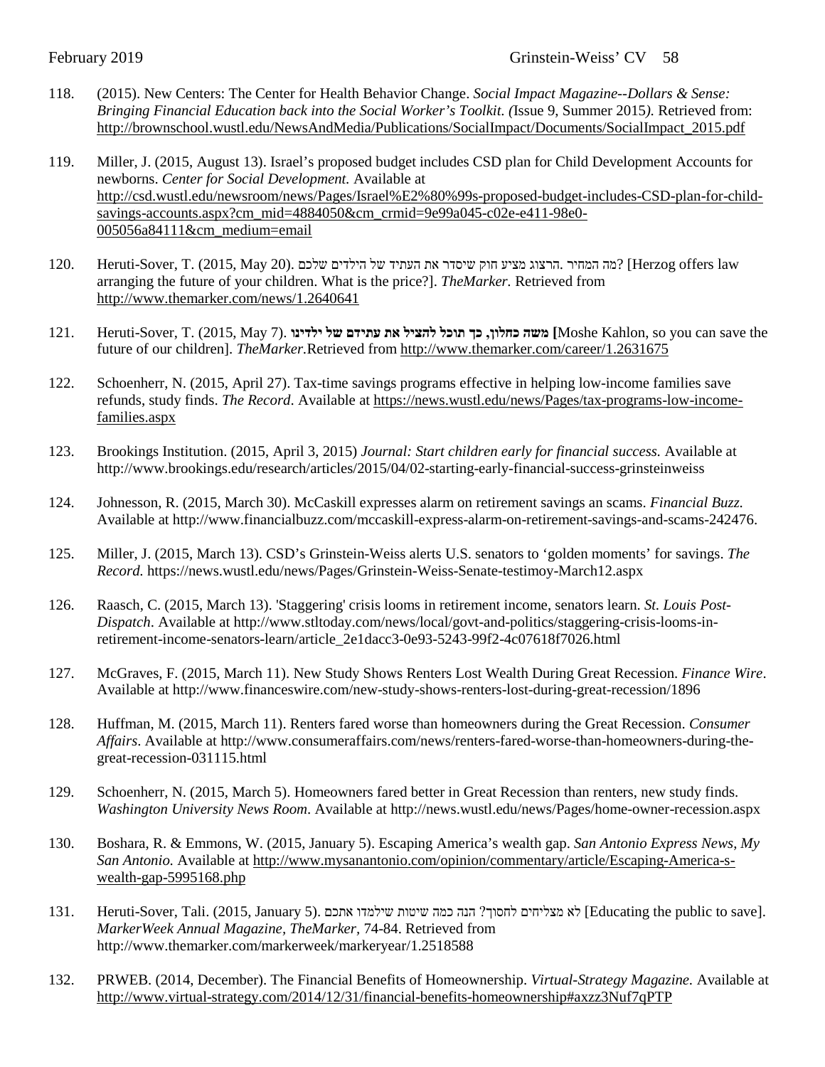118. (2015). New Centers: The Center for Health Behavior Change. *Social Impact Magazine--Dollars & Sense: Bringing Financial Education back into the Social Worker's Toolkit. (*Issue 9, Summer 2015*).* Retrieved from: http://brownschool.wustl.edu/NewsAndMedia/Publications/SocialImpact/Documents/SocialImpact_2015.pdf

119. Miller, J. (2015, August 13). Israel's proposed budget includes CSD plan for Child Development Accounts for newborns. *Center for Social Development.* Available at http://csd.wustl.edu/newsroom/news/Pages/Israel%E2%80%99s-proposed-budget-includes-CSD-plan-for-child-savings-accounts.aspx?cm_mid=4884050&cm_crmid=9e99a045-c02e-e411-98e0-005056a84111&cm_medium=email

120. Heruti-Sover, T. (2015, May 20). הרצוג מציע חוק שיסדר את העתיד של הילדים שלכם. מה המחיר? [Herzog offers law arranging the future of your children. What is the price?]. *TheMarker.* Retrieved from http://www.themarker.com/news/1.2640641

121. Heruti-Sover, T. (2015, May 7). **משה כחלון, כך תוכל להציל את עתידם של ילדינו [**Moshe Kahlon, so you can save the future of our children]. *TheMarker*.Retrieved from http://www.themarker.com/career/1.2631675

122. Schoenherr, N. (2015, April 27). Tax-time savings programs effective in helping low-income families save refunds, study finds. *The Record*. Available at https://news.wustl.edu/news/Pages/tax-programs-low-income-families.aspx

123. Brookings Institution. (2015, April 3, 2015) *Journal: Start children early for financial success.* Available at http://www.brookings.edu/research/articles/2015/04/02-starting-early-financial-success-grinsteinweiss

124. Johnesson, R. (2015, March 30). McCaskill expresses alarm on retirement savings an scams. *Financial Buzz.* Available at http://www.financialbuzz.com/mccaskill-express-alarm-on-retirement-savings-and-scams-242476.

125. Miller, J. (2015, March 13). CSD's Grinstein-Weiss alerts U.S. senators to 'golden moments' for savings. *The Record.* https://news.wustl.edu/news/Pages/Grinstein-Weiss-Senate-testimoy-March12.aspx

126. Raasch, C. (2015, March 13). 'Staggering' crisis looms in retirement income, senators learn. *St. Louis Post-Dispatch*. Available at http://www.stltoday.com/news/local/govt-and-politics/staggering-crisis-looms-in-retirement-income-senators-learn/article_2e1dacc3-0e93-5243-99f2-4c07618f7026.html

127. McGraves, F. (2015, March 11). New Study Shows Renters Lost Wealth During Great Recession. *Finance Wire*. Available at http://www.financeswire.com/new-study-shows-renters-lost-during-great-recession/1896

128. Huffman, M. (2015, March 11). Renters fared worse than homeowners during the Great Recession. *Consumer Affairs*. Available at http://www.consumeraffairs.com/news/renters-fared-worse-than-homeowners-during-the-great-recession-031115.html

129. Schoenherr, N. (2015, March 5). Homeowners fared better in Great Recession than renters, new study finds. *Washington University News Room*. Available at http://news.wustl.edu/news/Pages/home-owner-recession.aspx

130. Boshara, R. & Emmons, W. (2015, January 5). Escaping America's wealth gap. *San Antonio Express News*, *My San Antonio.* Available at http://www.mysanantonio.com/opinion/commentary/article/Escaping-America-s-wealth-gap-5995168.php

131. Heruti-Sover, Tali. (2015, January 5). לא מצליחים לחסוך? הנה כמה שיטות שילמדו אתכם [Educating the public to save]. *MarkerWeek Annual Magazine, TheMarker,* 74-84. Retrieved from http://www.themarker.com/markerweek/markeryear/1.2518588

132. PRWEB. (2014, December). The Financial Benefits of Homeownership. *Virtual-Strategy Magazine.* Available at http://www.virtual-strategy.com/2014/12/31/financial-benefits-homeownership#axzz3Nuf7qPTP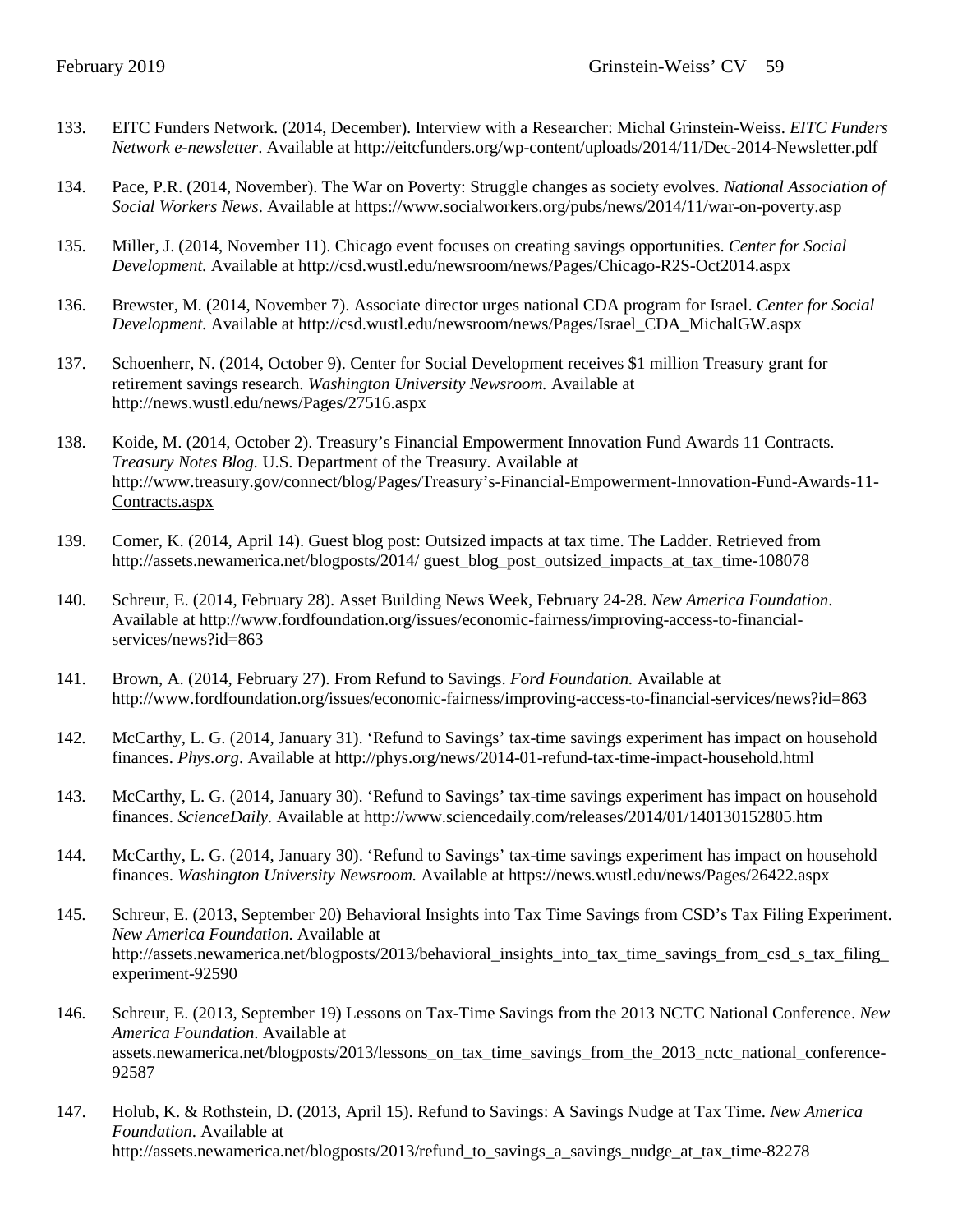133. EITC Funders Network. (2014, December). Interview with a Researcher: Michal Grinstein-Weiss. *EITC Funders Network e-newsletter*. Available at http://eitcfunders.org/wp-content/uploads/2014/11/Dec-2014-Newsletter.pdf

134. Pace, P.R. (2014, November). The War on Poverty: Struggle changes as society evolves. *National Association of Social Workers News*. Available at https://www.socialworkers.org/pubs/news/2014/11/war-on-poverty.asp

135. Miller, J. (2014, November 11). Chicago event focuses on creating savings opportunities. *Center for Social Development.* Available at http://csd.wustl.edu/newsroom/news/Pages/Chicago-R2S-Oct2014.aspx

136. Brewster, M. (2014, November 7). Associate director urges national CDA program for Israel. *Center for Social Development.* Available at http://csd.wustl.edu/newsroom/news/Pages/Israel_CDA_MichalGW.aspx

137. Schoenherr, N. (2014, October 9). Center for Social Development receives $1 million Treasury grant for retirement savings research. *Washington University Newsroom.* Available at http://news.wustl.edu/news/Pages/27516.aspx

138. Koide, M. (2014, October 2). Treasury's Financial Empowerment Innovation Fund Awards 11 Contracts. *Treasury Notes Blog.* U.S. Department of the Treasury. Available at http://www.treasury.gov/connect/blog/Pages/Treasury's-Financial-Empowerment-Innovation-Fund-Awards-11-Contracts.aspx

139. Comer, K. (2014, April 14). Guest blog post: Outsized impacts at tax time. The Ladder. Retrieved from http://assets.newamerica.net/blogposts/2014/ guest_blog_post_outsized_impacts_at_tax_time-108078

140. Schreur, E. (2014, February 28). Asset Building News Week, February 24-28. *New America Foundation*. Available at http://www.fordfoundation.org/issues/economic-fairness/improving-access-to-financial-services/news?id=863

141. Brown, A. (2014, February 27). From Refund to Savings. *Ford Foundation.* Available at http://www.fordfoundation.org/issues/economic-fairness/improving-access-to-financial-services/news?id=863

142. McCarthy, L. G. (2014, January 31). 'Refund to Savings' tax-time savings experiment has impact on household finances. *Phys.org*. Available at http://phys.org/news/2014-01-refund-tax-time-impact-household.html

143. McCarthy, L. G. (2014, January 30). 'Refund to Savings' tax-time savings experiment has impact on household finances. *ScienceDaily.* Available at http://www.sciencedaily.com/releases/2014/01/140130152805.htm

144. McCarthy, L. G. (2014, January 30). 'Refund to Savings' tax-time savings experiment has impact on household finances. *Washington University Newsroom.* Available at https://news.wustl.edu/news/Pages/26422.aspx

145. Schreur, E. (2013, September 20) Behavioral Insights into Tax Time Savings from CSD's Tax Filing Experiment. *New America Foundation.* Available at http://assets.newamerica.net/blogposts/2013/behavioral_insights_into_tax_time_savings_from_csd_s_tax_filing_experiment-92590

146. Schreur, E. (2013, September 19) Lessons on Tax-Time Savings from the 2013 NCTC National Conference. *New America Foundation*. Available at assets.newamerica.net/blogposts/2013/lessons_on_tax_time_savings_from_the_2013_nctc_national_conference-92587

147. Holub, K. & Rothstein, D. (2013, April 15). Refund to Savings: A Savings Nudge at Tax Time. *New America Foundation*. Available at http://assets.newamerica.net/blogposts/2013/refund_to_savings_a_savings_nudge_at_tax_time-82278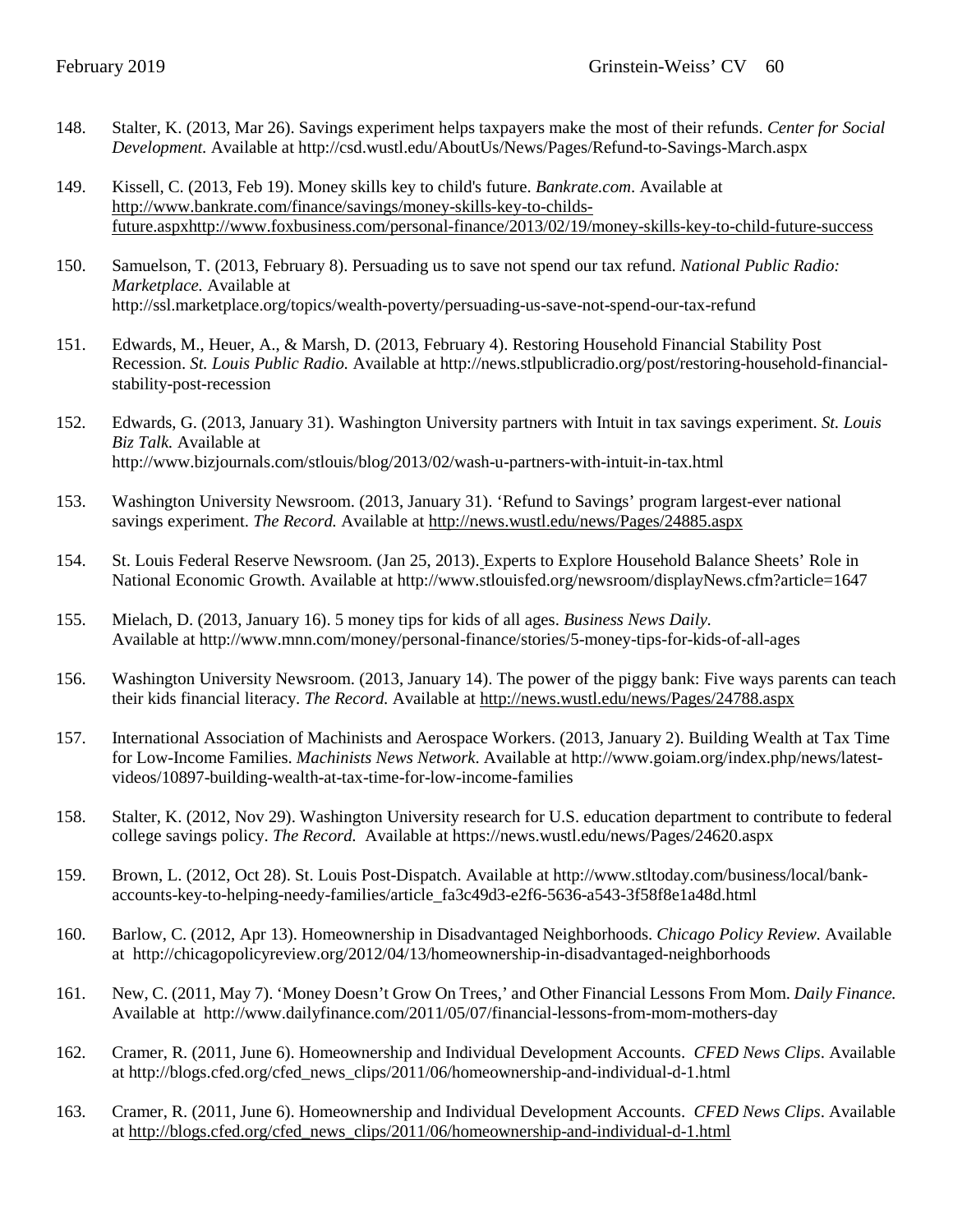148. Stalter, K. (2013, Mar 26). Savings experiment helps taxpayers make the most of their refunds. *Center for Social Development.* Available at http://csd.wustl.edu/AboutUs/News/Pages/Refund-to-Savings-March.aspx

149. Kissell, C. (2013, Feb 19). Money skills key to child's future. *Bankrate.com*. Available at http://www.bankrate.com/finance/savings/money-skills-key-to-childs-future.aspxhttp://www.foxbusiness.com/personal-finance/2013/02/19/money-skills-key-to-child-future-success

150. Samuelson, T. (2013, February 8). Persuading us to save not spend our tax refund. *National Public Radio: Marketplace.* Available at http://ssl.marketplace.org/topics/wealth-poverty/persuading-us-save-not-spend-our-tax-refund

151. Edwards, M., Heuer, A., & Marsh, D. (2013, February 4). Restoring Household Financial Stability Post Recession. *St. Louis Public Radio.* Available at http://news.stlpublicradio.org/post/restoring-household-financial-stability-post-recession

152. Edwards, G. (2013, January 31). Washington University partners with Intuit in tax savings experiment. *St. Louis Biz Talk.* Available at http://www.bizjournals.com/stlouis/blog/2013/02/wash-u-partners-with-intuit-in-tax.html

153. Washington University Newsroom. (2013, January 31). 'Refund to Savings' program largest-ever national savings experiment. *The Record.* Available at http://news.wustl.edu/news/Pages/24885.aspx

154. St. Louis Federal Reserve Newsroom. (Jan 25, 2013). Experts to Explore Household Balance Sheets' Role in National Economic Growth. Available at http://www.stlouisfed.org/newsroom/displayNews.cfm?article=1647

155. Mielach, D. (2013, January 16). 5 money tips for kids of all ages. *Business News Daily.* Available at http://www.mnn.com/money/personal-finance/stories/5-money-tips-for-kids-of-all-ages

156. Washington University Newsroom. (2013, January 14). The power of the piggy bank: Five ways parents can teach their kids financial literacy. *The Record.* Available at http://news.wustl.edu/news/Pages/24788.aspx

157. International Association of Machinists and Aerospace Workers. (2013, January 2). Building Wealth at Tax Time for Low-Income Families. *Machinists News Network*. Available at http://www.goiam.org/index.php/news/latest-videos/10897-building-wealth-at-tax-time-for-low-income-families

158. Stalter, K. (2012, Nov 29). Washington University research for U.S. education department to contribute to federal college savings policy. *The Record.* Available at https://news.wustl.edu/news/Pages/24620.aspx

159. Brown, L. (2012, Oct 28). St. Louis Post-Dispatch. Available at http://www.stltoday.com/business/local/bank-accounts-key-to-helping-needy-families/article_fa3c49d3-e2f6-5636-a543-3f58f8e1a48d.html

160. Barlow, C. (2012, Apr 13). Homeownership in Disadvantaged Neighborhoods. *Chicago Policy Review.* Available at http://chicagopolicyreview.org/2012/04/13/homeownership-in-disadvantaged-neighborhoods

161. New, C. (2011, May 7). 'Money Doesn't Grow On Trees,' and Other Financial Lessons From Mom. *Daily Finance.* Available at http://www.dailyfinance.com/2011/05/07/financial-lessons-from-mom-mothers-day

162. Cramer, R. (2011, June 6). Homeownership and Individual Development Accounts. *CFED News Clips*. Available at http://blogs.cfed.org/cfed_news_clips/2011/06/homeownership-and-individual-d-1.html

163. Cramer, R. (2011, June 6). Homeownership and Individual Development Accounts. *CFED News Clips*. Available at http://blogs.cfed.org/cfed_news_clips/2011/06/homeownership-and-individual-d-1.html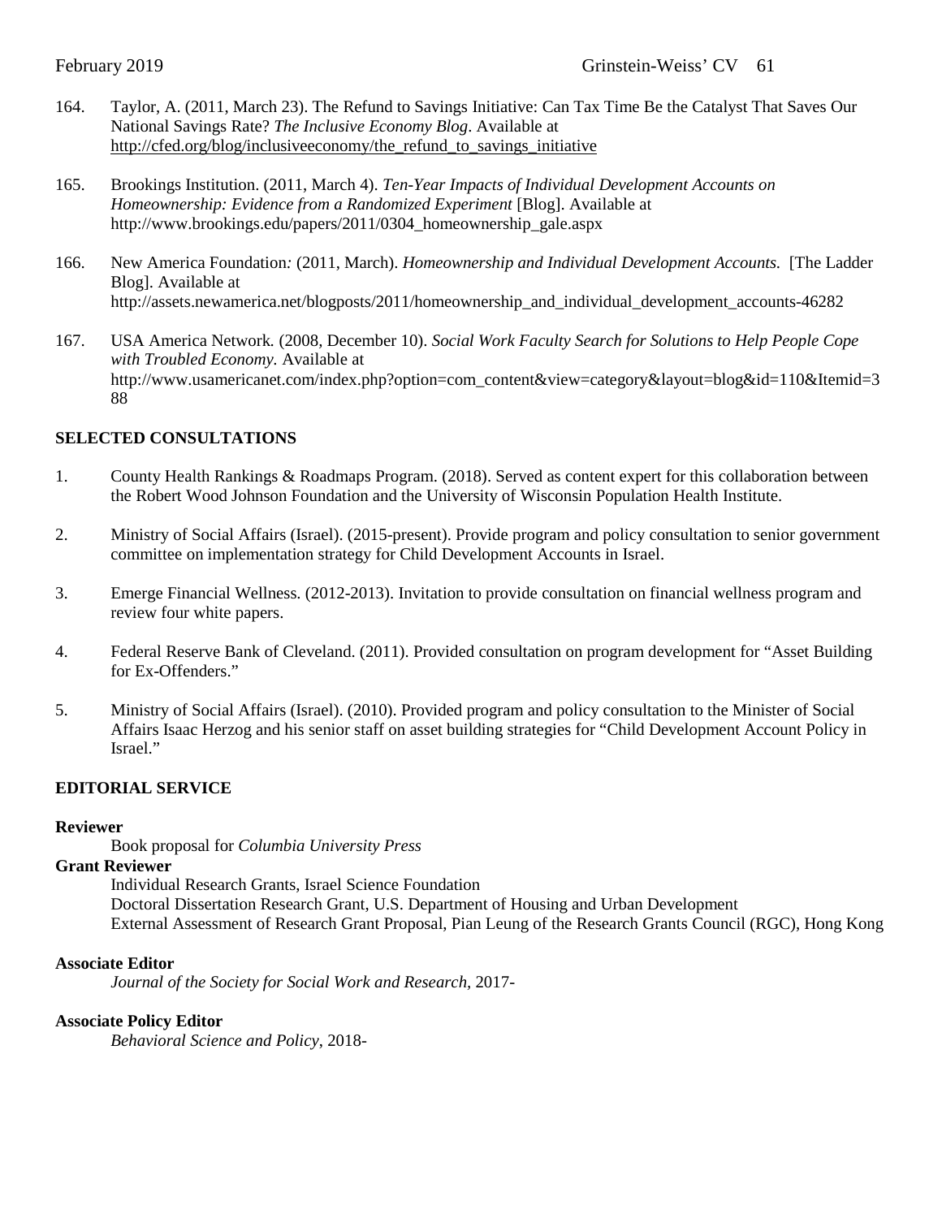164. Taylor, A. (2011, March 23). The Refund to Savings Initiative: Can Tax Time Be the Catalyst That Saves Our National Savings Rate? *The Inclusive Economy Blog*. Available at http://cfed.org/blog/inclusiveeconomy/the_refund_to_savings_initiative

165. Brookings Institution. (2011, March 4). *Ten-Year Impacts of Individual Development Accounts on Homeownership: Evidence from a Randomized Experiment* [Blog]. Available at http://www.brookings.edu/papers/2011/0304_homeownership_gale.aspx

166. New America Foundation*:* (2011, March). *Homeownership and Individual Development Accounts.* [The Ladder Blog]. Available at http://assets.newamerica.net/blogposts/2011/homeownership_and_individual_development_accounts-46282

167. USA America Network*.* (2008, December 10). *Social Work Faculty Search for Solutions to Help People Cope with Troubled Economy.* Available at http://www.usamericanet.com/index.php?option=com_content&view=category&layout=blog&id=110&Itemid=388

## SELECTED CONSULTATIONS

1. County Health Rankings & Roadmaps Program. (2018). Served as content expert for this collaboration between the Robert Wood Johnson Foundation and the University of Wisconsin Population Health Institute.

2. Ministry of Social Affairs (Israel). (2015-present). Provide program and policy consultation to senior government committee on implementation strategy for Child Development Accounts in Israel.

3. Emerge Financial Wellness. (2012-2013). Invitation to provide consultation on financial wellness program and review four white papers.

4. Federal Reserve Bank of Cleveland. (2011). Provided consultation on program development for "Asset Building for Ex-Offenders."

5. Ministry of Social Affairs (Israel). (2010). Provided program and policy consultation to the Minister of Social Affairs Isaac Herzog and his senior staff on asset building strategies for "Child Development Account Policy in Israel."

## EDITORIAL SERVICE

**Reviewer**

Book proposal for *Columbia University Press*

**Grant Reviewer**

Individual Research Grants, Israel Science Foundation
Doctoral Dissertation Research Grant, U.S. Department of Housing and Urban Development
External Assessment of Research Grant Proposal, Pian Leung of the Research Grants Council (RGC), Hong Kong

**Associate Editor**

*Journal of the Society for Social Work and Research*, 2017-

**Associate Policy Editor**

*Behavioral Science and Policy*, 2018-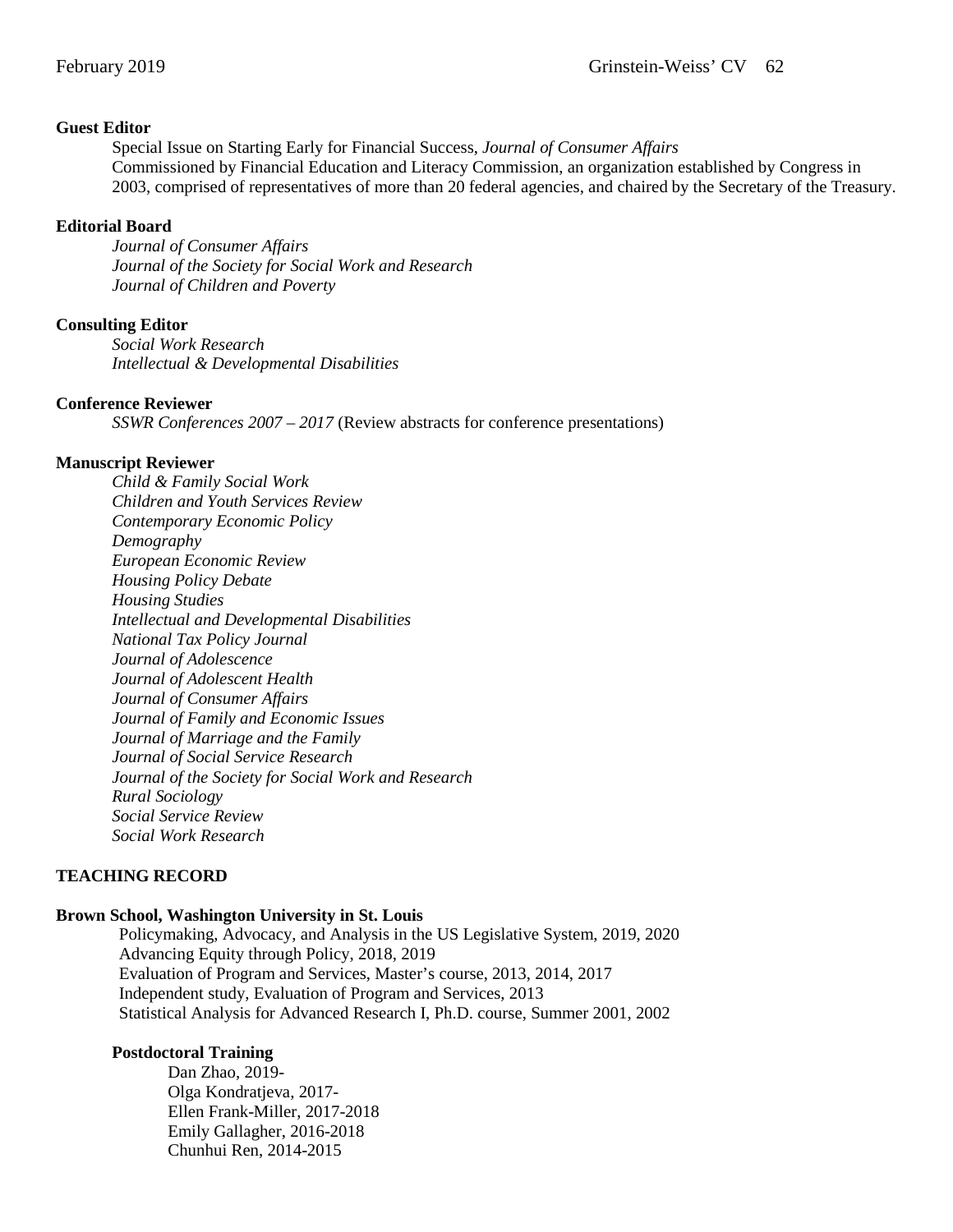**Guest Editor**

Special Issue on Starting Early for Financial Success, *Journal of Consumer Affairs*
Commissioned by Financial Education and Literacy Commission, an organization established by Congress in 2003, comprised of representatives of more than 20 federal agencies, and chaired by the Secretary of the Treasury.

**Editorial Board**

*Journal of Consumer Affairs*
*Journal of the Society for Social Work and Research*
*Journal of Children and Poverty*

**Consulting Editor**

*Social Work Research*
*Intellectual & Developmental Disabilities*

**Conference Reviewer**

*SSWR Conferences 2007 – 2017* (Review abstracts for conference presentations)

**Manuscript Reviewer**

*Child & Family Social Work*
*Children and Youth Services Review*
*Contemporary Economic Policy*
*Demography*
*European Economic Review*
*Housing Policy Debate*
*Housing Studies*
*Intellectual and Developmental Disabilities*
*National Tax Policy Journal*
*Journal of Adolescence*
*Journal of Adolescent Health*
*Journal of Consumer Affairs*
*Journal of Family and Economic Issues*
*Journal of Marriage and the Family*
*Journal of Social Service Research*
*Journal of the Society for Social Work and Research*
*Rural Sociology*
*Social Service Review*
*Social Work Research*

## TEACHING RECORD

**Brown School, Washington University in St. Louis**

Policymaking, Advocacy, and Analysis in the US Legislative System, 2019, 2020
Advancing Equity through Policy, 2018, 2019
Evaluation of Program and Services, Master's course, 2013, 2014, 2017
Independent study, Evaluation of Program and Services, 2013
Statistical Analysis for Advanced Research I, Ph.D. course, Summer 2001, 2002

**Postdoctoral Training**

Dan Zhao, 2019-
Olga Kondratjeva, 2017-
Ellen Frank-Miller, 2017-2018
Emily Gallagher, 2016-2018
Chunhui Ren, 2014-2015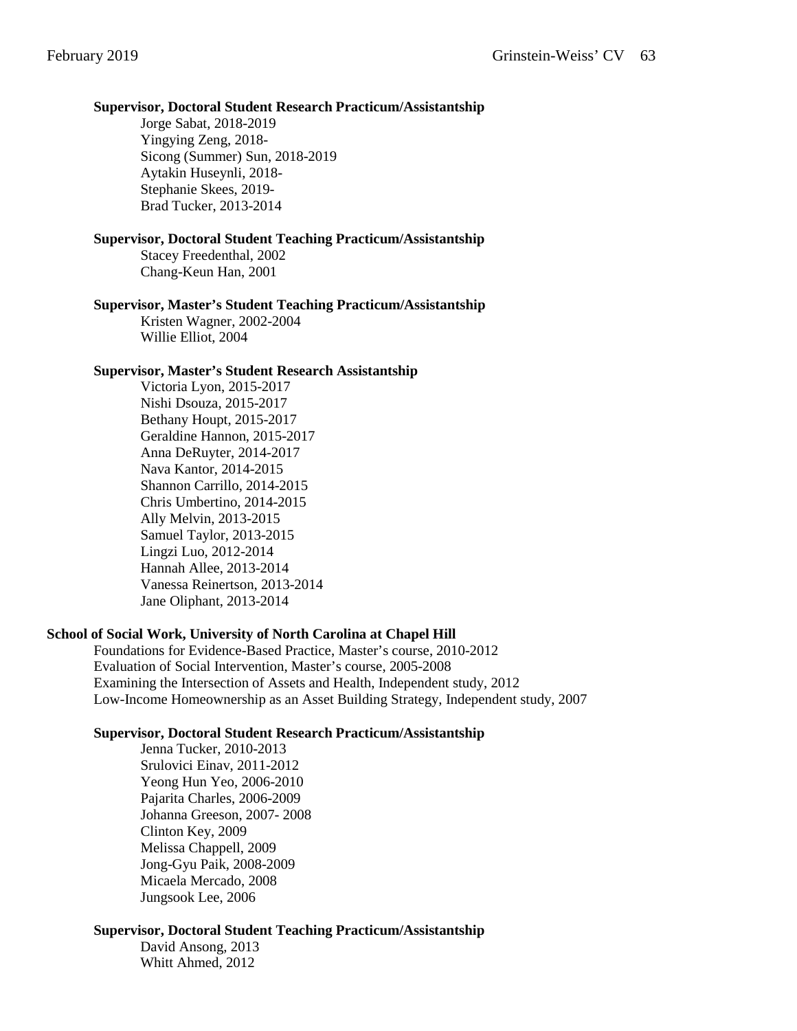**Supervisor, Doctoral Student Research Practicum/Assistantship**

Jorge Sabat, 2018-2019
Yingying Zeng, 2018-
Sicong (Summer) Sun, 2018-2019
Aytakin Huseynli, 2018-
Stephanie Skees, 2019-
Brad Tucker, 2013-2014

**Supervisor, Doctoral Student Teaching Practicum/Assistantship**

Stacey Freedenthal, 2002
Chang-Keun Han, 2001

**Supervisor, Master's Student Teaching Practicum/Assistantship**

Kristen Wagner, 2002-2004
Willie Elliot, 2004

**Supervisor, Master's Student Research Assistantship**

Victoria Lyon, 2015-2017
Nishi Dsouza, 2015-2017
Bethany Houpt, 2015-2017
Geraldine Hannon, 2015-2017
Anna DeRuyter, 2014-2017
Nava Kantor, 2014-2015
Shannon Carrillo, 2014-2015
Chris Umbertino, 2014-2015
Ally Melvin, 2013-2015
Samuel Taylor, 2013-2015
Lingzi Luo, 2012-2014
Hannah Allee, 2013-2014
Vanessa Reinertson, 2013-2014
Jane Oliphant, 2013-2014

**School of Social Work, University of North Carolina at Chapel Hill**

Foundations for Evidence-Based Practice, Master's course, 2010-2012
Evaluation of Social Intervention, Master's course, 2005-2008
Examining the Intersection of Assets and Health, Independent study, 2012
Low-Income Homeownership as an Asset Building Strategy, Independent study, 2007

**Supervisor, Doctoral Student Research Practicum/Assistantship**

Jenna Tucker, 2010-2013
Srulovici Einav, 2011-2012
Yeong Hun Yeo, 2006-2010
Pajarita Charles, 2006-2009
Johanna Greeson, 2007- 2008
Clinton Key, 2009
Melissa Chappell, 2009
Jong-Gyu Paik, 2008-2009
Micaela Mercado, 2008
Jungsook Lee, 2006

**Supervisor, Doctoral Student Teaching Practicum/Assistantship**

David Ansong, 2013
Whitt Ahmed, 2012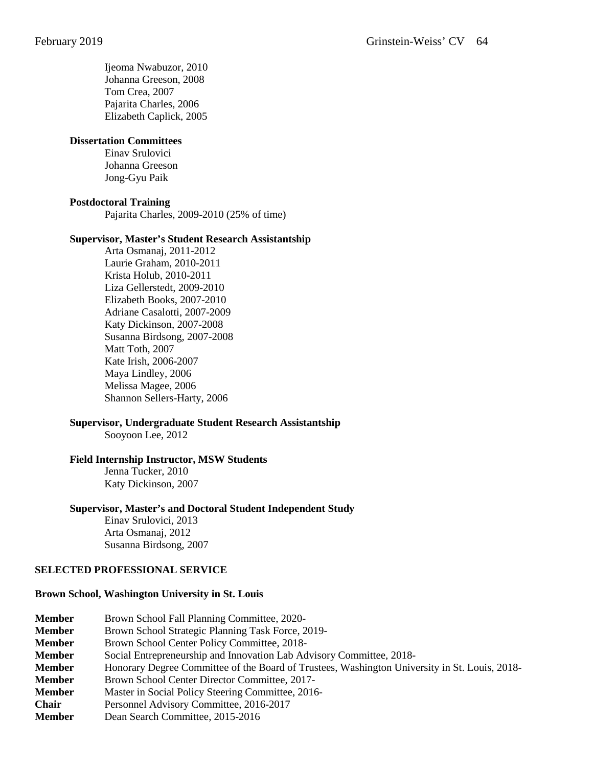Ijeoma Nwabuzor, 2010
Johanna Greeson, 2008
Tom Crea, 2007
Pajarita Charles, 2006
Elizabeth Caplick, 2005

**Dissertation Committees**

Einav Srulovici
Johanna Greeson
Jong-Gyu Paik

**Postdoctoral Training**

Pajarita Charles, 2009-2010 (25% of time)

**Supervisor, Master's Student Research Assistantship**

Arta Osmanaj, 2011-2012
Laurie Graham, 2010-2011
Krista Holub, 2010-2011
Liza Gellerstedt, 2009-2010
Elizabeth Books, 2007-2010
Adriane Casalotti, 2007-2009
Katy Dickinson, 2007-2008
Susanna Birdsong, 2007-2008
Matt Toth, 2007
Kate Irish, 2006-2007
Maya Lindley, 2006
Melissa Magee, 2006
Shannon Sellers-Harty, 2006

**Supervisor, Undergraduate Student Research Assistantship**

Sooyoon Lee, 2012

**Field Internship Instructor, MSW Students**

Jenna Tucker, 2010
Katy Dickinson, 2007

**Supervisor, Master's and Doctoral Student Independent Study**

Einav Srulovici, 2013
Arta Osmanaj, 2012
Susanna Birdsong, 2007

## SELECTED PROFESSIONAL SERVICE

### Brown School, Washington University in St. Louis

**Member** Brown School Fall Planning Committee, 2020-
**Member** Brown School Strategic Planning Task Force, 2019-
**Member** Brown School Center Policy Committee, 2018-
**Member** Social Entrepreneurship and Innovation Lab Advisory Committee, 2018-
**Member** Honorary Degree Committee of the Board of Trustees, Washington University in St. Louis, 2018-
**Member** Brown School Center Director Committee, 2017-
**Member** Master in Social Policy Steering Committee, 2016-
**Chair** Personnel Advisory Committee, 2016-2017
**Member** Dean Search Committee, 2015-2016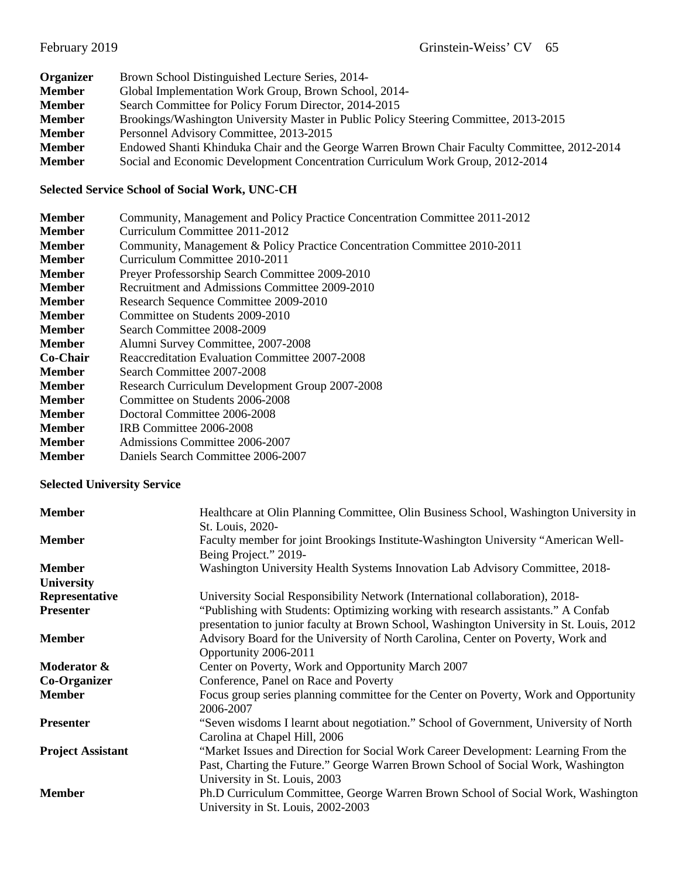**Organizer** Brown School Distinguished Lecture Series, 2014-
**Member** Global Implementation Work Group, Brown School, 2014-
**Member** Search Committee for Policy Forum Director, 2014-2015
**Member** Brookings/Washington University Master in Public Policy Steering Committee, 2013-2015
**Member** Personnel Advisory Committee, 2013-2015
**Member** Endowed Shanti Khinduka Chair and the George Warren Brown Chair Faculty Committee, 2012-2014
**Member** Social and Economic Development Concentration Curriculum Work Group, 2012-2014

**Selected Service School of Social Work, UNC-CH**

**Member** Community, Management and Policy Practice Concentration Committee 2011-2012
**Member** Curriculum Committee 2011-2012
**Member** Community, Management & Policy Practice Concentration Committee 2010-2011
**Member** Curriculum Committee 2010-2011
**Member** Preyer Professorship Search Committee 2009-2010
**Member** Recruitment and Admissions Committee 2009-2010
**Member** Research Sequence Committee 2009-2010
**Member** Committee on Students 2009-2010
**Member** Search Committee 2008-2009
**Member** Alumni Survey Committee, 2007-2008
**Co-Chair** Reaccreditation Evaluation Committee 2007-2008
**Member** Search Committee 2007-2008
**Member** Research Curriculum Development Group 2007-2008
**Member** Committee on Students 2006-2008
**Member** Doctoral Committee 2006-2008
**Member** IRB Committee 2006-2008
**Member** Admissions Committee 2006-2007
**Member** Daniels Search Committee 2006-2007

**Selected University Service**

**Member** Healthcare at Olin Planning Committee, Olin Business School, Washington University in St. Louis, 2020-
**Member** Faculty member for joint Brookings Institute-Washington University "American Well-Being Project." 2019-
**Member** Washington University Health Systems Innovation Lab Advisory Committee, 2018-
**University Representative** University Social Responsibility Network (International collaboration), 2018-
**Presenter** "Publishing with Students: Optimizing working with research assistants." A Confab presentation to junior faculty at Brown School, Washington University in St. Louis, 2012
**Member** Advisory Board for the University of North Carolina, Center on Poverty, Work and Opportunity 2006-2011
**Moderator & Co-Organizer** Center on Poverty, Work and Opportunity March 2007 Conference, Panel on Race and Poverty
**Member** Focus group series planning committee for the Center on Poverty, Work and Opportunity 2006-2007
**Presenter** "Seven wisdoms I learnt about negotiation." School of Government, University of North Carolina at Chapel Hill, 2006
**Project Assistant** "Market Issues and Direction for Social Work Career Development: Learning From the Past, Charting the Future." George Warren Brown School of Social Work, Washington University in St. Louis, 2003
**Member** Ph.D Curriculum Committee, George Warren Brown School of Social Work, Washington University in St. Louis, 2002-2003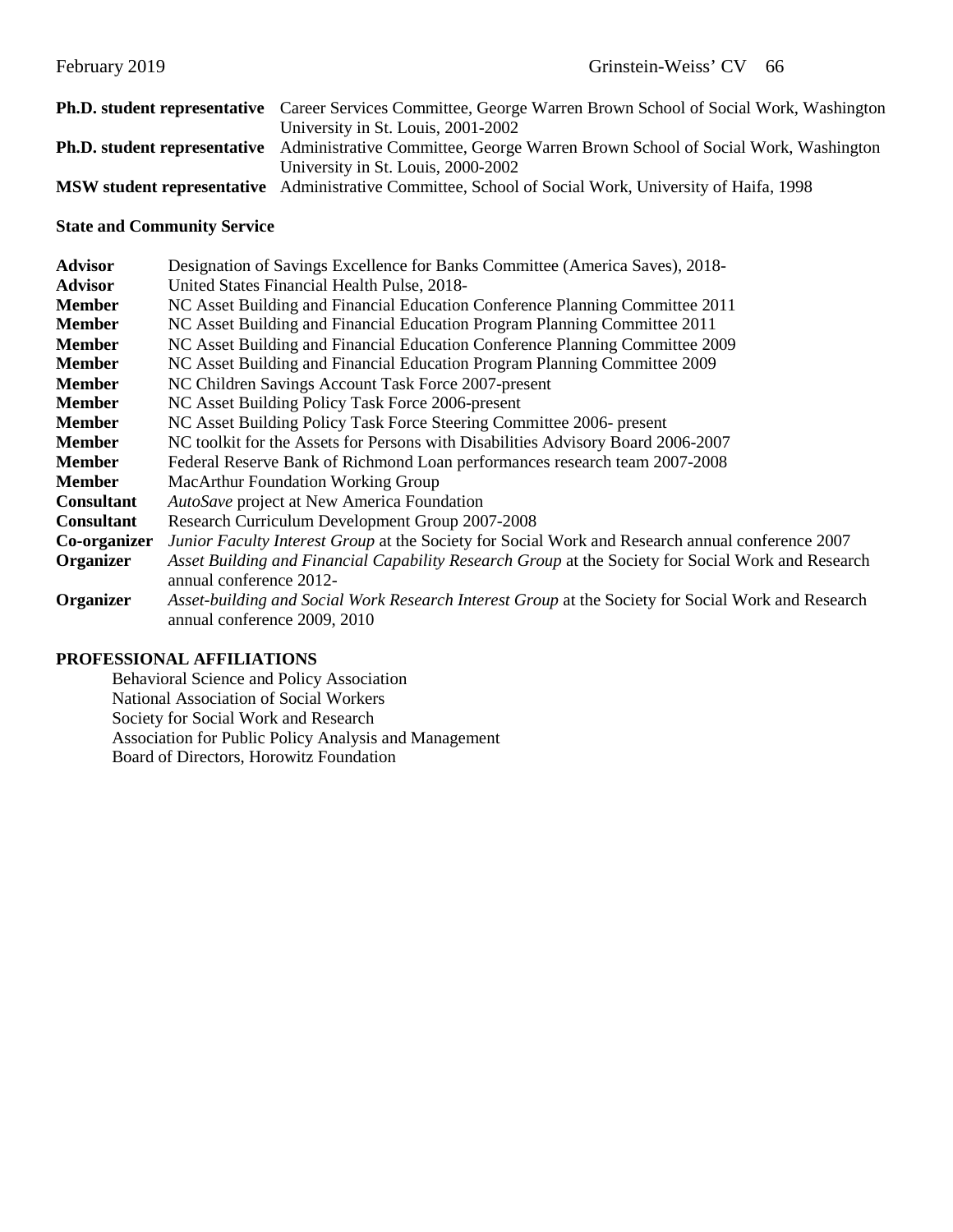**Ph.D. student representative** Career Services Committee, George Warren Brown School of Social Work, Washington University in St. Louis, 2001-2002

**Ph.D. student representative** Administrative Committee, George Warren Brown School of Social Work, Washington University in St. Louis, 2000-2002

**MSW student representative** Administrative Committee, School of Social Work, University of Haifa, 1998

**State and Community Service**

**Advisor** Designation of Savings Excellence for Banks Committee (America Saves), 2018-

**Advisor** United States Financial Health Pulse, 2018-

**Member** NC Asset Building and Financial Education Conference Planning Committee 2011

**Member** NC Asset Building and Financial Education Program Planning Committee 2011

**Member** NC Asset Building and Financial Education Conference Planning Committee 2009

**Member** NC Asset Building and Financial Education Program Planning Committee 2009

**Member** NC Children Savings Account Task Force 2007-present

**Member** NC Asset Building Policy Task Force 2006-present

**Member** NC Asset Building Policy Task Force Steering Committee 2006- present

**Member** NC toolkit for the Assets for Persons with Disabilities Advisory Board 2006-2007

**Member** Federal Reserve Bank of Richmond Loan performances research team 2007-2008

**Member** MacArthur Foundation Working Group

**Consultant** *AutoSave* project at New America Foundation

**Consultant** Research Curriculum Development Group 2007-2008

**Co-organizer** *Junior Faculty Interest Group* at the Society for Social Work and Research annual conference 2007

**Organizer** *Asset Building and Financial Capability Research Group* at the Society for Social Work and Research annual conference 2012-

**Organizer** *Asset-building and Social Work Research Interest Group* at the Society for Social Work and Research annual conference 2009, 2010

**PROFESSIONAL AFFILIATIONS**

Behavioral Science and Policy Association
National Association of Social Workers
Society for Social Work and Research
Association for Public Policy Analysis and Management
Board of Directors, Horowitz Foundation